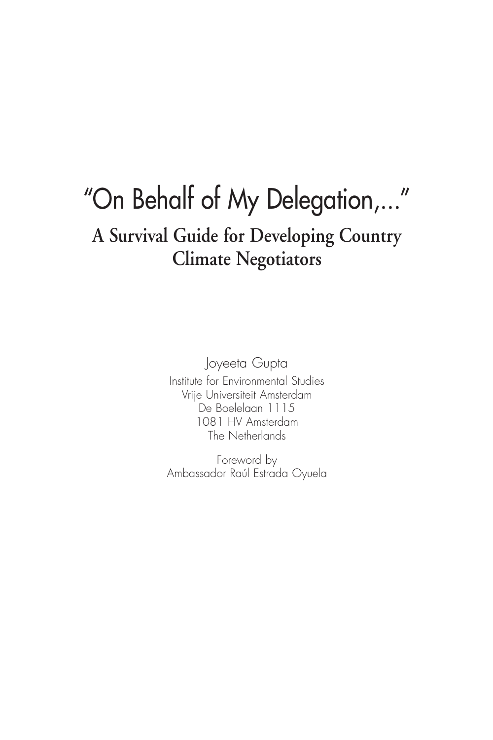# "On Behalf of My Delegation,..."

## A Survival Guide for Developing Country Climate Negotiators

Joyeeta Gupta

Institute for Environmental Studies
Vrije Universiteit Amsterdam
De Boelelaan 1115
1081 HV Amsterdam
The Netherlands

Foreword by
Ambassador Raúl Estrada Oyuela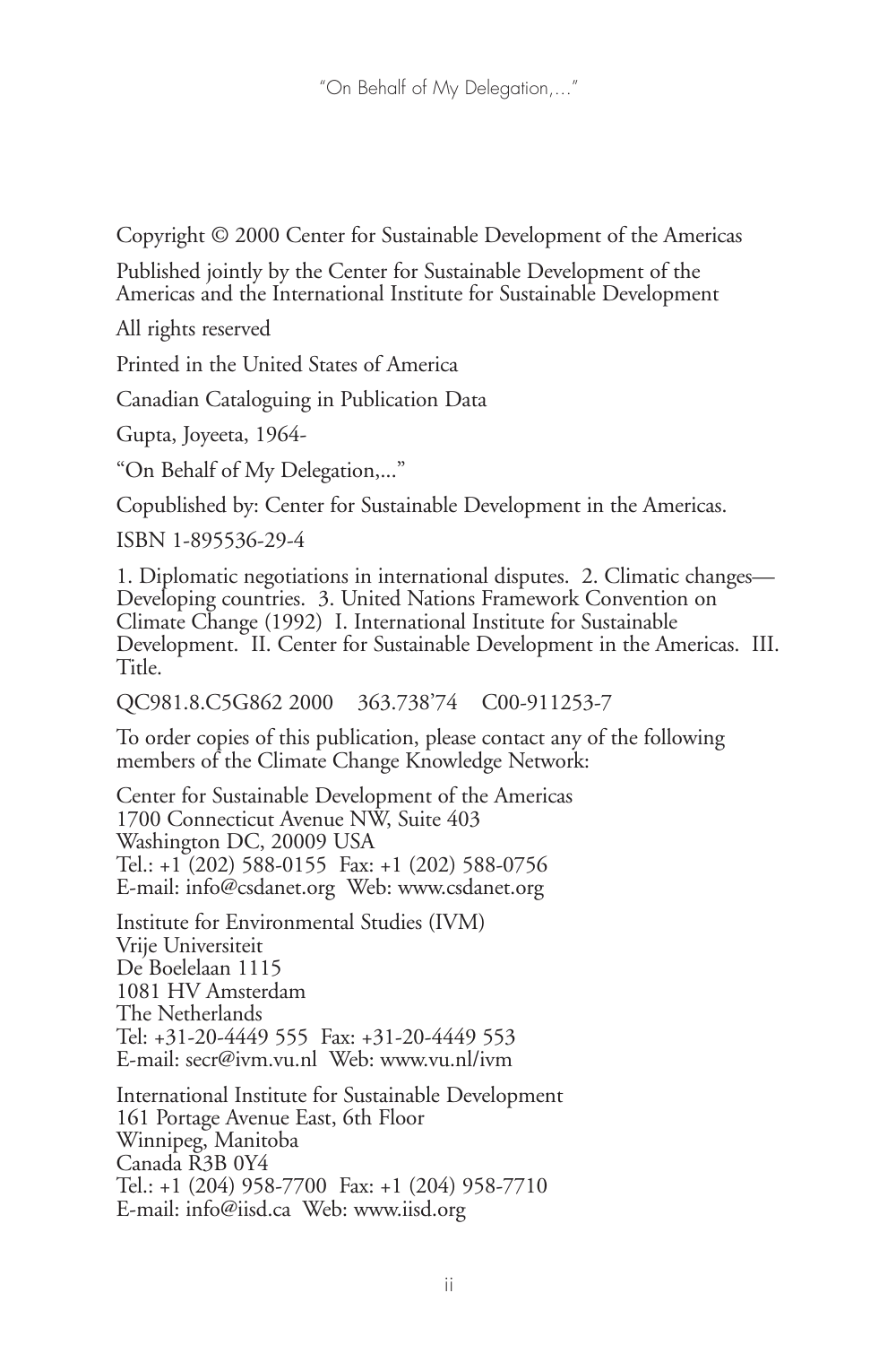Copyright © 2000 Center for Sustainable Development of the Americas

Published jointly by the Center for Sustainable Development of the Americas and the International Institute for Sustainable Development

All rights reserved

Printed in the United States of America

Canadian Cataloguing in Publication Data

Gupta, Joyeeta, 1964-

"On Behalf of My Delegation,..."

Copublished by: Center for Sustainable Development in the Americas.

ISBN 1-895536-29-4

1. Diplomatic negotiations in international disputes. 2. Climatic changes—Developing countries. 3. United Nations Framework Convention on Climate Change (1992) I. International Institute for Sustainable Development. II. Center for Sustainable Development in the Americas. III. Title.

QC981.8.C5G862 2000 363.738'74 C00-911253-7

To order copies of this publication, please contact any of the following members of the Climate Change Knowledge Network:

Center for Sustainable Development of the Americas
1700 Connecticut Avenue NW, Suite 403
Washington DC, 20009 USA
Tel.: +1 (202) 588-0155 Fax: +1 (202) 588-0756
E-mail: info@csdanet.org Web: www.csdanet.org

Institute for Environmental Studies (IVM)
Vrije Universiteit
De Boelelaan 1115
1081 HV Amsterdam
The Netherlands
Tel: +31-20-4449 555 Fax: +31-20-4449 553
E-mail: secr@ivm.vu.nl Web: www.vu.nl/ivm

International Institute for Sustainable Development
161 Portage Avenue East, 6th Floor
Winnipeg, Manitoba
Canada R3B 0Y4
Tel.: +1 (204) 958-7700 Fax: +1 (204) 958-7710
E-mail: info@iisd.ca Web: www.iisd.org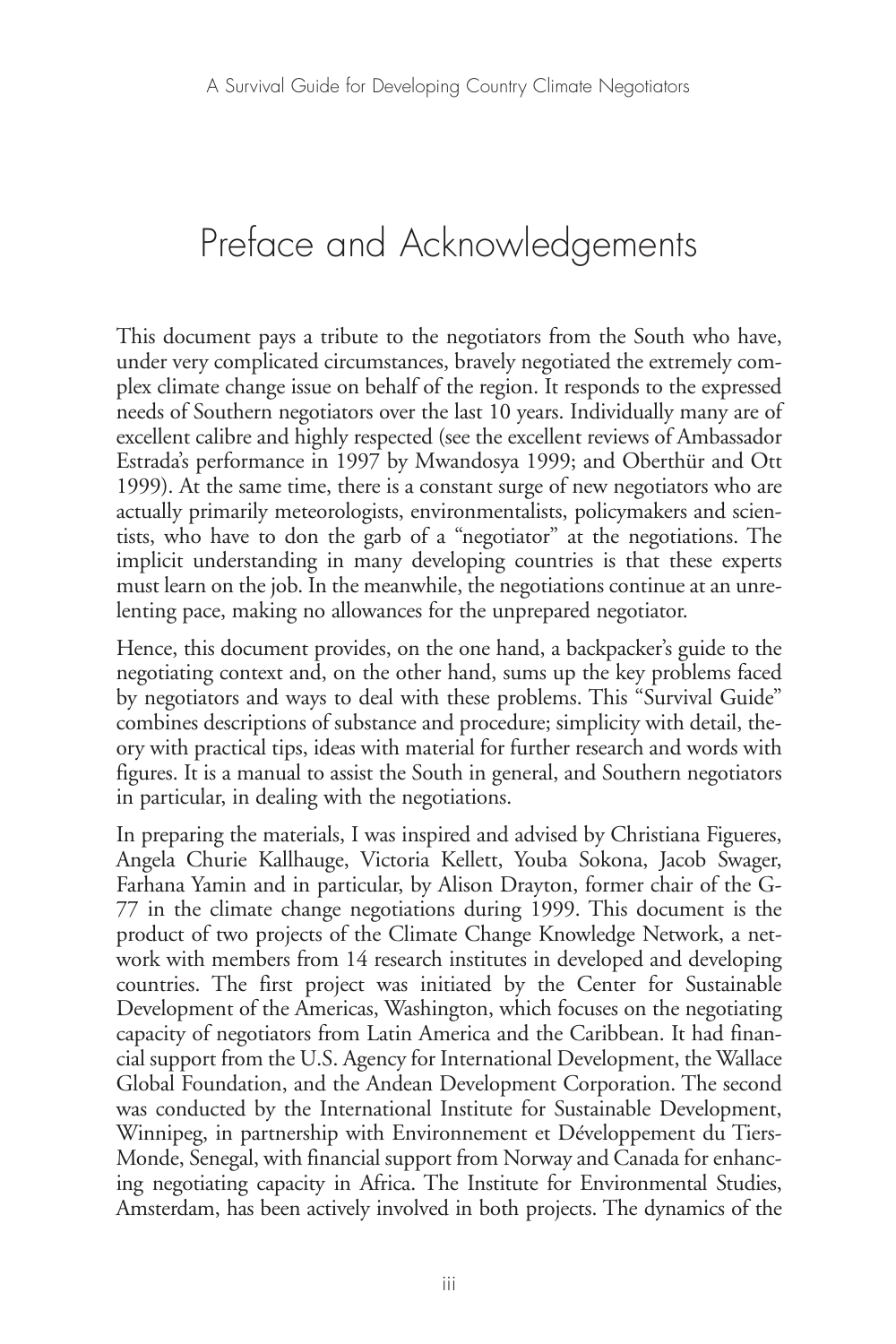# Preface and Acknowledgements

This document pays a tribute to the negotiators from the South who have, under very complicated circumstances, bravely negotiated the extremely complex climate change issue on behalf of the region. It responds to the expressed needs of Southern negotiators over the last 10 years. Individually many are of excellent calibre and highly respected (see the excellent reviews of Ambassador Estrada's performance in 1997 by Mwandosya 1999; and Oberthür and Ott 1999). At the same time, there is a constant surge of new negotiators who are actually primarily meteorologists, environmentalists, policymakers and scientists, who have to don the garb of a "negotiator" at the negotiations. The implicit understanding in many developing countries is that these experts must learn on the job. In the meanwhile, the negotiations continue at an unrelenting pace, making no allowances for the unprepared negotiator.

Hence, this document provides, on the one hand, a backpacker's guide to the negotiating context and, on the other hand, sums up the key problems faced by negotiators and ways to deal with these problems. This "Survival Guide" combines descriptions of substance and procedure; simplicity with detail, theory with practical tips, ideas with material for further research and words with figures. It is a manual to assist the South in general, and Southern negotiators in particular, in dealing with the negotiations.

In preparing the materials, I was inspired and advised by Christiana Figueres, Angela Churie Kallhauge, Victoria Kellett, Youba Sokona, Jacob Swager, Farhana Yamin and in particular, by Alison Drayton, former chair of the G-77 in the climate change negotiations during 1999. This document is the product of two projects of the Climate Change Knowledge Network, a network with members from 14 research institutes in developed and developing countries. The first project was initiated by the Center for Sustainable Development of the Americas, Washington, which focuses on the negotiating capacity of negotiators from Latin America and the Caribbean. It had financial support from the U.S. Agency for International Development, the Wallace Global Foundation, and the Andean Development Corporation. The second was conducted by the International Institute for Sustainable Development, Winnipeg, in partnership with Environnement et Développement du Tiers-Monde, Senegal, with financial support from Norway and Canada for enhancing negotiating capacity in Africa. The Institute for Environmental Studies, Amsterdam, has been actively involved in both projects. The dynamics of the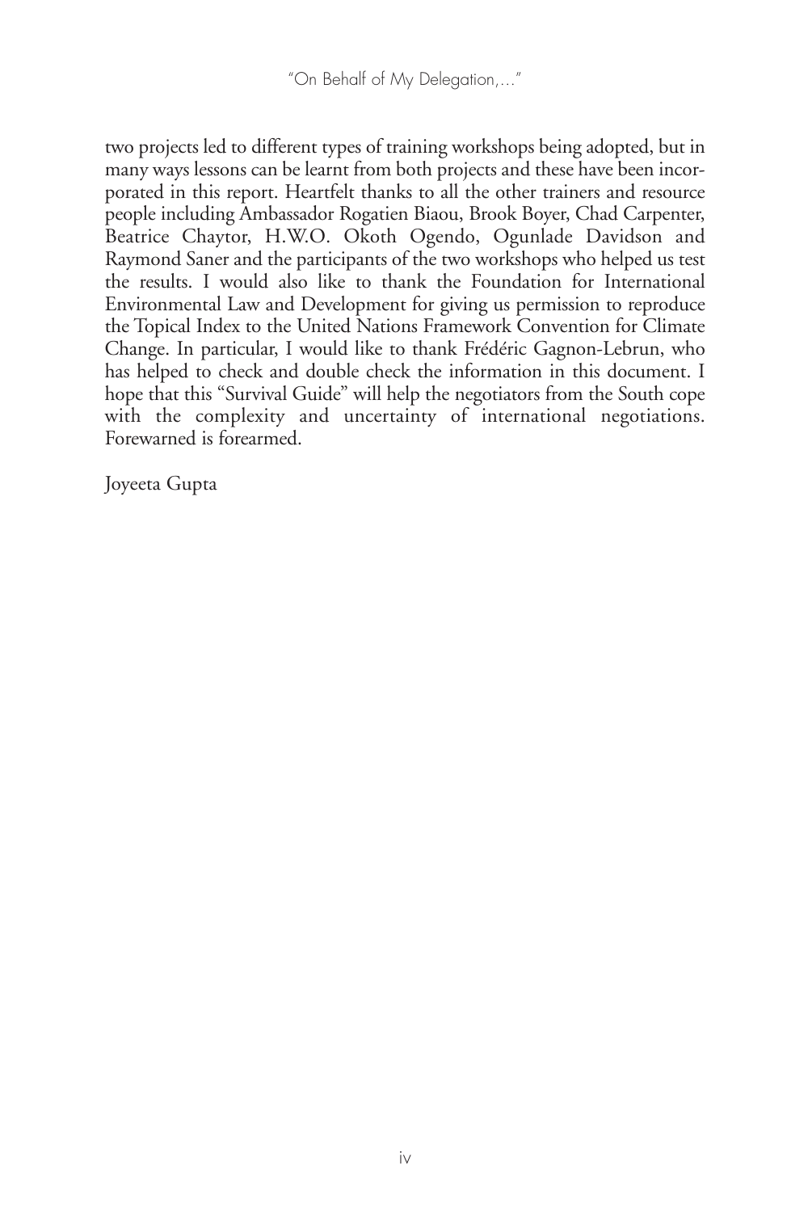two projects led to different types of training workshops being adopted, but in many ways lessons can be learnt from both projects and these have been incorporated in this report. Heartfelt thanks to all the other trainers and resource people including Ambassador Rogatien Biaou, Brook Boyer, Chad Carpenter, Beatrice Chaytor, H.W.O. Okoth Ogendo, Ogunlade Davidson and Raymond Saner and the participants of the two workshops who helped us test the results. I would also like to thank the Foundation for International Environmental Law and Development for giving us permission to reproduce the Topical Index to the United Nations Framework Convention for Climate Change. In particular, I would like to thank Frédéric Gagnon-Lebrun, who has helped to check and double check the information in this document. I hope that this "Survival Guide" will help the negotiators from the South cope with the complexity and uncertainty of international negotiations. Forewarned is forearmed.

Joyeeta Gupta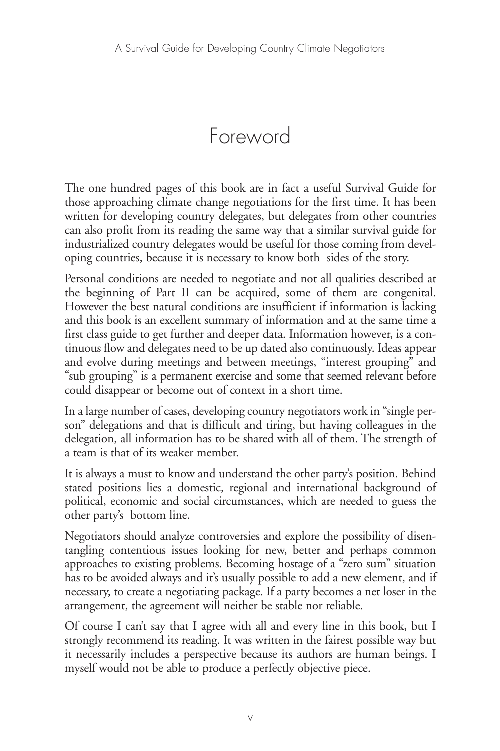# Foreword

The one hundred pages of this book are in fact a useful Survival Guide for those approaching climate change negotiations for the first time. It has been written for developing country delegates, but delegates from other countries can also profit from its reading the same way that a similar survival guide for industrialized country delegates would be useful for those coming from developing countries, because it is necessary to know both sides of the story.

Personal conditions are needed to negotiate and not all qualities described at the beginning of Part II can be acquired, some of them are congenital. However the best natural conditions are insufficient if information is lacking and this book is an excellent summary of information and at the same time a first class guide to get further and deeper data. Information however, is a continuous flow and delegates need to be up dated also continuously. Ideas appear and evolve during meetings and between meetings, "interest grouping" and "sub grouping" is a permanent exercise and some that seemed relevant before could disappear or become out of context in a short time.

In a large number of cases, developing country negotiators work in "single person" delegations and that is difficult and tiring, but having colleagues in the delegation, all information has to be shared with all of them. The strength of a team is that of its weaker member.

It is always a must to know and understand the other party's position. Behind stated positions lies a domestic, regional and international background of political, economic and social circumstances, which are needed to guess the other party's bottom line.

Negotiators should analyze controversies and explore the possibility of disentangling contentious issues looking for new, better and perhaps common approaches to existing problems. Becoming hostage of a "zero sum" situation has to be avoided always and it's usually possible to add a new element, and if necessary, to create a negotiating package. If a party becomes a net loser in the arrangement, the agreement will neither be stable nor reliable.

Of course I can't say that I agree with all and every line in this book, but I strongly recommend its reading. It was written in the fairest possible way but it necessarily includes a perspective because its authors are human beings. I myself would not be able to produce a perfectly objective piece.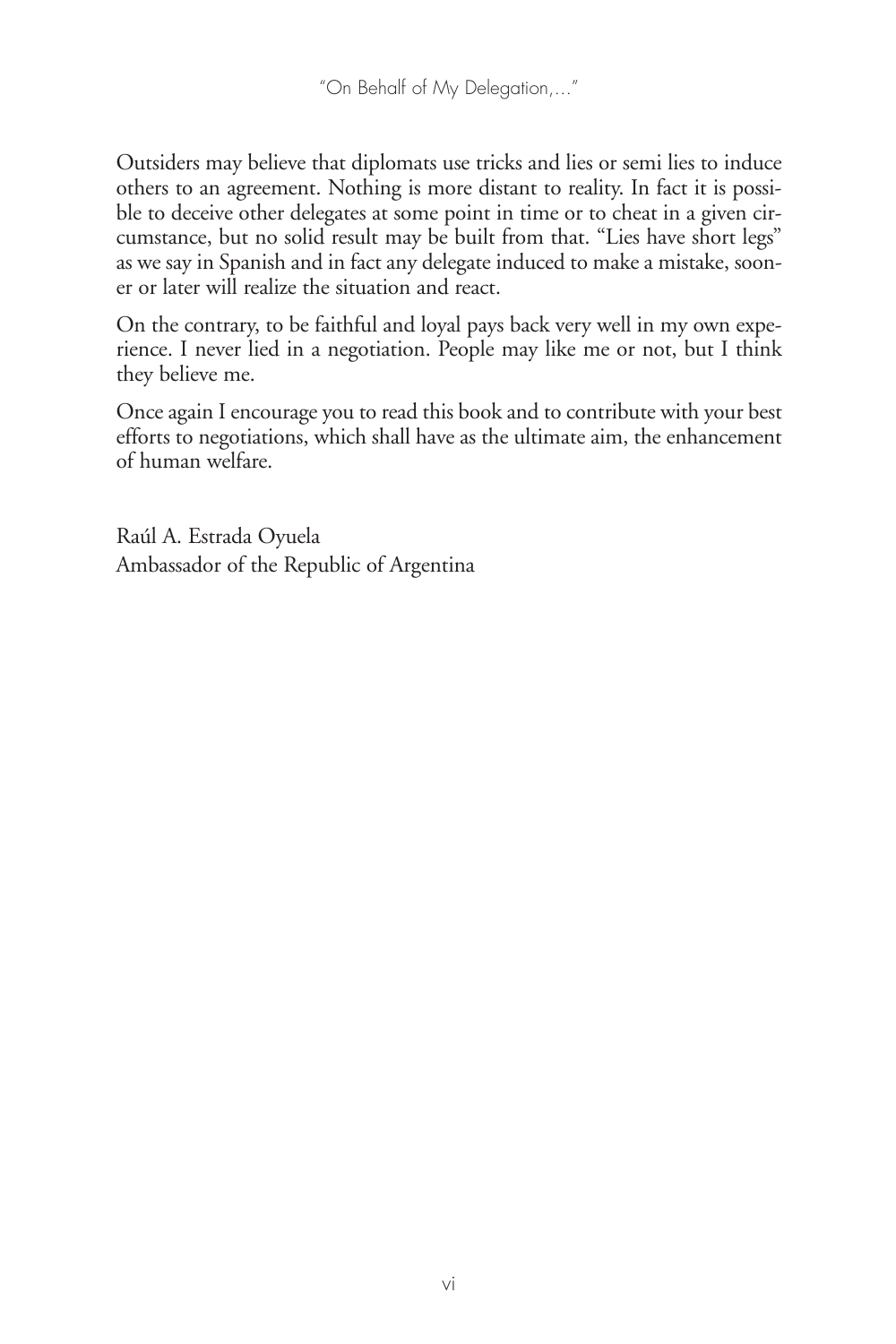Outsiders may believe that diplomats use tricks and lies or semi lies to induce others to an agreement. Nothing is more distant to reality. In fact it is possible to deceive other delegates at some point in time or to cheat in a given circumstance, but no solid result may be built from that. "Lies have short legs" as we say in Spanish and in fact any delegate induced to make a mistake, sooner or later will realize the situation and react.

On the contrary, to be faithful and loyal pays back very well in my own experience. I never lied in a negotiation. People may like me or not, but I think they believe me.

Once again I encourage you to read this book and to contribute with your best efforts to negotiations, which shall have as the ultimate aim, the enhancement of human welfare.

Raúl A. Estrada Oyuela
Ambassador of the Republic of Argentina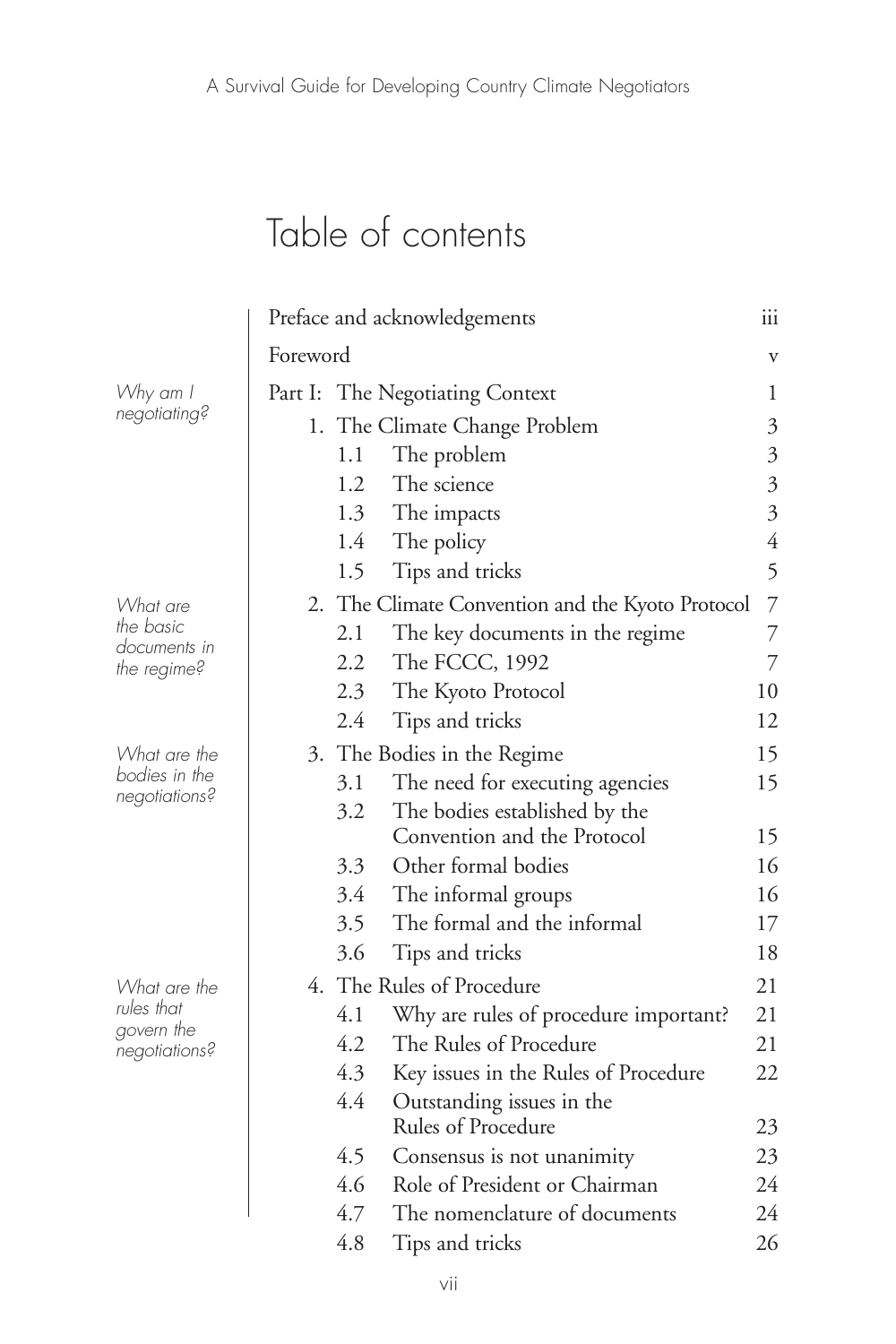# Table of contents

| | | |
|---|---|---|
| | Preface and acknowledgements | iii |
| | Foreword | v |
| *Why am I negotiating?* | Part I: The Negotiating Context | 1 |
| | 1. The Climate Change Problem | 3 |
| | 1.1 The problem | 3 |
| | 1.2 The science | 3 |
| | 1.3 The impacts | 3 |
| | 1.4 The policy | 4 |
| | 1.5 Tips and tricks | 5 |
| *What are the basic documents in the regime?* | 2. The Climate Convention and the Kyoto Protocol | 7 |
| | 2.1 The key documents in the regime | 7 |
| | 2.2 The FCCC, 1992 | 7 |
| | 2.3 The Kyoto Protocol | 10 |
| | 2.4 Tips and tricks | 12 |
| *What are the bodies in the negotiations?* | 3. The Bodies in the Regime | 15 |
| | 3.1 The need for executing agencies | 15 |
| | 3.2 The bodies established by the Convention and the Protocol | 15 |
| | 3.3 Other formal bodies | 16 |
| | 3.4 The informal groups | 16 |
| | 3.5 The formal and the informal | 17 |
| | 3.6 Tips and tricks | 18 |
| *What are the rules that govern the negotiations?* | 4. The Rules of Procedure | 21 |
| | 4.1 Why are rules of procedure important? | 21 |
| | 4.2 The Rules of Procedure | 21 |
| | 4.3 Key issues in the Rules of Procedure | 22 |
| | 4.4 Outstanding issues in the Rules of Procedure | 23 |
| | 4.5 Consensus is not unanimity | 23 |
| | 4.6 Role of President or Chairman | 24 |
| | 4.7 The nomenclature of documents | 24 |
| | 4.8 Tips and tricks | 26 |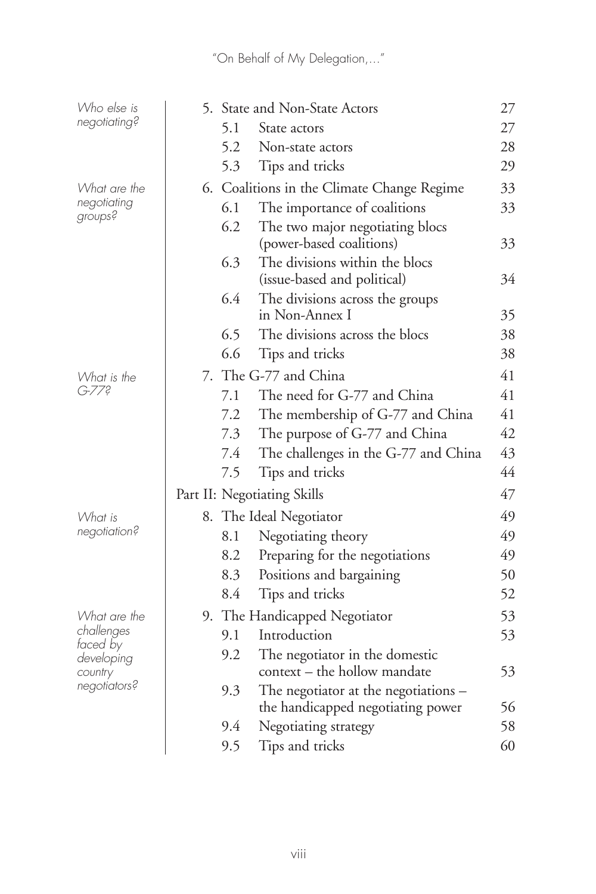| | | | |
|---|---|---|---|
| *Who else is negotiating?* | 5. State and Non-State Actors | | 27 |
| | 5.1 | State actors | 27 |
| | 5.2 | Non-state actors | 28 |
| | 5.3 | Tips and tricks | 29 |
| *What are the negotiating groups?* | 6. Coalitions in the Climate Change Regime | | 33 |
| | 6.1 | The importance of coalitions | 33 |
| | 6.2 | The two major negotiating blocs (power-based coalitions) | 33 |
| | 6.3 | The divisions within the blocs (issue-based and political) | 34 |
| | 6.4 | The divisions across the groups in Non-Annex I | 35 |
| | 6.5 | The divisions across the blocs | 38 |
| | 6.6 | Tips and tricks | 38 |
| *What is the G-77?* | 7. The G-77 and China | | 41 |
| | 7.1 | The need for G-77 and China | 41 |
| | 7.2 | The membership of G-77 and China | 41 |
| | 7.3 | The purpose of G-77 and China | 42 |
| | 7.4 | The challenges in the G-77 and China | 43 |
| | 7.5 | Tips and tricks | 44 |
| | Part II: Negotiating Skills | | 47 |
| *What is negotiation?* | 8. The Ideal Negotiator | | 49 |
| | 8.1 | Negotiating theory | 49 |
| | 8.2 | Preparing for the negotiations | 49 |
| | 8.3 | Positions and bargaining | 50 |
| | 8.4 | Tips and tricks | 52 |
| *What are the challenges faced by developing country negotiators?* | 9. The Handicapped Negotiator | | 53 |
| | 9.1 | Introduction | 53 |
| | 9.2 | The negotiator in the domestic context – the hollow mandate | 53 |
| | 9.3 | The negotiator at the negotiations – the handicapped negotiating power | 56 |
| | 9.4 | Negotiating strategy | 58 |
| | 9.5 | Tips and tricks | 60 |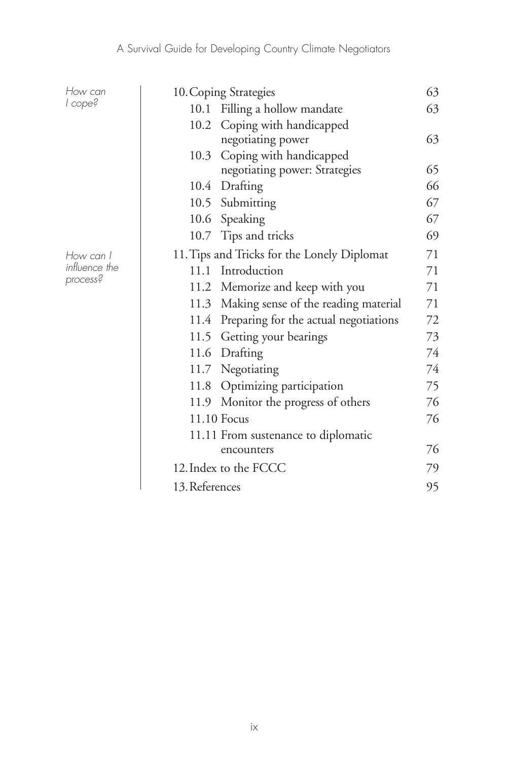*How can I cope?*

10. Coping Strategies 63
    - 10.1 Filling a hollow mandate 63
    - 10.2 Coping with handicapped negotiating power 63
    - 10.3 Coping with handicapped negotiating power: Strategies 65
    - 10.4 Drafting 66
    - 10.5 Submitting 67
    - 10.6 Speaking 67
    - 10.7 Tips and tricks 69

*How can I influence the process?*

11. Tips and Tricks for the Lonely Diplomat 71
    - 11.1 Introduction 71
    - 11.2 Memorize and keep with you 71
    - 11.3 Making sense of the reading material 71
    - 11.4 Preparing for the actual negotiations 72
    - 11.5 Getting your bearings 73
    - 11.6 Drafting 74
    - 11.7 Negotiating 74
    - 11.8 Optimizing participation 75
    - 11.9 Monitor the progress of others 76
    - 11.10 Focus 76
    - 11.11 From sustenance to diplomatic encounters 76
12. Index to the FCCC 79
13. References 95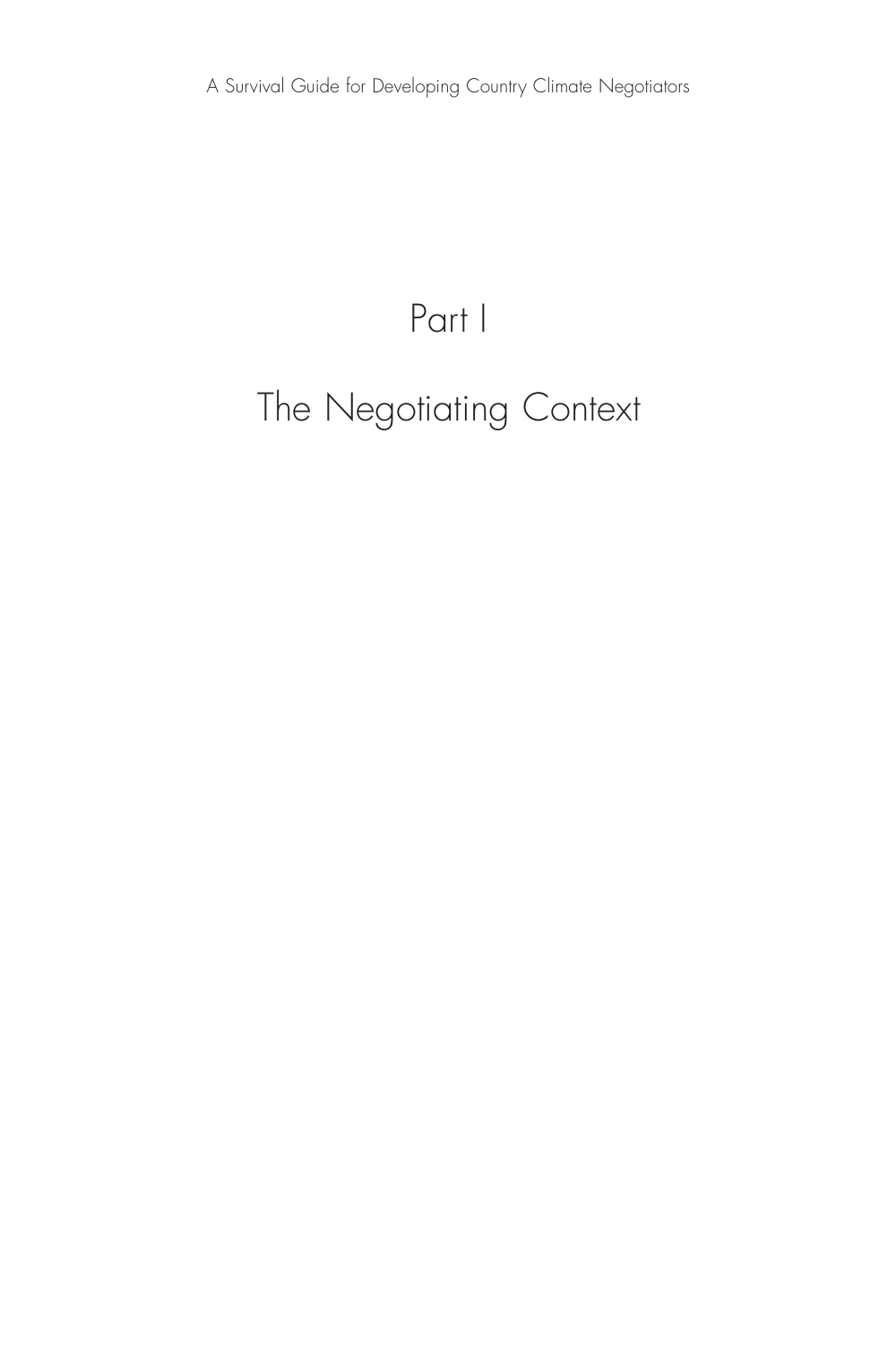# Part I

# The Negotiating Context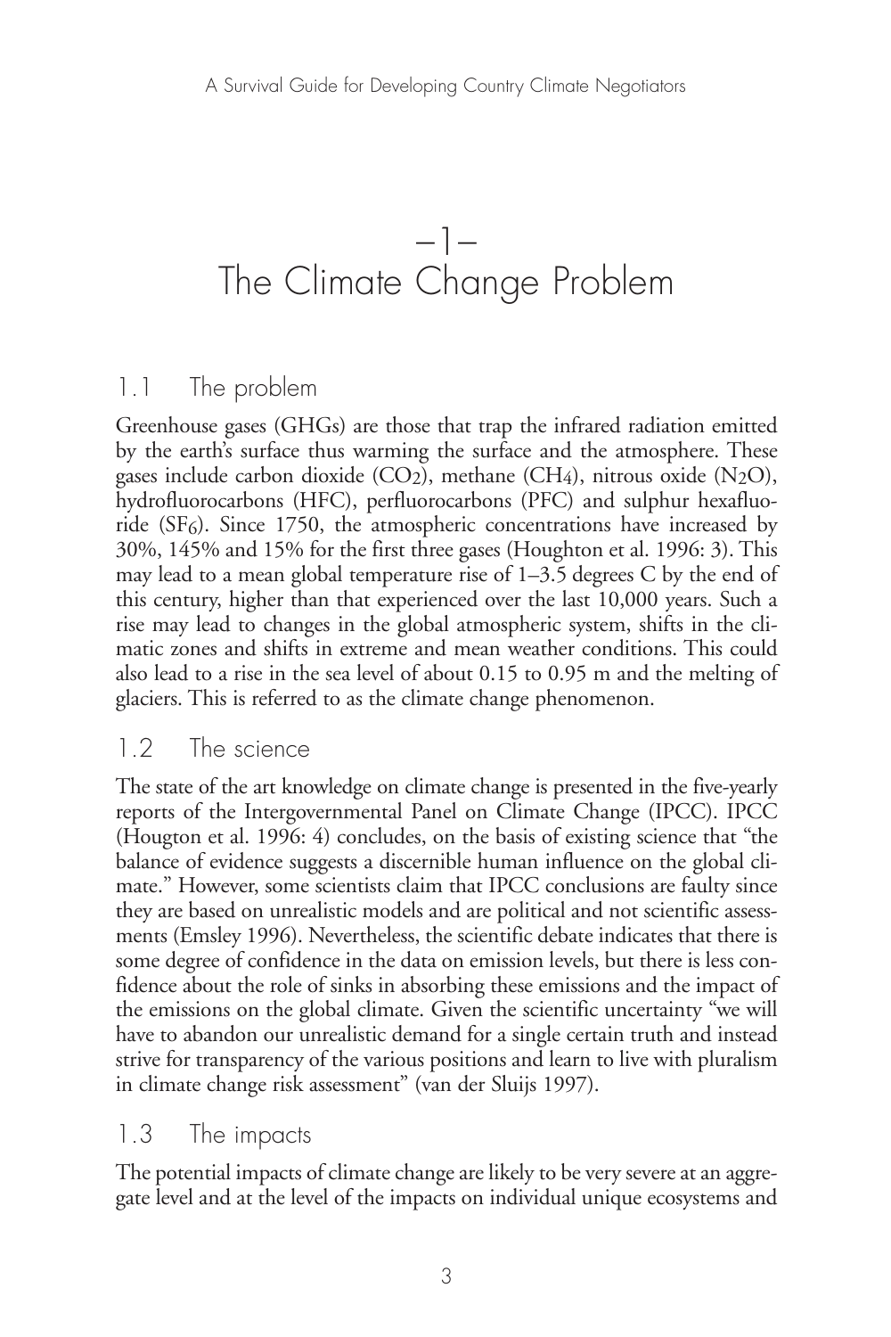# –1– The Climate Change Problem

## 1.1 The problem

Greenhouse gases (GHGs) are those that trap the infrared radiation emitted by the earth's surface thus warming the surface and the atmosphere. These gases include carbon dioxide ($CO_2$), methane ($CH_4$), nitrous oxide ($N_2O$), hydrofluorocarbons (HFC), perfluorocarbons (PFC) and sulphur hexafluoride ($SF_6$). Since 1750, the atmospheric concentrations have increased by 30%, 145% and 15% for the first three gases (Houghton et al. 1996: 3). This may lead to a mean global temperature rise of 1–3.5 degrees C by the end of this century, higher than that experienced over the last 10,000 years. Such a rise may lead to changes in the global atmospheric system, shifts in the climatic zones and shifts in extreme and mean weather conditions. This could also lead to a rise in the sea level of about 0.15 to 0.95 m and the melting of glaciers. This is referred to as the climate change phenomenon.

## 1.2 The science

The state of the art knowledge on climate change is presented in the five-yearly reports of the Intergovernmental Panel on Climate Change (IPCC). IPCC (Hougton et al. 1996: 4) concludes, on the basis of existing science that "the balance of evidence suggests a discernible human influence on the global climate." However, some scientists claim that IPCC conclusions are faulty since they are based on unrealistic models and are political and not scientific assessments (Emsley 1996). Nevertheless, the scientific debate indicates that there is some degree of confidence in the data on emission levels, but there is less confidence about the role of sinks in absorbing these emissions and the impact of the emissions on the global climate. Given the scientific uncertainty "we will have to abandon our unrealistic demand for a single certain truth and instead strive for transparency of the various positions and learn to live with pluralism in climate change risk assessment" (van der Sluijs 1997).

## 1.3 The impacts

The potential impacts of climate change are likely to be very severe at an aggregate level and at the level of the impacts on individual unique ecosystems and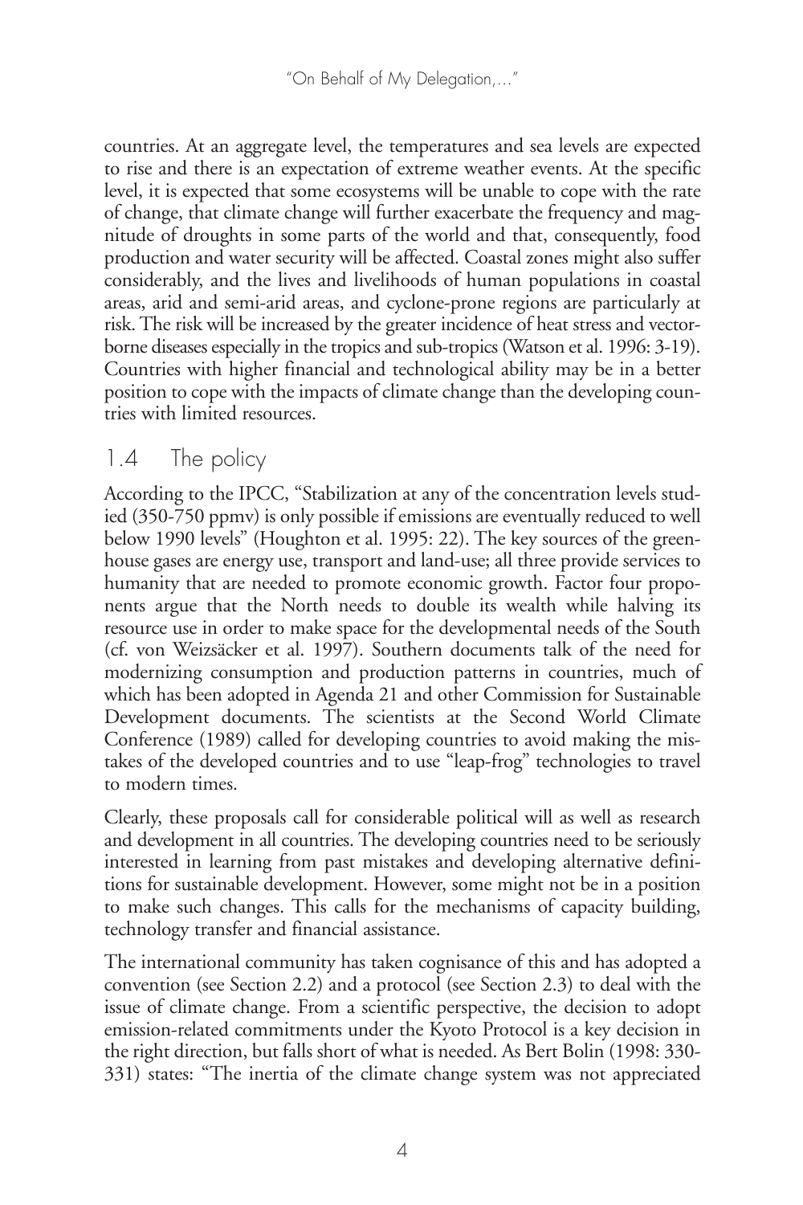countries. At an aggregate level, the temperatures and sea levels are expected to rise and there is an expectation of extreme weather events. At the specific level, it is expected that some ecosystems will be unable to cope with the rate of change, that climate change will further exacerbate the frequency and magnitude of droughts in some parts of the world and that, consequently, food production and water security will be affected. Coastal zones might also suffer considerably, and the lives and livelihoods of human populations in coastal areas, arid and semi-arid areas, and cyclone-prone regions are particularly at risk. The risk will be increased by the greater incidence of heat stress and vector-borne diseases especially in the tropics and sub-tropics (Watson et al. 1996: 3-19). Countries with higher financial and technological ability may be in a better position to cope with the impacts of climate change than the developing countries with limited resources.

## 1.4 The policy

According to the IPCC, "Stabilization at any of the concentration levels studied (350-750 ppmv) is only possible if emissions are eventually reduced to well below 1990 levels" (Houghton et al. 1995: 22). The key sources of the greenhouse gases are energy use, transport and land-use; all three provide services to humanity that are needed to promote economic growth. Factor four proponents argue that the North needs to double its wealth while halving its resource use in order to make space for the developmental needs of the South (cf. von Weizsäcker et al. 1997). Southern documents talk of the need for modernizing consumption and production patterns in countries, much of which has been adopted in Agenda 21 and other Commission for Sustainable Development documents. The scientists at the Second World Climate Conference (1989) called for developing countries to avoid making the mistakes of the developed countries and to use "leap-frog" technologies to travel to modern times.

Clearly, these proposals call for considerable political will as well as research and development in all countries. The developing countries need to be seriously interested in learning from past mistakes and developing alternative definitions for sustainable development. However, some might not be in a position to make such changes. This calls for the mechanisms of capacity building, technology transfer and financial assistance.

The international community has taken cognisance of this and has adopted a convention (see Section 2.2) and a protocol (see Section 2.3) to deal with the issue of climate change. From a scientific perspective, the decision to adopt emission-related commitments under the Kyoto Protocol is a key decision in the right direction, but falls short of what is needed. As Bert Bolin (1998: 330-331) states: "The inertia of the climate change system was not appreciated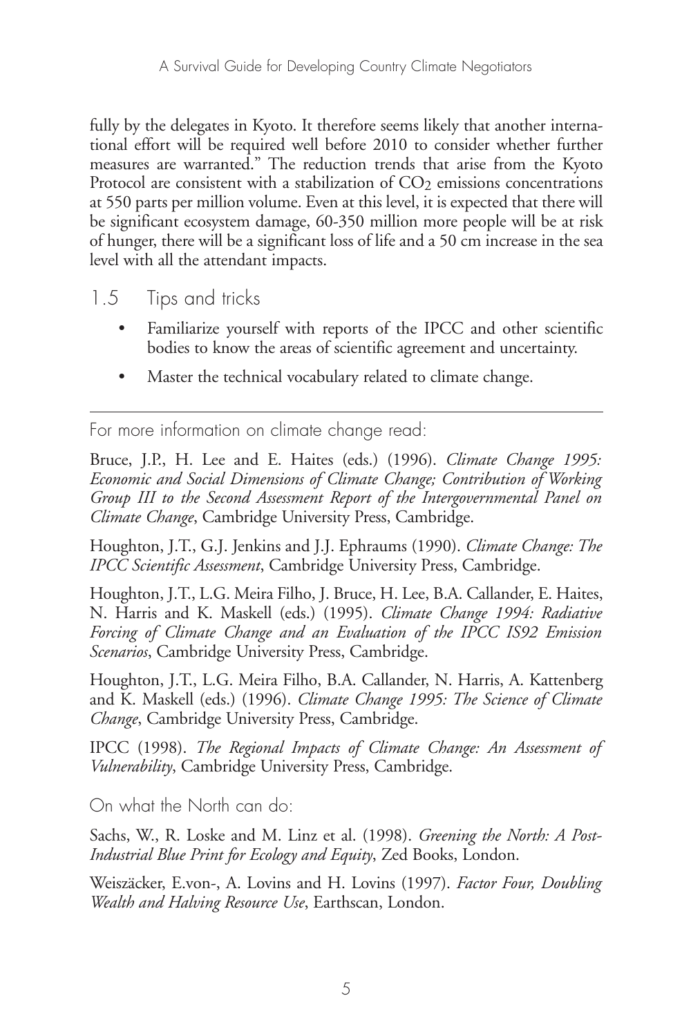fully by the delegates in Kyoto. It therefore seems likely that another international effort will be required well before 2010 to consider whether further measures are warranted." The reduction trends that arise from the Kyoto Protocol are consistent with a stabilization of $CO_2$ emissions concentrations at 550 parts per million volume. Even at this level, it is expected that there will be significant ecosystem damage, 60-350 million more people will be at risk of hunger, there will be a significant loss of life and a 50 cm increase in the sea level with all the attendant impacts.

## 1.5 Tips and tricks

- Familiarize yourself with reports of the IPCC and other scientific bodies to know the areas of scientific agreement and uncertainty.
- Master the technical vocabulary related to climate change.

---

For more information on climate change read:

Bruce, J.P., H. Lee and E. Haites (eds.) (1996). *Climate Change 1995: Economic and Social Dimensions of Climate Change; Contribution of Working Group III to the Second Assessment Report of the Intergovernmental Panel on Climate Change*, Cambridge University Press, Cambridge.

Houghton, J.T., G.J. Jenkins and J.J. Ephraums (1990). *Climate Change: The IPCC Scientific Assessment*, Cambridge University Press, Cambridge.

Houghton, J.T., L.G. Meira Filho, J. Bruce, H. Lee, B.A. Callander, E. Haites, N. Harris and K. Maskell (eds.) (1995). *Climate Change 1994: Radiative Forcing of Climate Change and an Evaluation of the IPCC IS92 Emission Scenarios*, Cambridge University Press, Cambridge.

Houghton, J.T., L.G. Meira Filho, B.A. Callander, N. Harris, A. Kattenberg and K. Maskell (eds.) (1996). *Climate Change 1995: The Science of Climate Change*, Cambridge University Press, Cambridge.

IPCC (1998). *The Regional Impacts of Climate Change: An Assessment of Vulnerability*, Cambridge University Press, Cambridge.

On what the North can do:

Sachs, W., R. Loske and M. Linz et al. (1998). *Greening the North: A Post-Industrial Blue Print for Ecology and Equity*, Zed Books, London.

Weiszäcker, E.von-, A. Lovins and H. Lovins (1997). *Factor Four, Doubling Wealth and Halving Resource Use*, Earthscan, London.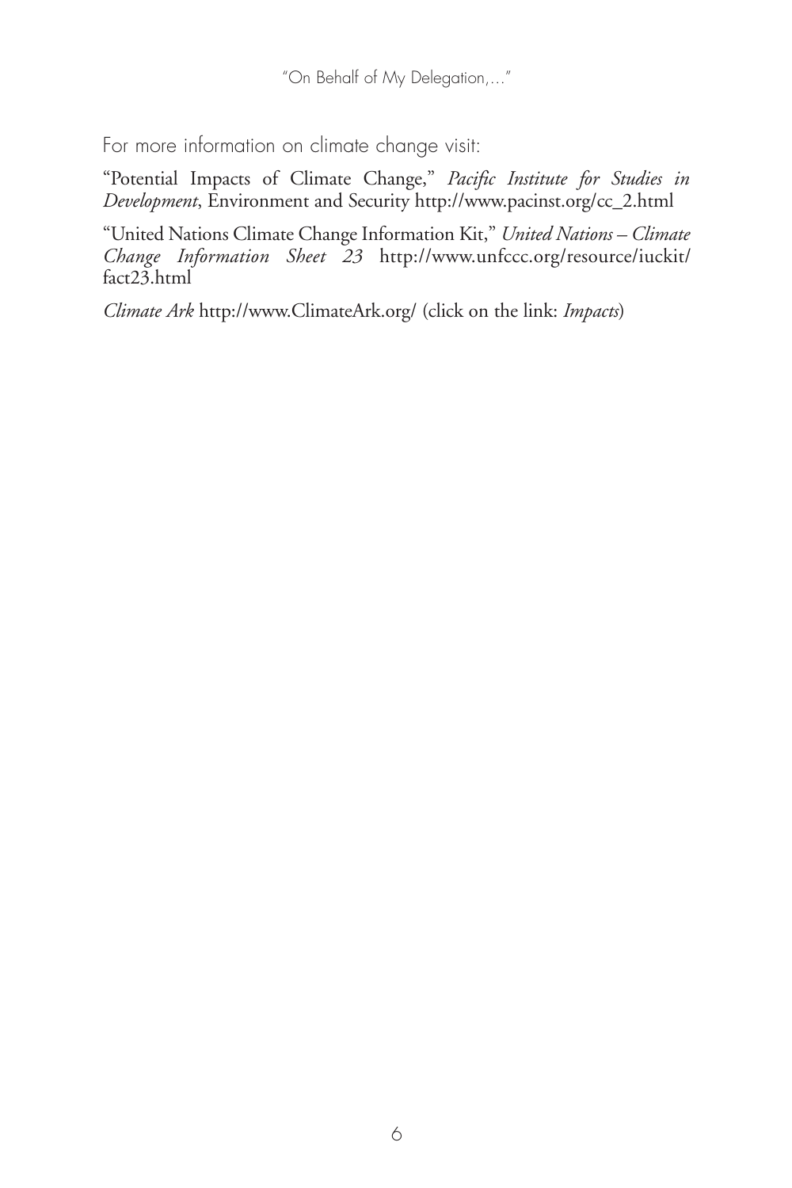For more information on climate change visit:

"Potential Impacts of Climate Change," *Pacific Institute for Studies in Development*, Environment and Security http://www.pacinst.org/cc_2.html

"United Nations Climate Change Information Kit," *United Nations – Climate Change Information Sheet 23* http://www.unfccc.org/resource/iuckit/fact23.html

*Climate Ark* http://www.ClimateArk.org/ (click on the link: *Impacts*)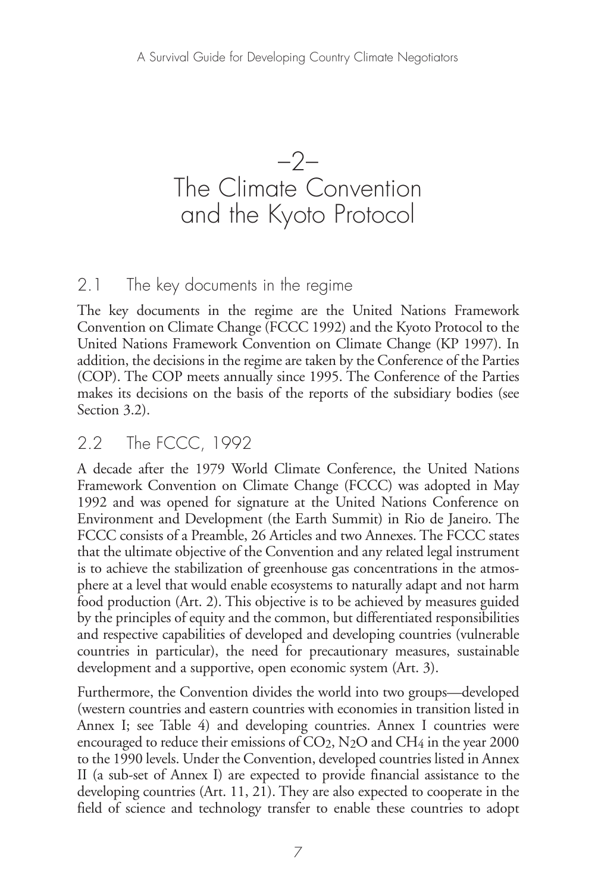# –2– The Climate Convention and the Kyoto Protocol

## 2.1 The key documents in the regime

The key documents in the regime are the United Nations Framework Convention on Climate Change (FCCC 1992) and the Kyoto Protocol to the United Nations Framework Convention on Climate Change (KP 1997). In addition, the decisions in the regime are taken by the Conference of the Parties (COP). The COP meets annually since 1995. The Conference of the Parties makes its decisions on the basis of the reports of the subsidiary bodies (see Section 3.2).

## 2.2 The FCCC, 1992

A decade after the 1979 World Climate Conference, the United Nations Framework Convention on Climate Change (FCCC) was adopted in May 1992 and was opened for signature at the United Nations Conference on Environment and Development (the Earth Summit) in Rio de Janeiro. The FCCC consists of a Preamble, 26 Articles and two Annexes. The FCCC states that the ultimate objective of the Convention and any related legal instrument is to achieve the stabilization of greenhouse gas concentrations in the atmosphere at a level that would enable ecosystems to naturally adapt and not harm food production (Art. 2). This objective is to be achieved by measures guided by the principles of equity and the common, but differentiated responsibilities and respective capabilities of developed and developing countries (vulnerable countries in particular), the need for precautionary measures, sustainable development and a supportive, open economic system (Art. 3).

Furthermore, the Convention divides the world into two groups—developed (western countries and eastern countries with economies in transition listed in Annex I; see Table 4) and developing countries. Annex I countries were encouraged to reduce their emissions of $CO_2$, $N_2O$ and $CH_4$ in the year 2000 to the 1990 levels. Under the Convention, developed countries listed in Annex II (a sub-set of Annex I) are expected to provide financial assistance to the developing countries (Art. 11, 21). They are also expected to cooperate in the field of science and technology transfer to enable these countries to adopt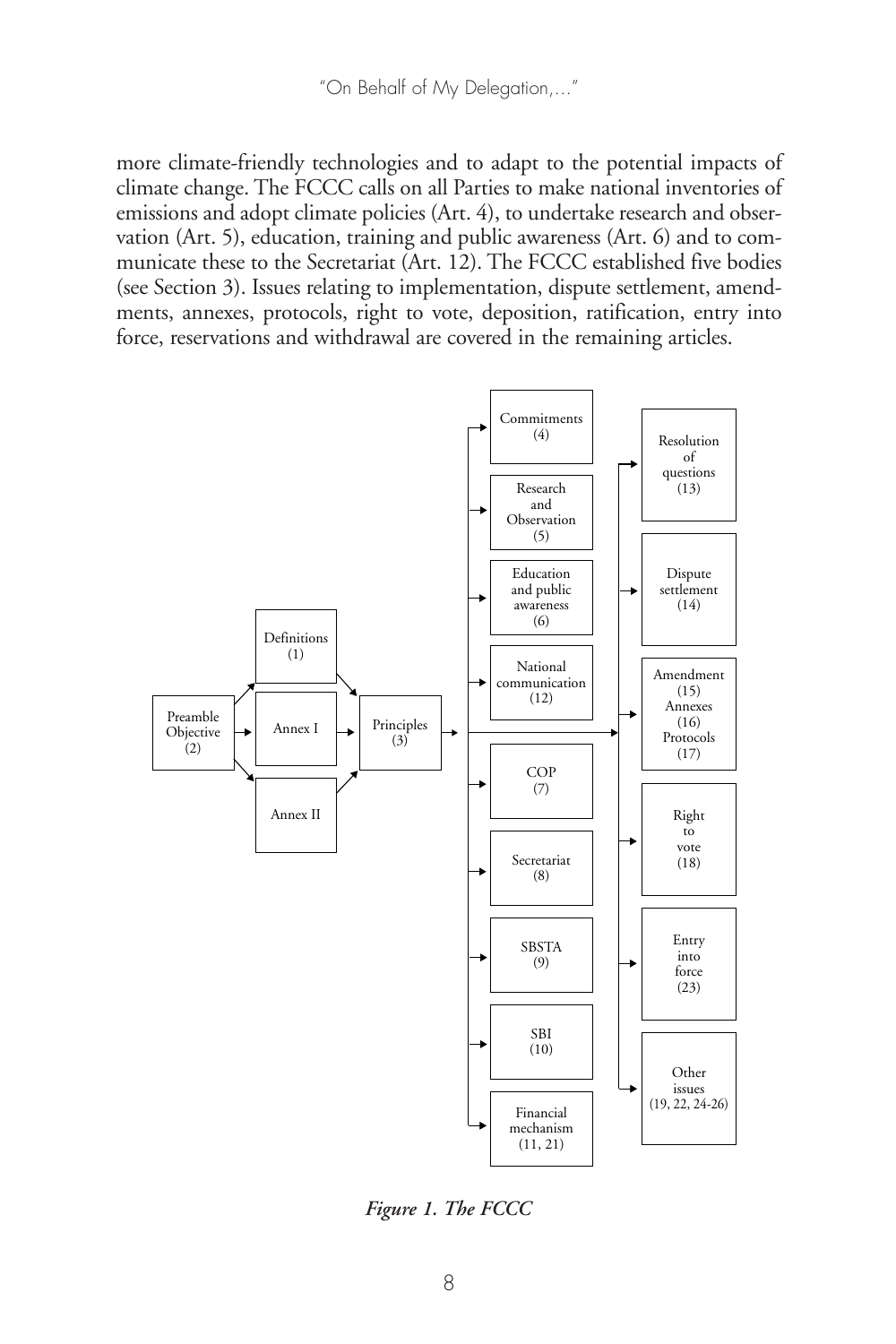more climate-friendly technologies and to adapt to the potential impacts of climate change. The FCCC calls on all Parties to make national inventories of emissions and adopt climate policies (Art. 4), to undertake research and observation (Art. 5), education, training and public awareness (Art. 6) and to communicate these to the Secretariat (Art. 12). The FCCC established five bodies (see Section 3). Issues relating to implementation, dispute settlement, amendments, annexes, protocols, right to vote, deposition, ratification, entry into force, reservations and withdrawal are covered in the remaining articles.

*Figure 1. The FCCC*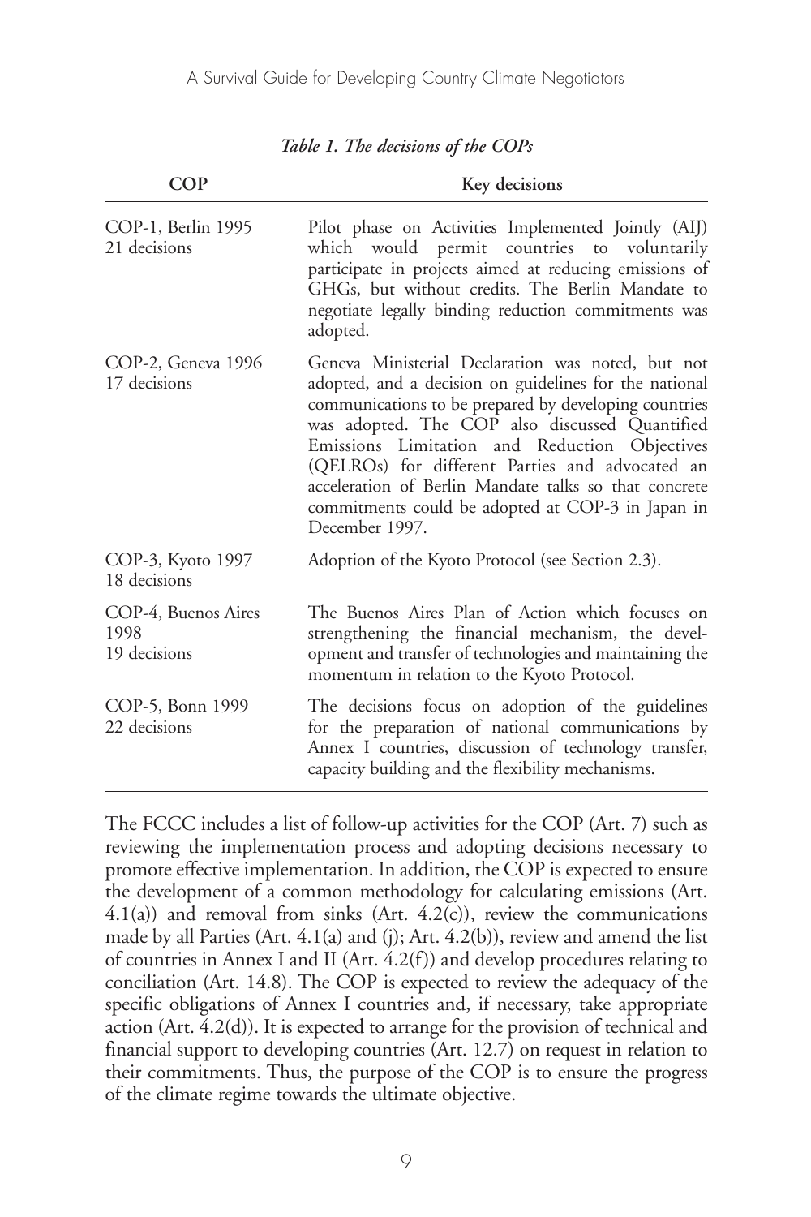*Table 1. The decisions of the COPs*

| COP | Key decisions |
|---|---|
| COP-1, Berlin 1995<br>21 decisions | Pilot phase on Activities Implemented Jointly (AIJ) which would permit countries to voluntarily participate in projects aimed at reducing emissions of GHGs, but without credits. The Berlin Mandate to negotiate legally binding reduction commitments was adopted. |
| COP-2, Geneva 1996<br>17 decisions | Geneva Ministerial Declaration was noted, but not adopted, and a decision on guidelines for the national communications to be prepared by developing countries was adopted. The COP also discussed Quantified Emissions Limitation and Reduction Objectives (QELROs) for different Parties and advocated an acceleration of Berlin Mandate talks so that concrete commitments could be adopted at COP-3 in Japan in December 1997. |
| COP-3, Kyoto 1997<br>18 decisions | Adoption of the Kyoto Protocol (see Section 2.3). |
| COP-4, Buenos Aires 1998<br>19 decisions | The Buenos Aires Plan of Action which focuses on strengthening the financial mechanism, the development and transfer of technologies and maintaining the momentum in relation to the Kyoto Protocol. |
| COP-5, Bonn 1999<br>22 decisions | The decisions focus on adoption of the guidelines for the preparation of national communications by Annex I countries, discussion of technology transfer, capacity building and the flexibility mechanisms. |

The FCCC includes a list of follow-up activities for the COP (Art. 7) such as reviewing the implementation process and adopting decisions necessary to promote effective implementation. In addition, the COP is expected to ensure the development of a common methodology for calculating emissions (Art. 4.1(a)) and removal from sinks (Art. 4.2(c)), review the communications made by all Parties (Art. 4.1(a) and (j); Art. 4.2(b)), review and amend the list of countries in Annex I and II (Art. 4.2(f)) and develop procedures relating to conciliation (Art. 14.8). The COP is expected to review the adequacy of the specific obligations of Annex I countries and, if necessary, take appropriate action (Art. 4.2(d)). It is expected to arrange for the provision of technical and financial support to developing countries (Art. 12.7) on request in relation to their commitments. Thus, the purpose of the COP is to ensure the progress of the climate regime towards the ultimate objective.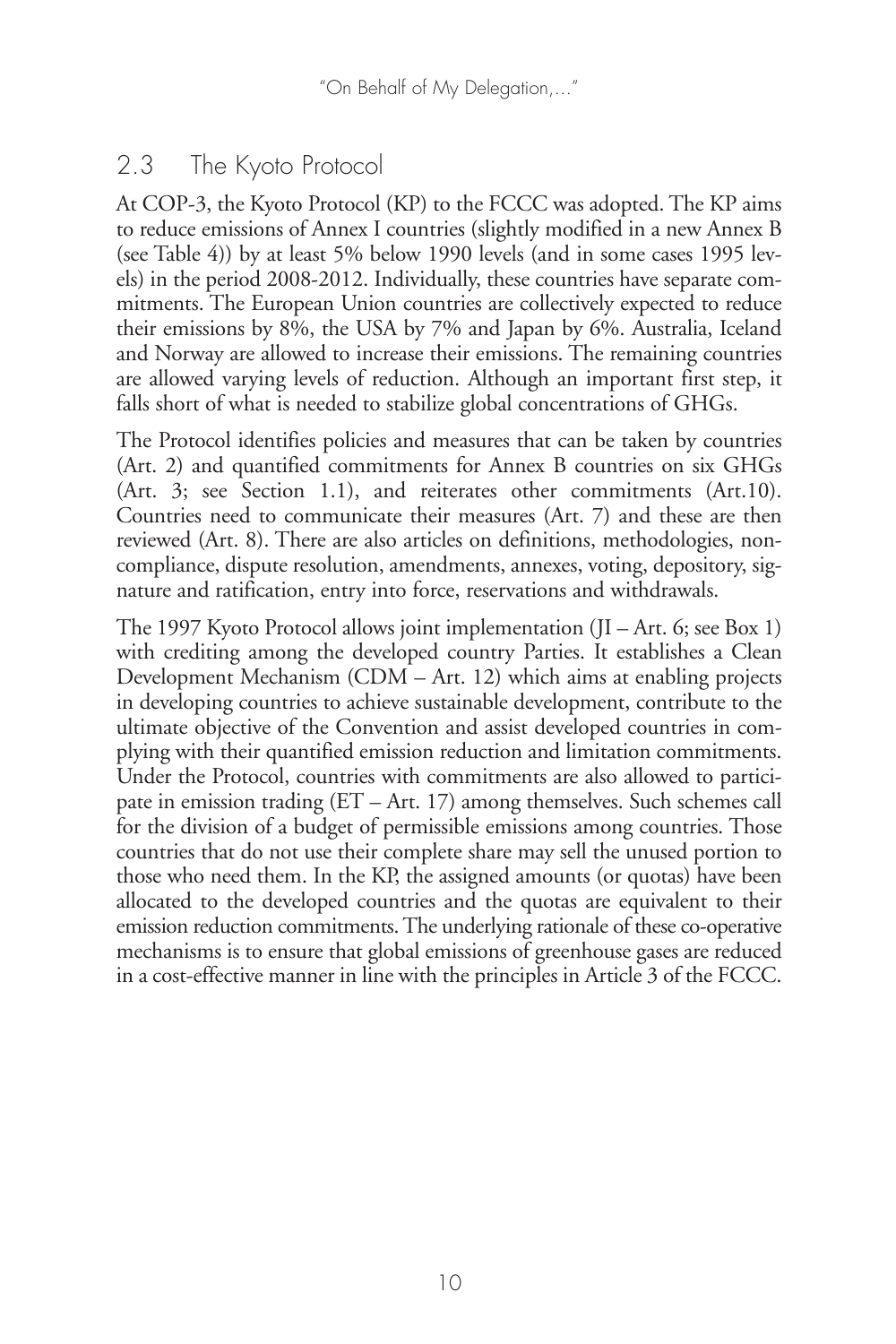## 2.3 The Kyoto Protocol

At COP-3, the Kyoto Protocol (KP) to the FCCC was adopted. The KP aims to reduce emissions of Annex I countries (slightly modified in a new Annex B (see Table 4)) by at least 5% below 1990 levels (and in some cases 1995 levels) in the period 2008-2012. Individually, these countries have separate commitments. The European Union countries are collectively expected to reduce their emissions by 8%, the USA by 7% and Japan by 6%. Australia, Iceland and Norway are allowed to increase their emissions. The remaining countries are allowed varying levels of reduction. Although an important first step, it falls short of what is needed to stabilize global concentrations of GHGs.

The Protocol identifies policies and measures that can be taken by countries (Art. 2) and quantified commitments for Annex B countries on six GHGs (Art. 3; see Section 1.1), and reiterates other commitments (Art.10). Countries need to communicate their measures (Art. 7) and these are then reviewed (Art. 8). There are also articles on definitions, methodologies, non-compliance, dispute resolution, amendments, annexes, voting, depository, signature and ratification, entry into force, reservations and withdrawals.

The 1997 Kyoto Protocol allows joint implementation (JI – Art. 6; see Box 1) with crediting among the developed country Parties. It establishes a Clean Development Mechanism (CDM – Art. 12) which aims at enabling projects in developing countries to achieve sustainable development, contribute to the ultimate objective of the Convention and assist developed countries in complying with their quantified emission reduction and limitation commitments. Under the Protocol, countries with commitments are also allowed to participate in emission trading (ET – Art. 17) among themselves. Such schemes call for the division of a budget of permissible emissions among countries. Those countries that do not use their complete share may sell the unused portion to those who need them. In the KP, the assigned amounts (or quotas) have been allocated to the developed countries and the quotas are equivalent to their emission reduction commitments. The underlying rationale of these co-operative mechanisms is to ensure that global emissions of greenhouse gases are reduced in a cost-effective manner in line with the principles in Article 3 of the FCCC.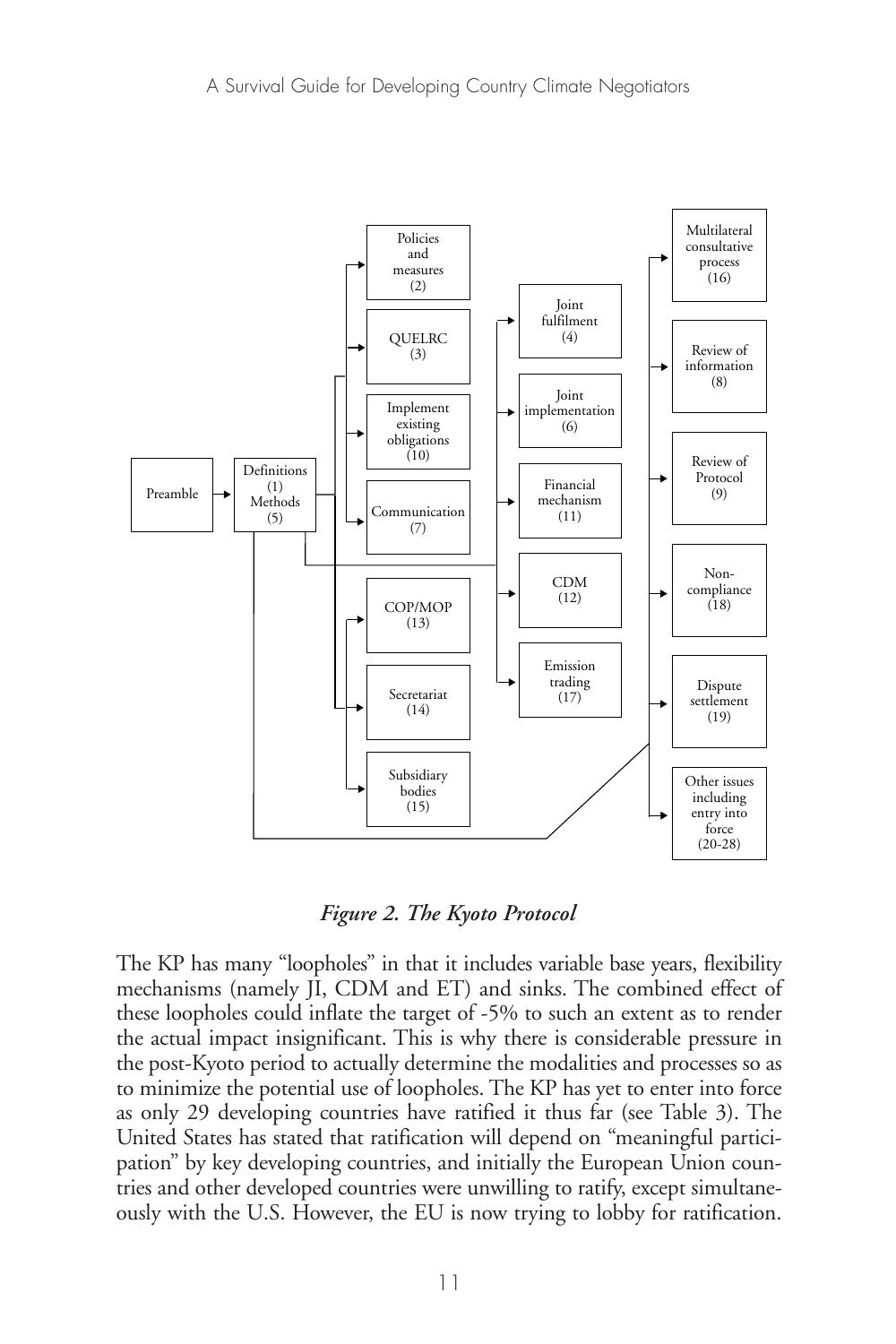*Figure 2. The Kyoto Protocol*

The KP has many "loopholes" in that it includes variable base years, flexibility mechanisms (namely JI, CDM and ET) and sinks. The combined effect of these loopholes could inflate the target of -5% to such an extent as to render the actual impact insignificant. This is why there is considerable pressure in the post-Kyoto period to actually determine the modalities and processes so as to minimize the potential use of loopholes. The KP has yet to enter into force as only 29 developing countries have ratified it thus far (see Table 3). The United States has stated that ratification will depend on "meaningful participation" by key developing countries, and initially the European Union countries and other developed countries were unwilling to ratify, except simultaneously with the U.S. However, the EU is now trying to lobby for ratification.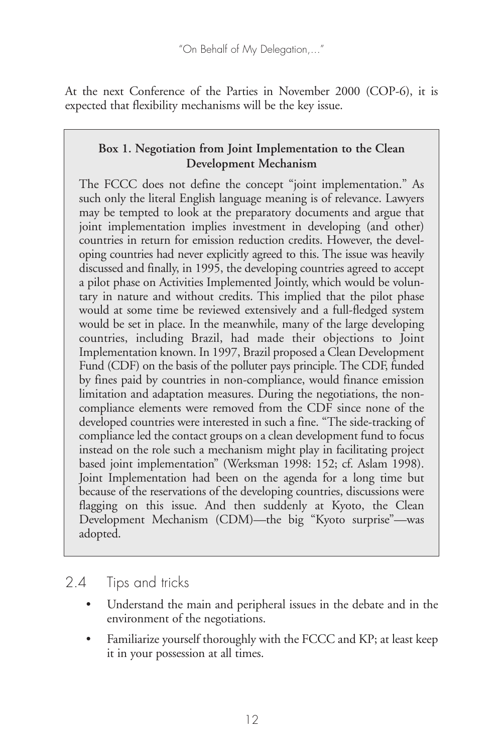At the next Conference of the Parties in November 2000 (COP-6), it is expected that flexibility mechanisms will be the key issue.

**Box 1. Negotiation from Joint Implementation to the Clean Development Mechanism**

The FCCC does not define the concept "joint implementation." As such only the literal English language meaning is of relevance. Lawyers may be tempted to look at the preparatory documents and argue that joint implementation implies investment in developing (and other) countries in return for emission reduction credits. However, the developing countries had never explicitly agreed to this. The issue was heavily discussed and finally, in 1995, the developing countries agreed to accept a pilot phase on Activities Implemented Jointly, which would be voluntary in nature and without credits. This implied that the pilot phase would at some time be reviewed extensively and a full-fledged system would be set in place. In the meanwhile, many of the large developing countries, including Brazil, had made their objections to Joint Implementation known. In 1997, Brazil proposed a Clean Development Fund (CDF) on the basis of the polluter pays principle. The CDF, funded by fines paid by countries in non-compliance, would finance emission limitation and adaptation measures. During the negotiations, the non-compliance elements were removed from the CDF since none of the developed countries were interested in such a fine. "The side-tracking of compliance led the contact groups on a clean development fund to focus instead on the role such a mechanism might play in facilitating project based joint implementation" (Werksman 1998: 152; cf. Aslam 1998). Joint Implementation had been on the agenda for a long time but because of the reservations of the developing countries, discussions were flagging on this issue. And then suddenly at Kyoto, the Clean Development Mechanism (CDM)—the big "Kyoto surprise"—was adopted.

## 2.4 Tips and tricks

- Understand the main and peripheral issues in the debate and in the environment of the negotiations.
- Familiarize yourself thoroughly with the FCCC and KP; at least keep it in your possession at all times.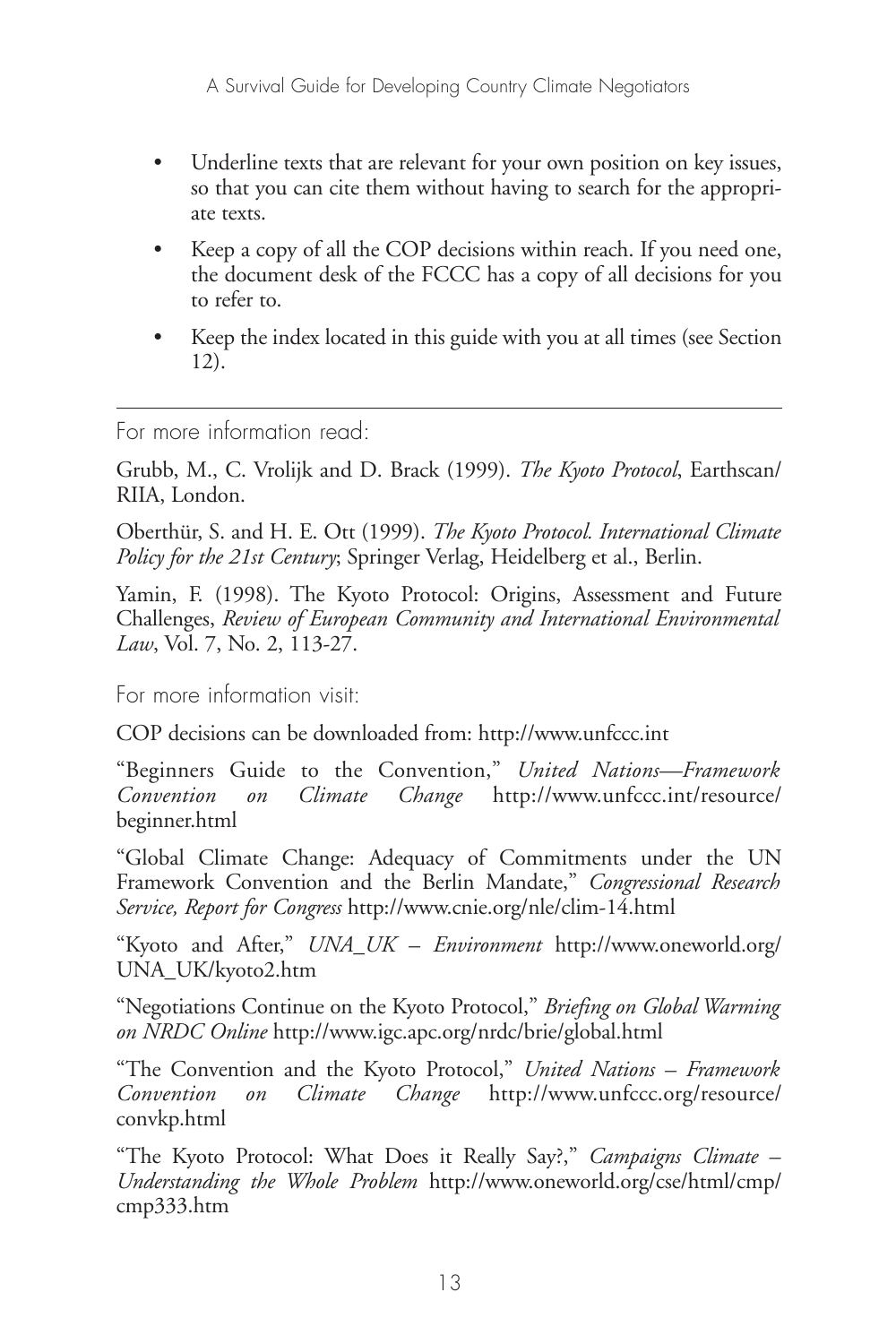- Underline texts that are relevant for your own position on key issues, so that you can cite them without having to search for the appropriate texts.
- Keep a copy of all the COP decisions within reach. If you need one, the document desk of the FCCC has a copy of all decisions for you to refer to.
- Keep the index located in this guide with you at all times (see Section 12).

---

For more information read:

Grubb, M., C. Vrolijk and D. Brack (1999). *The Kyoto Protocol*, Earthscan/ RIIA, London.

Oberthür, S. and H. E. Ott (1999). *The Kyoto Protocol. International Climate Policy for the 21st Century*; Springer Verlag, Heidelberg et al., Berlin.

Yamin, F. (1998). The Kyoto Protocol: Origins, Assessment and Future Challenges, *Review of European Community and International Environmental Law*, Vol. 7, No. 2, 113-27.

For more information visit:

COP decisions can be downloaded from: http://www.unfccc.int

"Beginners Guide to the Convention," *United Nations—Framework Convention on Climate Change* http://www.unfccc.int/resource/beginner.html

"Global Climate Change: Adequacy of Commitments under the UN Framework Convention and the Berlin Mandate," *Congressional Research Service, Report for Congress* http://www.cnie.org/nle/clim-14.html

"Kyoto and After," *UNA_UK – Environment* http://www.oneworld.org/UNA_UK/kyoto2.htm

"Negotiations Continue on the Kyoto Protocol," *Briefing on Global Warming on NRDC Online* http://www.igc.apc.org/nrdc/brie/global.html

"The Convention and the Kyoto Protocol," *United Nations – Framework Convention on Climate Change* http://www.unfccc.org/resource/convkp.html

"The Kyoto Protocol: What Does it Really Say?," *Campaigns Climate – Understanding the Whole Problem* http://www.oneworld.org/cse/html/cmp/cmp333.htm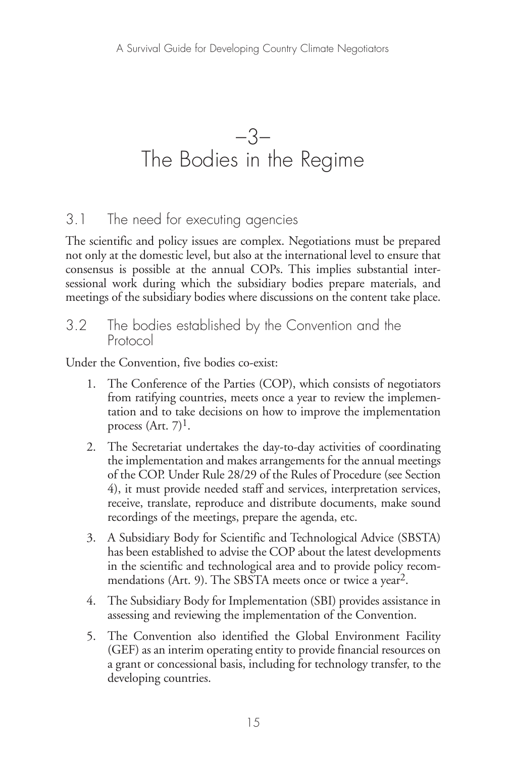# –3–
# The Bodies in the Regime

## 3.1 The need for executing agencies

The scientific and policy issues are complex. Negotiations must be prepared not only at the domestic level, but also at the international level to ensure that consensus is possible at the annual COPs. This implies substantial intersessional work during which the subsidiary bodies prepare materials, and meetings of the subsidiary bodies where discussions on the content take place.

## 3.2 The bodies established by the Convention and the Protocol

Under the Convention, five bodies co-exist:

1. The Conference of the Parties (COP), which consists of negotiators from ratifying countries, meets once a year to review the implementation and to take decisions on how to improve the implementation process (Art. 7)[1].
2. The Secretariat undertakes the day-to-day activities of coordinating the implementation and makes arrangements for the annual meetings of the COP. Under Rule 28/29 of the Rules of Procedure (see Section 4), it must provide needed staff and services, interpretation services, receive, translate, reproduce and distribute documents, make sound recordings of the meetings, prepare the agenda, etc.
3. A Subsidiary Body for Scientific and Technological Advice (SBSTA) has been established to advise the COP about the latest developments in the scientific and technological area and to provide policy recommendations (Art. 9). The SBSTA meets once or twice a year[2].
4. The Subsidiary Body for Implementation (SBI) provides assistance in assessing and reviewing the implementation of the Convention.
5. The Convention also identified the Global Environment Facility (GEF) as an interim operating entity to provide financial resources on a grant or concessional basis, including for technology transfer, to the developing countries.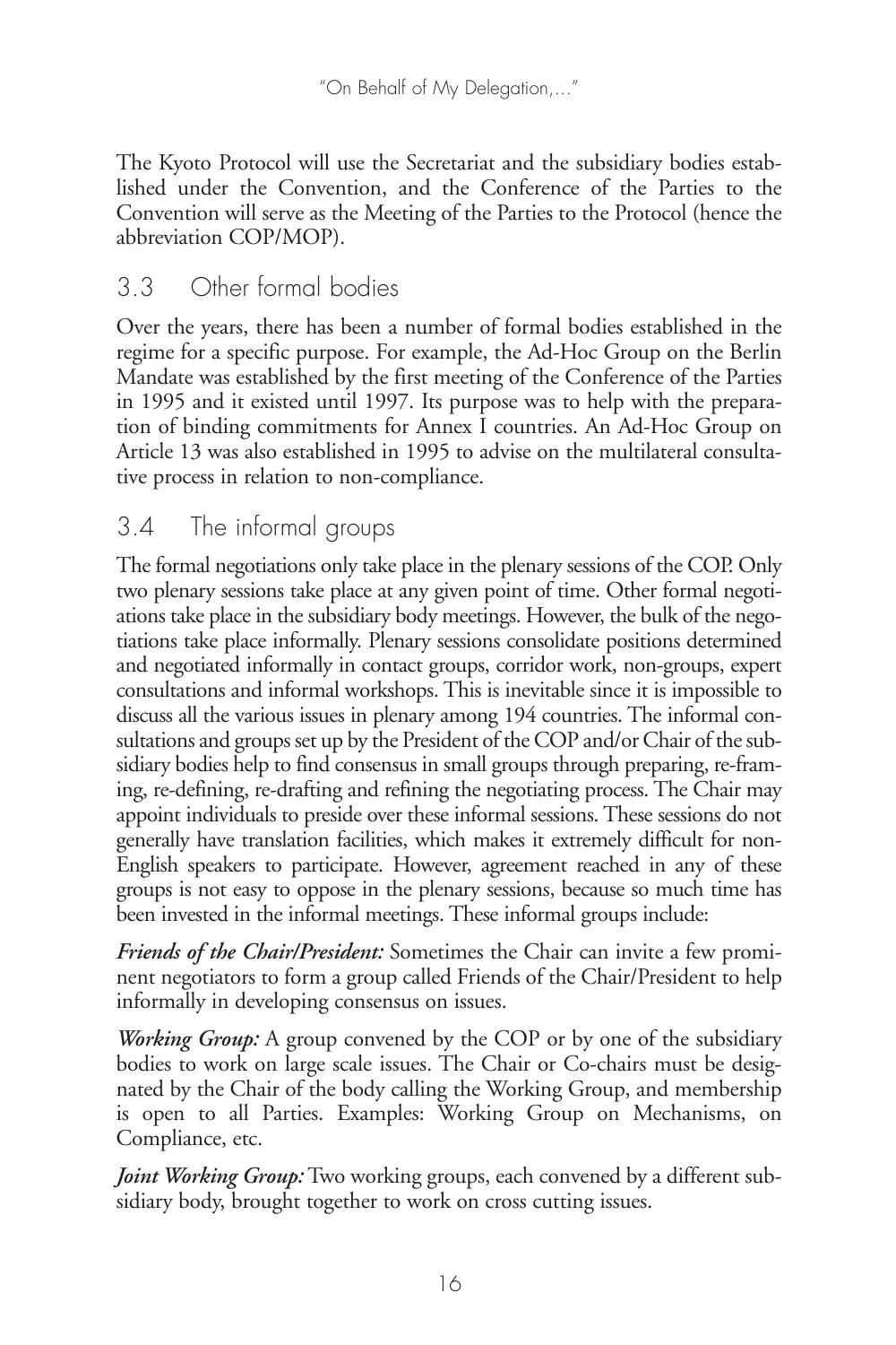The Kyoto Protocol will use the Secretariat and the subsidiary bodies established under the Convention, and the Conference of the Parties to the Convention will serve as the Meeting of the Parties to the Protocol (hence the abbreviation COP/MOP).

## 3.3 Other formal bodies

Over the years, there has been a number of formal bodies established in the regime for a specific purpose. For example, the Ad-Hoc Group on the Berlin Mandate was established by the first meeting of the Conference of the Parties in 1995 and it existed until 1997. Its purpose was to help with the preparation of binding commitments for Annex I countries. An Ad-Hoc Group on Article 13 was also established in 1995 to advise on the multilateral consultative process in relation to non-compliance.

## 3.4 The informal groups

The formal negotiations only take place in the plenary sessions of the COP. Only two plenary sessions take place at any given point of time. Other formal negotiations take place in the subsidiary body meetings. However, the bulk of the negotiations take place informally. Plenary sessions consolidate positions determined and negotiated informally in contact groups, corridor work, non-groups, expert consultations and informal workshops. This is inevitable since it is impossible to discuss all the various issues in plenary among 194 countries. The informal consultations and groups set up by the President of the COP and/or Chair of the subsidiary bodies help to find consensus in small groups through preparing, re-framing, re-defining, re-drafting and refining the negotiating process. The Chair may appoint individuals to preside over these informal sessions. These sessions do not generally have translation facilities, which makes it extremely difficult for non-English speakers to participate. However, agreement reached in any of these groups is not easy to oppose in the plenary sessions, because so much time has been invested in the informal meetings. These informal groups include:

***Friends of the Chair/President:*** Sometimes the Chair can invite a few prominent negotiators to form a group called Friends of the Chair/President to help informally in developing consensus on issues.

***Working Group:*** A group convened by the COP or by one of the subsidiary bodies to work on large scale issues. The Chair or Co-chairs must be designated by the Chair of the body calling the Working Group, and membership is open to all Parties. Examples: Working Group on Mechanisms, on Compliance, etc.

***Joint Working Group:*** Two working groups, each convened by a different subsidiary body, brought together to work on cross cutting issues.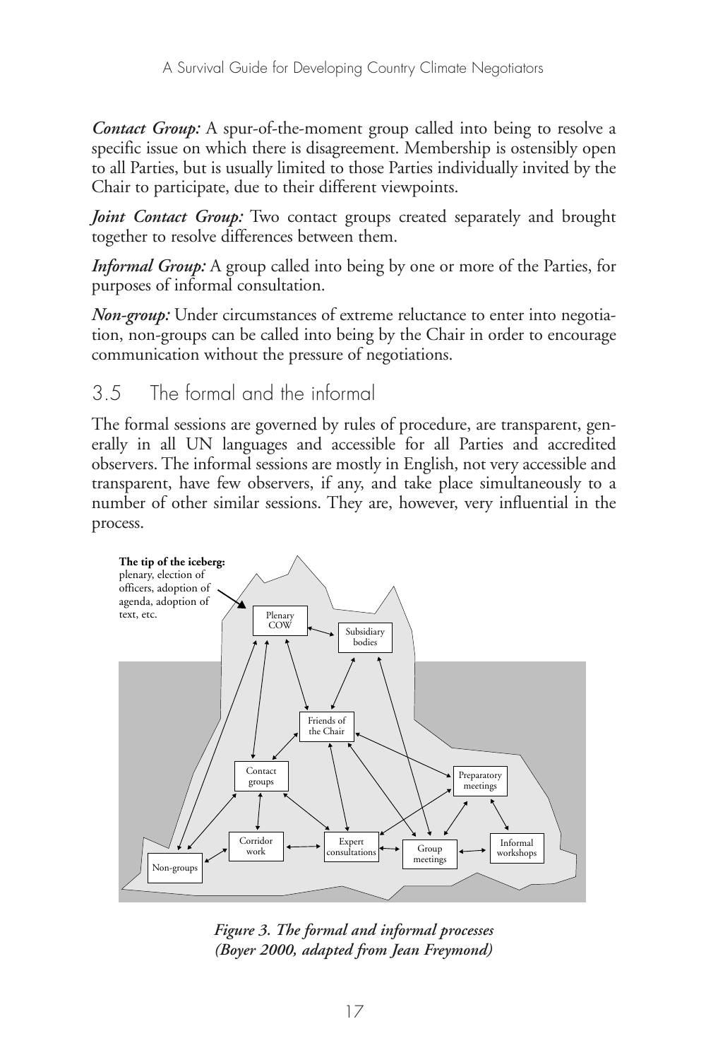***Contact Group:*** A spur-of-the-moment group called into being to resolve a specific issue on which there is disagreement. Membership is ostensibly open to all Parties, but is usually limited to those Parties individually invited by the Chair to participate, due to their different viewpoints.

***Joint Contact Group:*** Two contact groups created separately and brought together to resolve differences between them.

***Informal Group:*** A group called into being by one or more of the Parties, for purposes of informal consultation.

***Non-group:*** Under circumstances of extreme reluctance to enter into negotiation, non-groups can be called into being by the Chair in order to encourage communication without the pressure of negotiations.

## 3.5 The formal and the informal

The formal sessions are governed by rules of procedure, are transparent, generally in all UN languages and accessible for all Parties and accredited observers. The informal sessions are mostly in English, not very accessible and transparent, have few observers, if any, and take place simultaneously to a number of other similar sessions. They are, however, very influential in the process.

**The tip of the iceberg:** plenary, election of officers, adoption of agenda, adoption of text, etc.

Plenary COW — Subsidiary bodies — Friends of the Chair — Contact groups — Preparatory meetings — Non-groups — Corridor work — Expert consultations — Group meetings — Informal workshops

***Figure 3. The formal and informal processes (Boyer 2000, adapted from Jean Freymond)***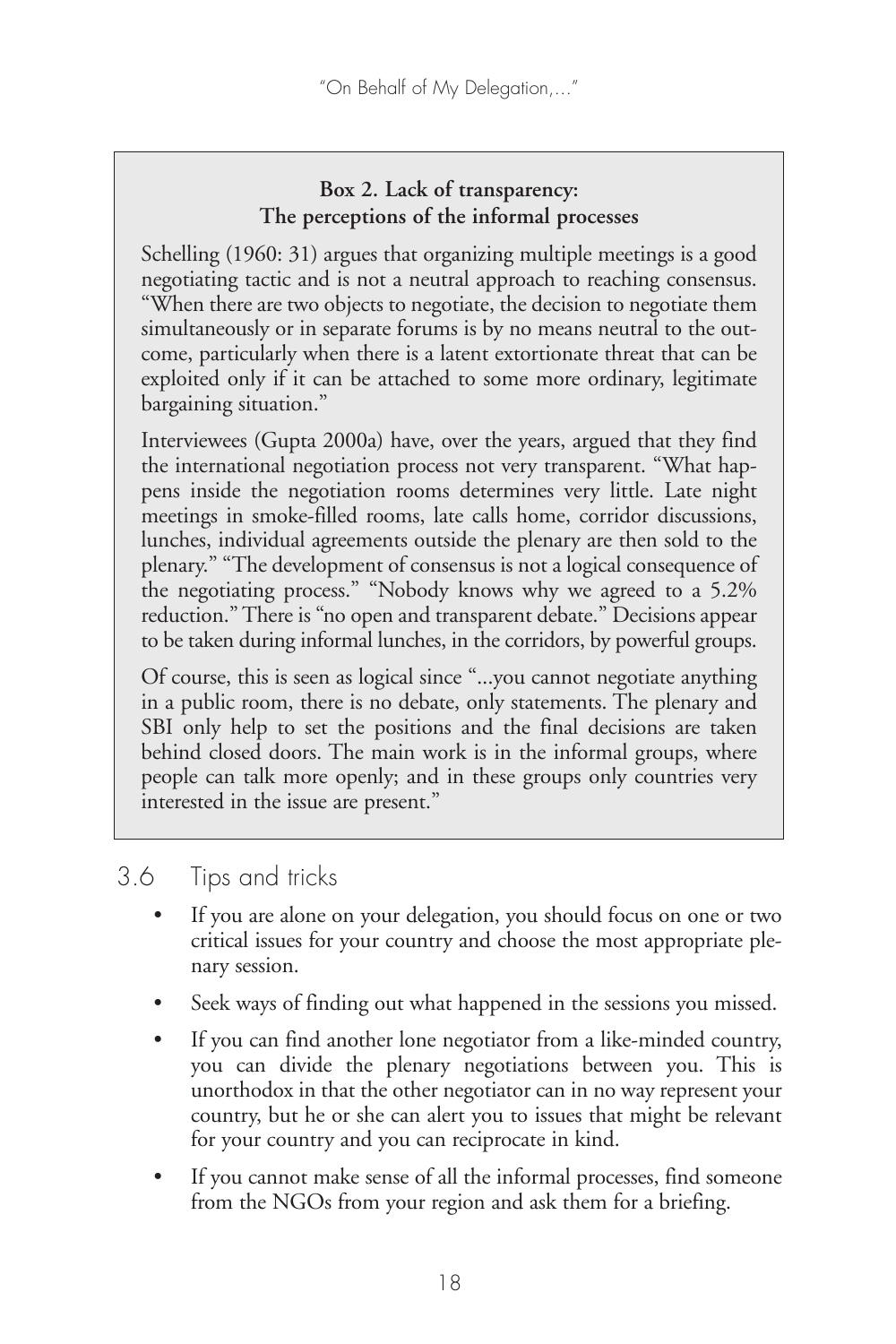**Box 2. Lack of transparency: The perceptions of the informal processes**

Schelling (1960: 31) argues that organizing multiple meetings is a good negotiating tactic and is not a neutral approach to reaching consensus. "When there are two objects to negotiate, the decision to negotiate them simultaneously or in separate forums is by no means neutral to the outcome, particularly when there is a latent extortionate threat that can be exploited only if it can be attached to some more ordinary, legitimate bargaining situation."

Interviewees (Gupta 2000a) have, over the years, argued that they find the international negotiation process not very transparent. "What happens inside the negotiation rooms determines very little. Late night meetings in smoke-filled rooms, late calls home, corridor discussions, lunches, individual agreements outside the plenary are then sold to the plenary." "The development of consensus is not a logical consequence of the negotiating process." "Nobody knows why we agreed to a 5.2% reduction." There is "no open and transparent debate." Decisions appear to be taken during informal lunches, in the corridors, by powerful groups.

Of course, this is seen as logical since "...you cannot negotiate anything in a public room, there is no debate, only statements. The plenary and SBI only help to set the positions and the final decisions are taken behind closed doors. The main work is in the informal groups, where people can talk more openly; and in these groups only countries very interested in the issue are present."

## 3.6 Tips and tricks

- If you are alone on your delegation, you should focus on one or two critical issues for your country and choose the most appropriate plenary session.
- Seek ways of finding out what happened in the sessions you missed.
- If you can find another lone negotiator from a like-minded country, you can divide the plenary negotiations between you. This is unorthodox in that the other negotiator can in no way represent your country, but he or she can alert you to issues that might be relevant for your country and you can reciprocate in kind.
- If you cannot make sense of all the informal processes, find someone from the NGOs from your region and ask them for a briefing.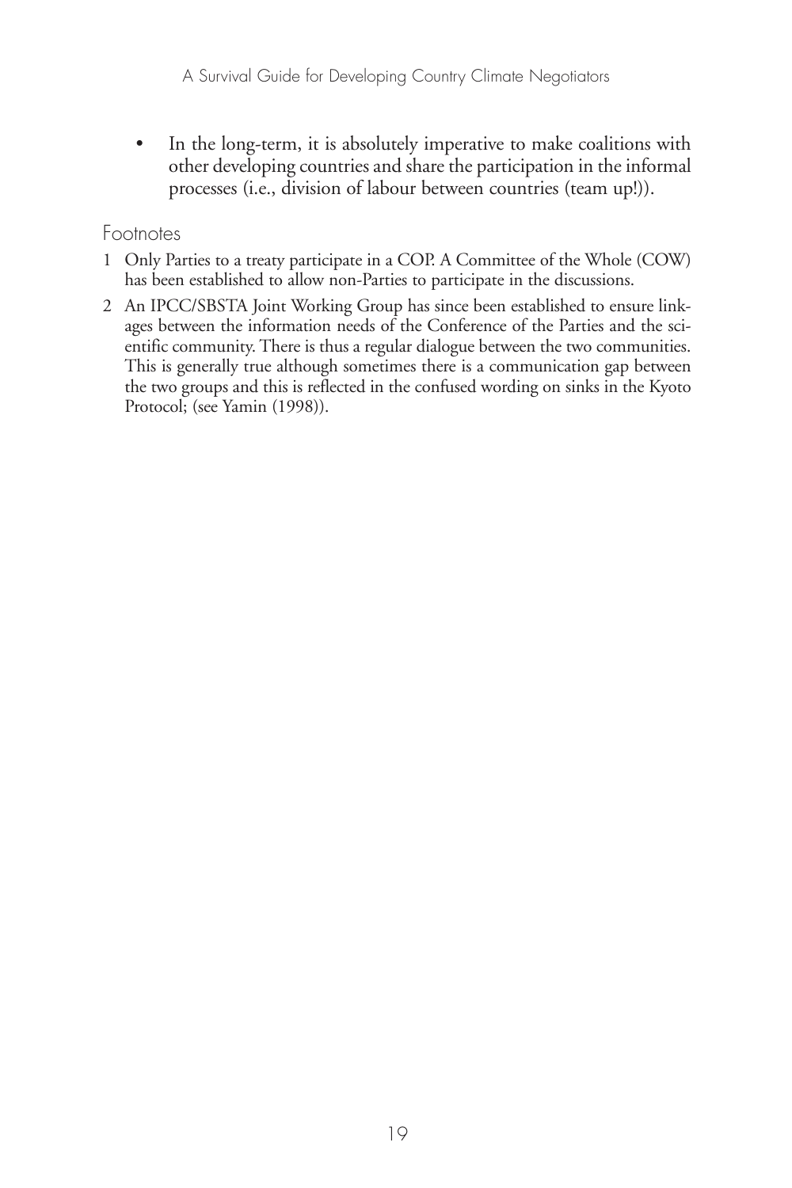- In the long-term, it is absolutely imperative to make coalitions with other developing countries and share the participation in the informal processes (i.e., division of labour between countries (team up!)).

Footnotes

1 Only Parties to a treaty participate in a COP. A Committee of the Whole (COW) has been established to allow non-Parties to participate in the discussions.

2 An IPCC/SBSTA Joint Working Group has since been established to ensure linkages between the information needs of the Conference of the Parties and the scientific community. There is thus a regular dialogue between the two communities. This is generally true although sometimes there is a communication gap between the two groups and this is reflected in the confused wording on sinks in the Kyoto Protocol; (see Yamin (1998)).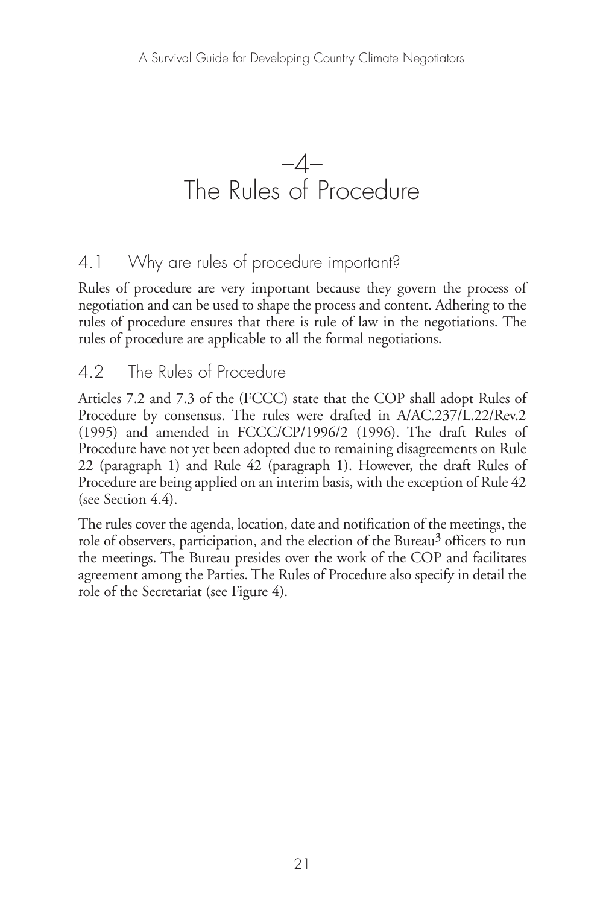# –4–
# The Rules of Procedure

## 4.1 Why are rules of procedure important?

Rules of procedure are very important because they govern the process of negotiation and can be used to shape the process and content. Adhering to the rules of procedure ensures that there is rule of law in the negotiations. The rules of procedure are applicable to all the formal negotiations.

## 4.2 The Rules of Procedure

Articles 7.2 and 7.3 of the (FCCC) state that the COP shall adopt Rules of Procedure by consensus. The rules were drafted in A/AC.237/L.22/Rev.2 (1995) and amended in FCCC/CP/1996/2 (1996). The draft Rules of Procedure have not yet been adopted due to remaining disagreements on Rule 22 (paragraph 1) and Rule 42 (paragraph 1). However, the draft Rules of Procedure are being applied on an interim basis, with the exception of Rule 42 (see Section 4.4).

The rules cover the agenda, location, date and notification of the meetings, the role of observers, participation, and the election of the Bureau[3] officers to run the meetings. The Bureau presides over the work of the COP and facilitates agreement among the Parties. The Rules of Procedure also specify in detail the role of the Secretariat (see Figure 4).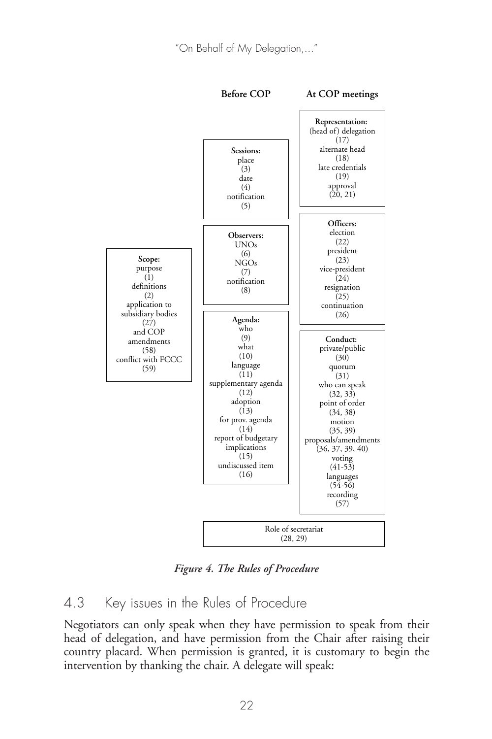**Before COP** | **At COP meetings**

**Scope:**
purpose (1)
definitions (2)
application to subsidiary bodies (27)
and COP amendments (58)
conflict with FCCC (59)

**Before COP**

**Sessions:**
place (3)
date (4)
notification (5)

**Observers:**
UNOs (6)
NGOs (7)
notification (8)

**Agenda:**
who (9)
what (10)
language (11)
supplementary agenda (12)
adoption (13)
for prov. agenda (14)
report of budgetary implications (15)
undiscussed item (16)

**At COP meetings**

**Representation:**
(head of) delegation (17)
alternate head (18)
late credentials (19)
approval (20, 21)

**Officers:**
election (22)
president (23)
vice-president (24)
resignation (25)
continuation (26)

**Conduct:**
private/public (30)
quorum (31)
who can speak (32, 33)
point of order (34, 38)
motion (35, 39)
proposals/amendments (36, 37, 39, 40)
voting (41-53)
languages (54-56)
recording (57)

Role of secretariat (28, 29)

*Figure 4. The Rules of Procedure*

## 4.3 Key issues in the Rules of Procedure

Negotiators can only speak when they have permission to speak from their head of delegation, and have permission from the Chair after raising their country placard. When permission is granted, it is customary to begin the intervention by thanking the chair. A delegate will speak: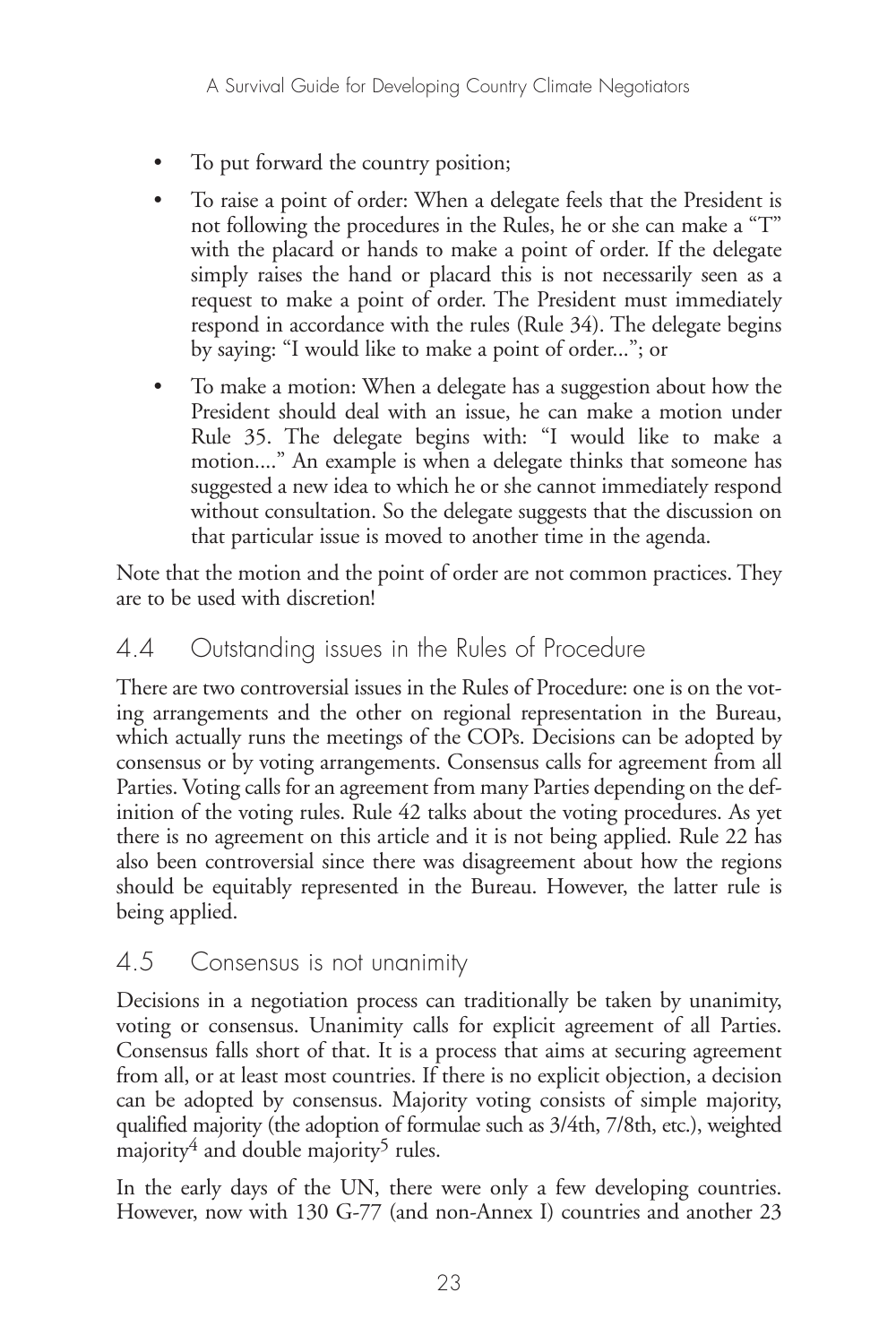- To put forward the country position;
- To raise a point of order: When a delegate feels that the President is not following the procedures in the Rules, he or she can make a "T" with the placard or hands to make a point of order. If the delegate simply raises the hand or placard this is not necessarily seen as a request to make a point of order. The President must immediately respond in accordance with the rules (Rule 34). The delegate begins by saying: "I would like to make a point of order..."; or
- To make a motion: When a delegate has a suggestion about how the President should deal with an issue, he can make a motion under Rule 35. The delegate begins with: "I would like to make a motion...." An example is when a delegate thinks that someone has suggested a new idea to which he or she cannot immediately respond without consultation. So the delegate suggests that the discussion on that particular issue is moved to another time in the agenda.

Note that the motion and the point of order are not common practices. They are to be used with discretion!

## 4.4 Outstanding issues in the Rules of Procedure

There are two controversial issues in the Rules of Procedure: one is on the voting arrangements and the other on regional representation in the Bureau, which actually runs the meetings of the COPs. Decisions can be adopted by consensus or by voting arrangements. Consensus calls for agreement from all Parties. Voting calls for an agreement from many Parties depending on the definition of the voting rules. Rule 42 talks about the voting procedures. As yet there is no agreement on this article and it is not being applied. Rule 22 has also been controversial since there was disagreement about how the regions should be equitably represented in the Bureau. However, the latter rule is being applied.

## 4.5 Consensus is not unanimity

Decisions in a negotiation process can traditionally be taken by unanimity, voting or consensus. Unanimity calls for explicit agreement of all Parties. Consensus falls short of that. It is a process that aims at securing agreement from all, or at least most countries. If there is no explicit objection, a decision can be adopted by consensus. Majority voting consists of simple majority, qualified majority (the adoption of formulae such as 3/4th, 7/8th, etc.), weighted majority[4] and double majority[5] rules.

In the early days of the UN, there were only a few developing countries. However, now with 130 G-77 (and non-Annex I) countries and another 23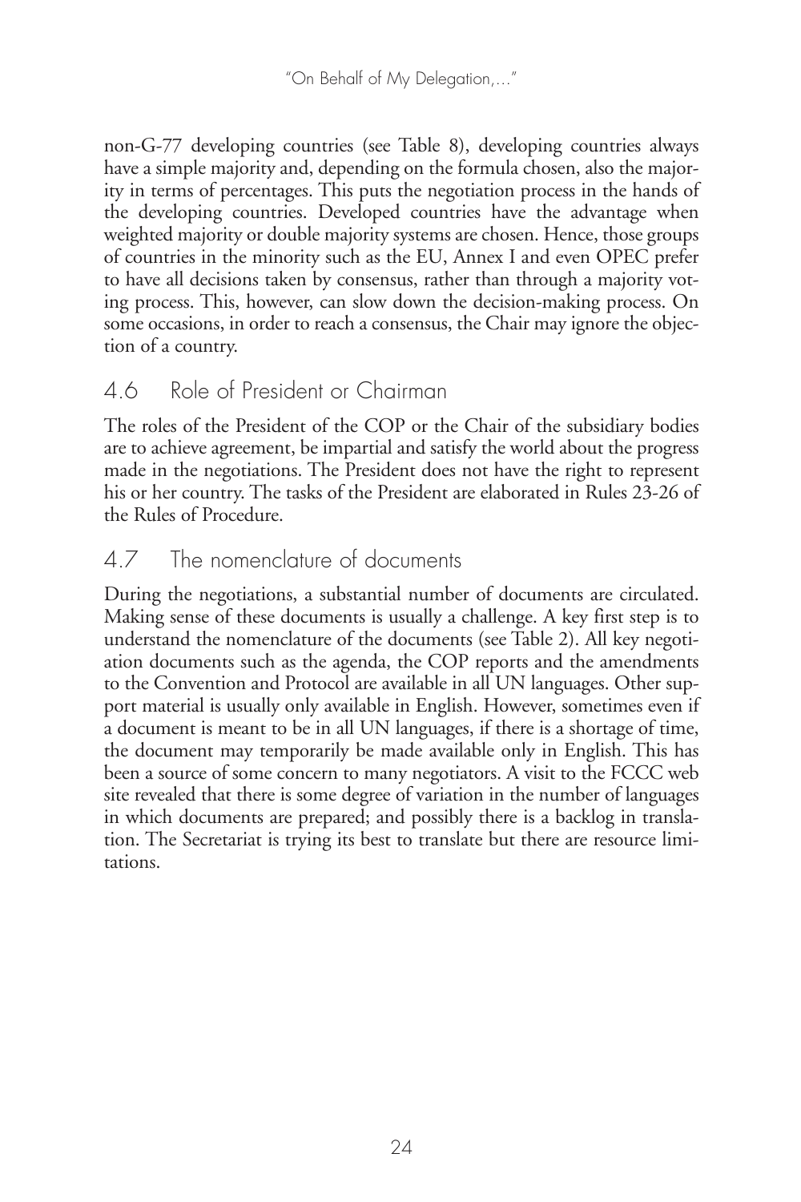non-G-77 developing countries (see Table 8), developing countries always have a simple majority and, depending on the formula chosen, also the majority in terms of percentages. This puts the negotiation process in the hands of the developing countries. Developed countries have the advantage when weighted majority or double majority systems are chosen. Hence, those groups of countries in the minority such as the EU, Annex I and even OPEC prefer to have all decisions taken by consensus, rather than through a majority voting process. This, however, can slow down the decision-making process. On some occasions, in order to reach a consensus, the Chair may ignore the objection of a country.

## 4.6 Role of President or Chairman

The roles of the President of the COP or the Chair of the subsidiary bodies are to achieve agreement, be impartial and satisfy the world about the progress made in the negotiations. The President does not have the right to represent his or her country. The tasks of the President are elaborated in Rules 23-26 of the Rules of Procedure.

## 4.7 The nomenclature of documents

During the negotiations, a substantial number of documents are circulated. Making sense of these documents is usually a challenge. A key first step is to understand the nomenclature of the documents (see Table 2). All key negotiation documents such as the agenda, the COP reports and the amendments to the Convention and Protocol are available in all UN languages. Other support material is usually only available in English. However, sometimes even if a document is meant to be in all UN languages, if there is a shortage of time, the document may temporarily be made available only in English. This has been a source of some concern to many negotiators. A visit to the FCCC web site revealed that there is some degree of variation in the number of languages in which documents are prepared; and possibly there is a backlog in translation. The Secretariat is trying its best to translate but there are resource limitations.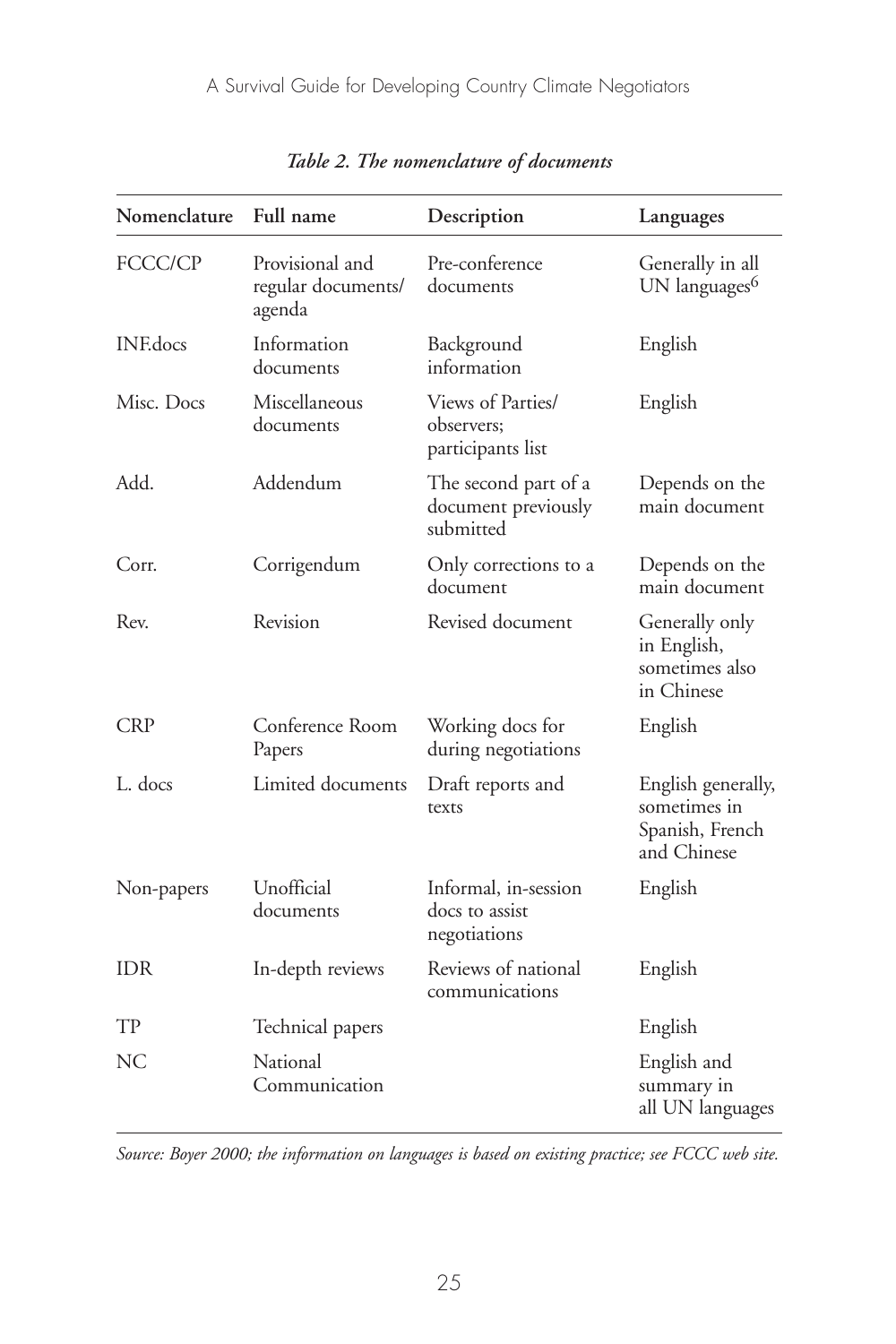*Table 2. The nomenclature of documents*

| Nomenclature | Full name | Description | Languages |
|---|---|---|---|
| FCCC/CP | Provisional and regular documents/ agenda | Pre-conference documents | Generally in all UN languages[6] |
| INF.docs | Information documents | Background information | English |
| Misc. Docs | Miscellaneous documents | Views of Parties/ observers; participants list | English |
| Add. | Addendum | The second part of a document previously submitted | Depends on the main document |
| Corr. | Corrigendum | Only corrections to a document | Depends on the main document |
| Rev. | Revision | Revised document | Generally only in English, sometimes also in Chinese |
| CRP | Conference Room Papers | Working docs for during negotiations | English |
| L. docs | Limited documents | Draft reports and texts | English generally, sometimes in Spanish, French and Chinese |
| Non-papers | Unofficial documents | Informal, in-session docs to assist negotiations | English |
| IDR | In-depth reviews | Reviews of national communications | English |
| TP | Technical papers | | English |
| NC | National Communication | | English and summary in all UN languages |

*Source: Boyer 2000; the information on languages is based on existing practice; see FCCC web site.*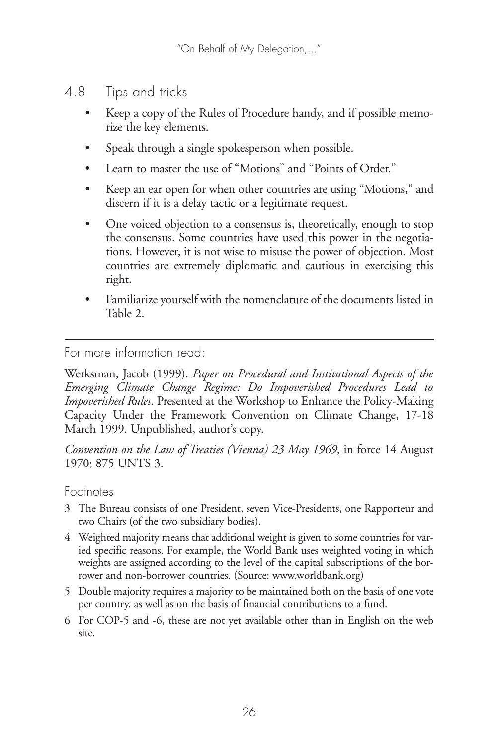## 4.8 Tips and tricks

- Keep a copy of the Rules of Procedure handy, and if possible memorize the key elements.
- Speak through a single spokesperson when possible.
- Learn to master the use of "Motions" and "Points of Order."
- Keep an ear open for when other countries are using "Motions," and discern if it is a delay tactic or a legitimate request.
- One voiced objection to a consensus is, theoretically, enough to stop the consensus. Some countries have used this power in the negotiations. However, it is not wise to misuse the power of objection. Most countries are extremely diplomatic and cautious in exercising this right.
- Familiarize yourself with the nomenclature of the documents listed in Table 2.

---

For more information read:

Werksman, Jacob (1999). *Paper on Procedural and Institutional Aspects of the Emerging Climate Change Regime: Do Impoverished Procedures Lead to Impoverished Rules*. Presented at the Workshop to Enhance the Policy-Making Capacity Under the Framework Convention on Climate Change, 17-18 March 1999. Unpublished, author's copy.

*Convention on the Law of Treaties (Vienna) 23 May 1969*, in force 14 August 1970; 875 UNTS 3.

Footnotes

3 The Bureau consists of one President, seven Vice-Presidents, one Rapporteur and two Chairs (of the two subsidiary bodies).

4 Weighted majority means that additional weight is given to some countries for varied specific reasons. For example, the World Bank uses weighted voting in which weights are assigned according to the level of the capital subscriptions of the borrower and non-borrower countries. (Source: www.worldbank.org)

5 Double majority requires a majority to be maintained both on the basis of one vote per country, as well as on the basis of financial contributions to a fund.

6 For COP-5 and -6, these are not yet available other than in English on the web site.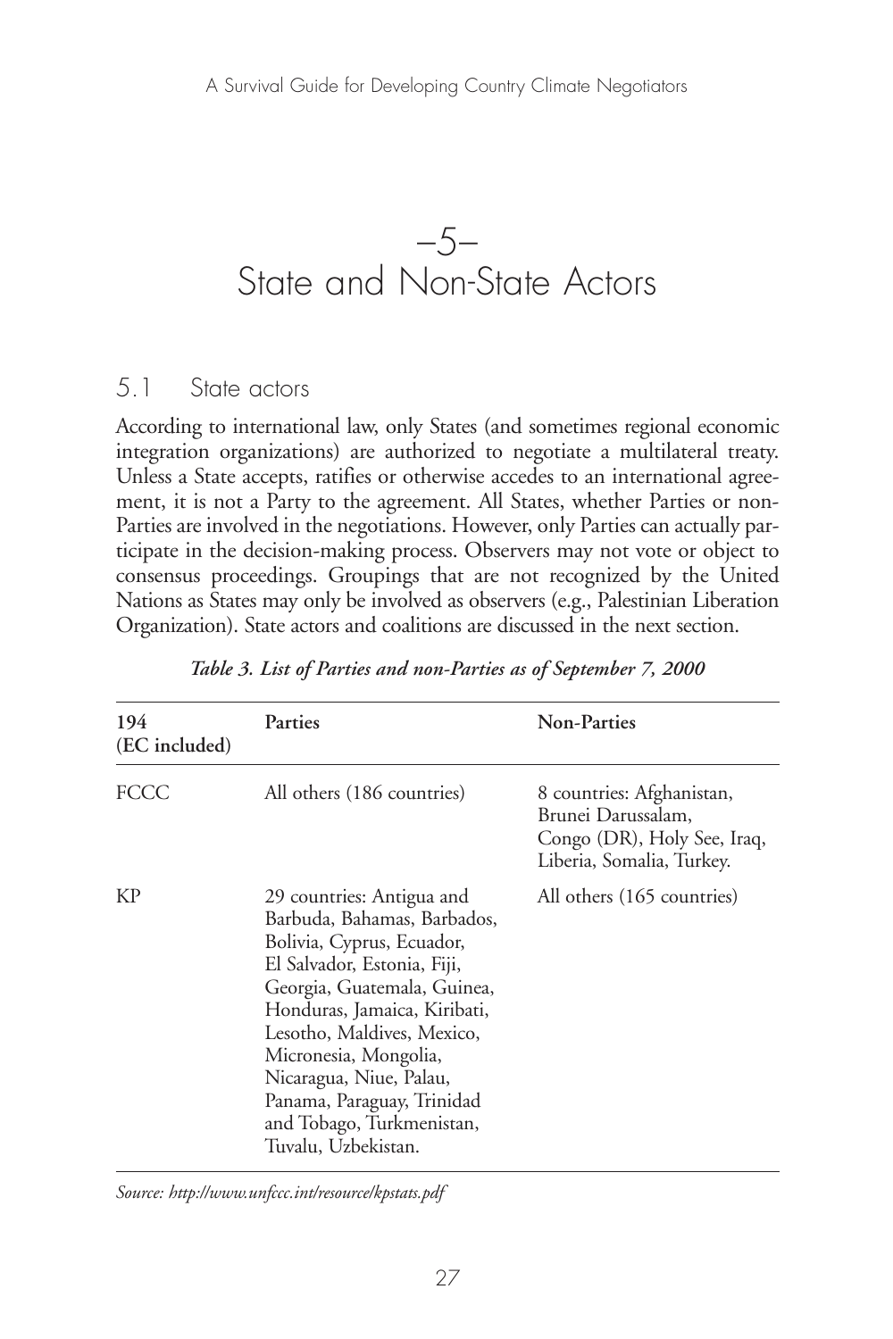# –5– State and Non-State Actors

## 5.1 State actors

According to international law, only States (and sometimes regional economic integration organizations) are authorized to negotiate a multilateral treaty. Unless a State accepts, ratifies or otherwise accedes to an international agreement, it is not a Party to the agreement. All States, whether Parties or non-Parties are involved in the negotiations. However, only Parties can actually participate in the decision-making process. Observers may not vote or object to consensus proceedings. Groupings that are not recognized by the United Nations as States may only be involved as observers (e.g., Palestinian Liberation Organization). State actors and coalitions are discussed in the next section.

*Table 3. List of Parties and non-Parties as of September 7, 2000*

| 194 (EC included) | Parties | Non-Parties |
|---|---|---|
| FCCC | All others (186 countries) | 8 countries: Afghanistan, Brunei Darussalam, Congo (DR), Holy See, Iraq, Liberia, Somalia, Turkey. |
| KP | 29 countries: Antigua and Barbuda, Bahamas, Barbados, Bolivia, Cyprus, Ecuador, El Salvador, Estonia, Fiji, Georgia, Guatemala, Guinea, Honduras, Jamaica, Kiribati, Lesotho, Maldives, Mexico, Micronesia, Mongolia, Nicaragua, Niue, Palau, Panama, Paraguay, Trinidad and Tobago, Turkmenistan, Tuvalu, Uzbekistan. | All others (165 countries) |

*Source: http://www.unfccc.int/resource/kpstats.pdf*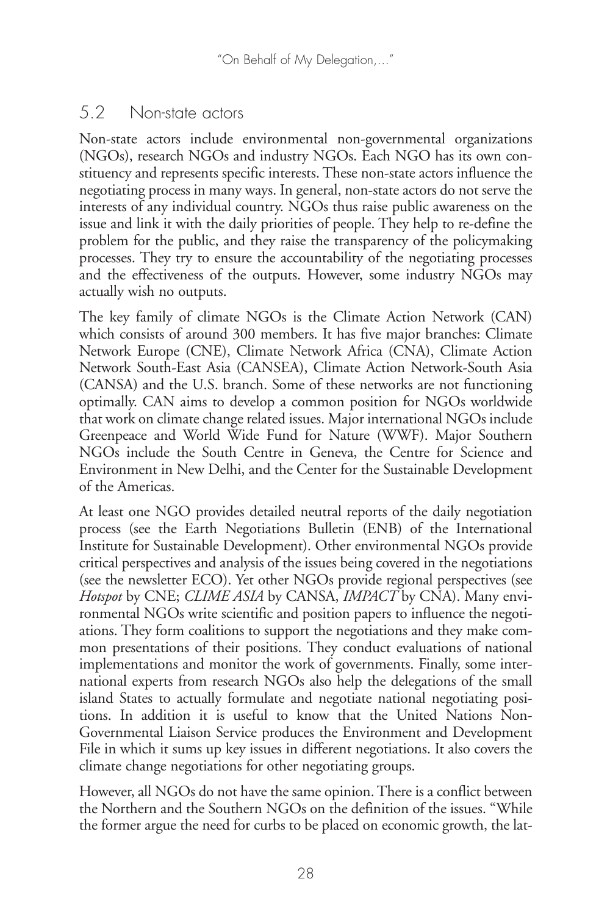## 5.2 Non-state actors

Non-state actors include environmental non-governmental organizations (NGOs), research NGOs and industry NGOs. Each NGO has its own constituency and represents specific interests. These non-state actors influence the negotiating process in many ways. In general, non-state actors do not serve the interests of any individual country. NGOs thus raise public awareness on the issue and link it with the daily priorities of people. They help to re-define the problem for the public, and they raise the transparency of the policymaking processes. They try to ensure the accountability of the negotiating processes and the effectiveness of the outputs. However, some industry NGOs may actually wish no outputs.

The key family of climate NGOs is the Climate Action Network (CAN) which consists of around 300 members. It has five major branches: Climate Network Europe (CNE), Climate Network Africa (CNA), Climate Action Network South-East Asia (CANSEA), Climate Action Network-South Asia (CANSA) and the U.S. branch. Some of these networks are not functioning optimally. CAN aims to develop a common position for NGOs worldwide that work on climate change related issues. Major international NGOs include Greenpeace and World Wide Fund for Nature (WWF). Major Southern NGOs include the South Centre in Geneva, the Centre for Science and Environment in New Delhi, and the Center for the Sustainable Development of the Americas.

At least one NGO provides detailed neutral reports of the daily negotiation process (see the Earth Negotiations Bulletin (ENB) of the International Institute for Sustainable Development). Other environmental NGOs provide critical perspectives and analysis of the issues being covered in the negotiations (see the newsletter ECO). Yet other NGOs provide regional perspectives (see *Hotspot* by CNE; *CLIME ASIA* by CANSA, *IMPACT* by CNA). Many environmental NGOs write scientific and position papers to influence the negotiations. They form coalitions to support the negotiations and they make common presentations of their positions. They conduct evaluations of national implementations and monitor the work of governments. Finally, some international experts from research NGOs also help the delegations of the small island States to actually formulate and negotiate national negotiating positions. In addition it is useful to know that the United Nations Non-Governmental Liaison Service produces the Environment and Development File in which it sums up key issues in different negotiations. It also covers the climate change negotiations for other negotiating groups.

However, all NGOs do not have the same opinion. There is a conflict between the Northern and the Southern NGOs on the definition of the issues. "While the former argue the need for curbs to be placed on economic growth, the lat-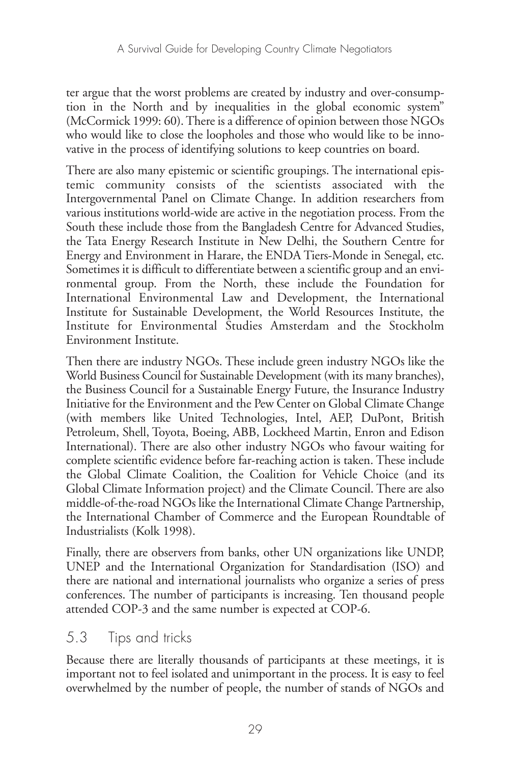ter argue that the worst problems are created by industry and over-consumption in the North and by inequalities in the global economic system" (McCormick 1999: 60). There is a difference of opinion between those NGOs who would like to close the loopholes and those who would like to be innovative in the process of identifying solutions to keep countries on board.

There are also many epistemic or scientific groupings. The international epistemic community consists of the scientists associated with the Intergovernmental Panel on Climate Change. In addition researchers from various institutions world-wide are active in the negotiation process. From the South these include those from the Bangladesh Centre for Advanced Studies, the Tata Energy Research Institute in New Delhi, the Southern Centre for Energy and Environment in Harare, the ENDA Tiers-Monde in Senegal, etc. Sometimes it is difficult to differentiate between a scientific group and an environmental group. From the North, these include the Foundation for International Environmental Law and Development, the International Institute for Sustainable Development, the World Resources Institute, the Institute for Environmental Studies Amsterdam and the Stockholm Environment Institute.

Then there are industry NGOs. These include green industry NGOs like the World Business Council for Sustainable Development (with its many branches), the Business Council for a Sustainable Energy Future, the Insurance Industry Initiative for the Environment and the Pew Center on Global Climate Change (with members like United Technologies, Intel, AEP, DuPont, British Petroleum, Shell, Toyota, Boeing, ABB, Lockheed Martin, Enron and Edison International). There are also other industry NGOs who favour waiting for complete scientific evidence before far-reaching action is taken. These include the Global Climate Coalition, the Coalition for Vehicle Choice (and its Global Climate Information project) and the Climate Council. There are also middle-of-the-road NGOs like the International Climate Change Partnership, the International Chamber of Commerce and the European Roundtable of Industrialists (Kolk 1998).

Finally, there are observers from banks, other UN organizations like UNDP, UNEP and the International Organization for Standardisation (ISO) and there are national and international journalists who organize a series of press conferences. The number of participants is increasing. Ten thousand people attended COP-3 and the same number is expected at COP-6.

## 5.3 Tips and tricks

Because there are literally thousands of participants at these meetings, it is important not to feel isolated and unimportant in the process. It is easy to feel overwhelmed by the number of people, the number of stands of NGOs and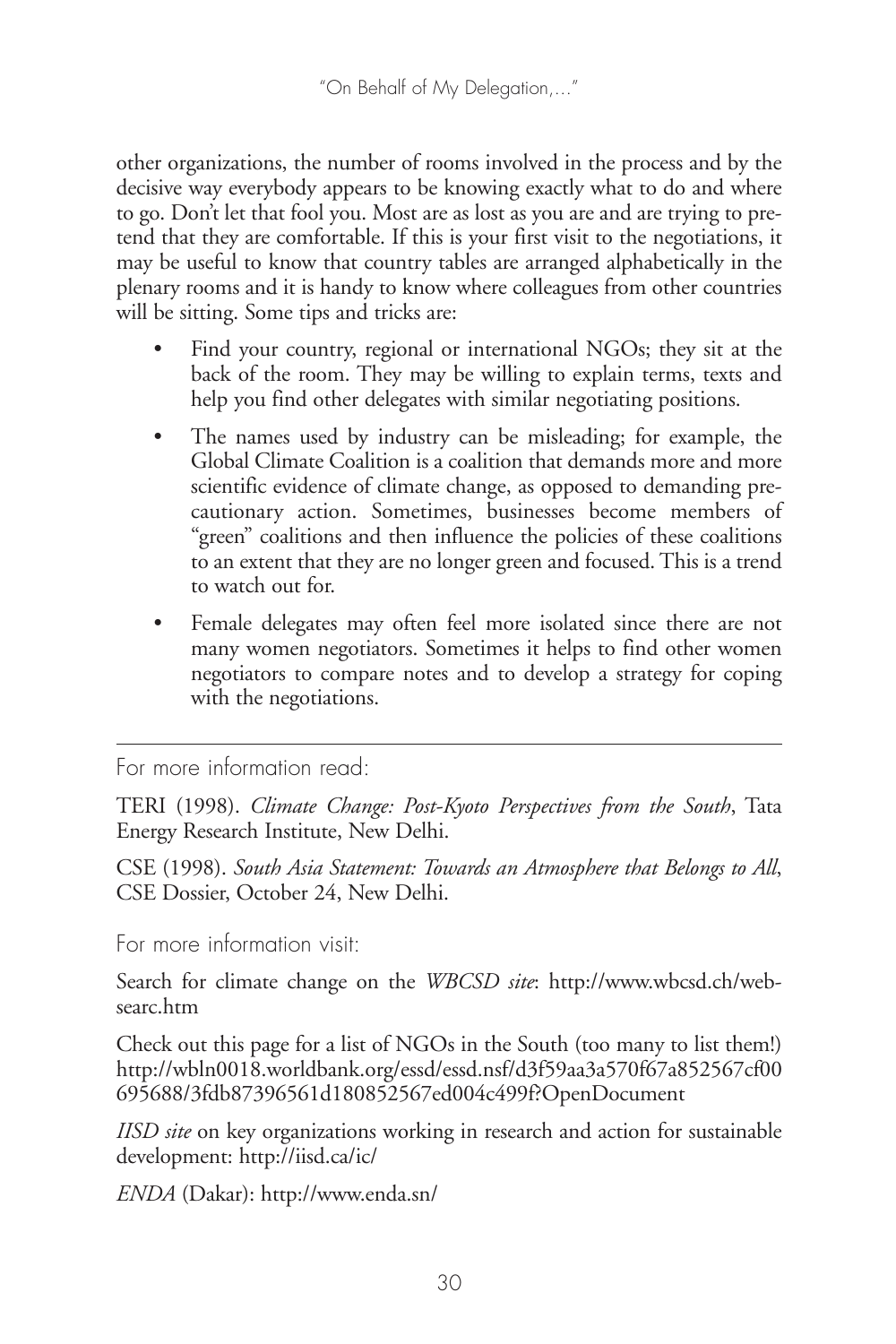other organizations, the number of rooms involved in the process and by the decisive way everybody appears to be knowing exactly what to do and where to go. Don't let that fool you. Most are as lost as you are and are trying to pretend that they are comfortable. If this is your first visit to the negotiations, it may be useful to know that country tables are arranged alphabetically in the plenary rooms and it is handy to know where colleagues from other countries will be sitting. Some tips and tricks are:

- Find your country, regional or international NGOs; they sit at the back of the room. They may be willing to explain terms, texts and help you find other delegates with similar negotiating positions.
- The names used by industry can be misleading; for example, the Global Climate Coalition is a coalition that demands more and more scientific evidence of climate change, as opposed to demanding precautionary action. Sometimes, businesses become members of "green" coalitions and then influence the policies of these coalitions to an extent that they are no longer green and focused. This is a trend to watch out for.
- Female delegates may often feel more isolated since there are not many women negotiators. Sometimes it helps to find other women negotiators to compare notes and to develop a strategy for coping with the negotiations.

---

For more information read:

TERI (1998). *Climate Change: Post-Kyoto Perspectives from the South*, Tata Energy Research Institute, New Delhi.

CSE (1998). *South Asia Statement: Towards an Atmosphere that Belongs to All*, CSE Dossier, October 24, New Delhi.

For more information visit:

Search for climate change on the *WBCSD site*: http://www.wbcsd.ch/websearc.htm

Check out this page for a list of NGOs in the South (too many to list them!) http://wbln0018.worldbank.org/essd/essd.nsf/d3f59aa3a570f67a852567cf00695688/3fdb87396561d180852567ed004c499f?OpenDocument

*IISD site* on key organizations working in research and action for sustainable development: http://iisd.ca/ic/

*ENDA* (Dakar): http://www.enda.sn/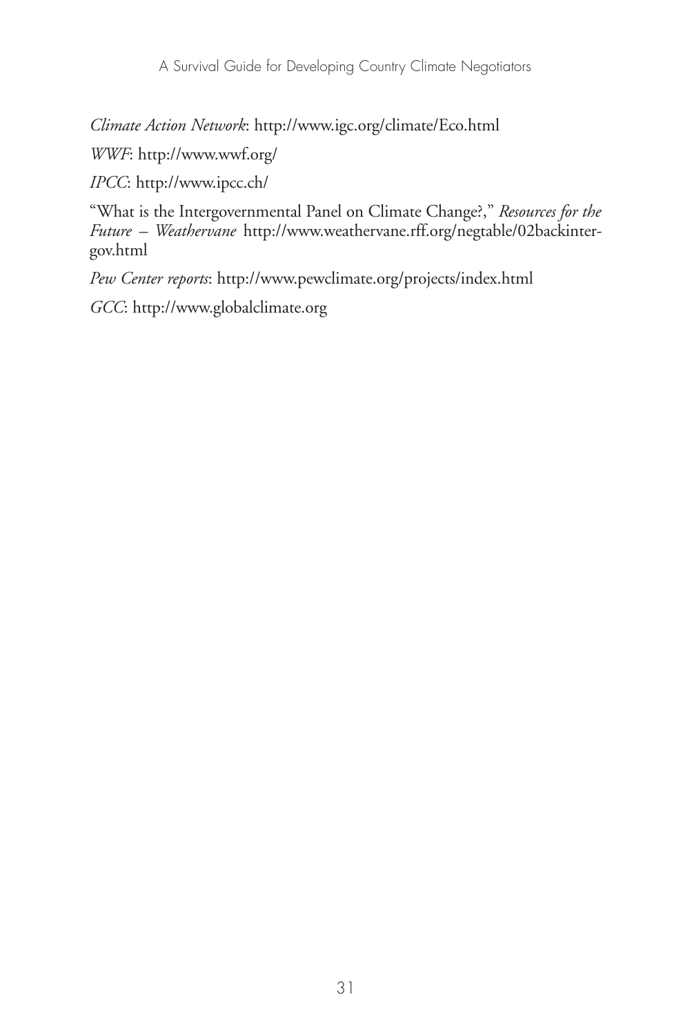*Climate Action Network*: http://www.igc.org/climate/Eco.html

*WWF*: http://www.wwf.org/

*IPCC*: http://www.ipcc.ch/

"What is the Intergovernmental Panel on Climate Change?," *Resources for the Future – Weathervane* http://www.weathervane.rff.org/negtable/02backintergov.html

*Pew Center reports*: http://www.pewclimate.org/projects/index.html

*GCC*: http://www.globalclimate.org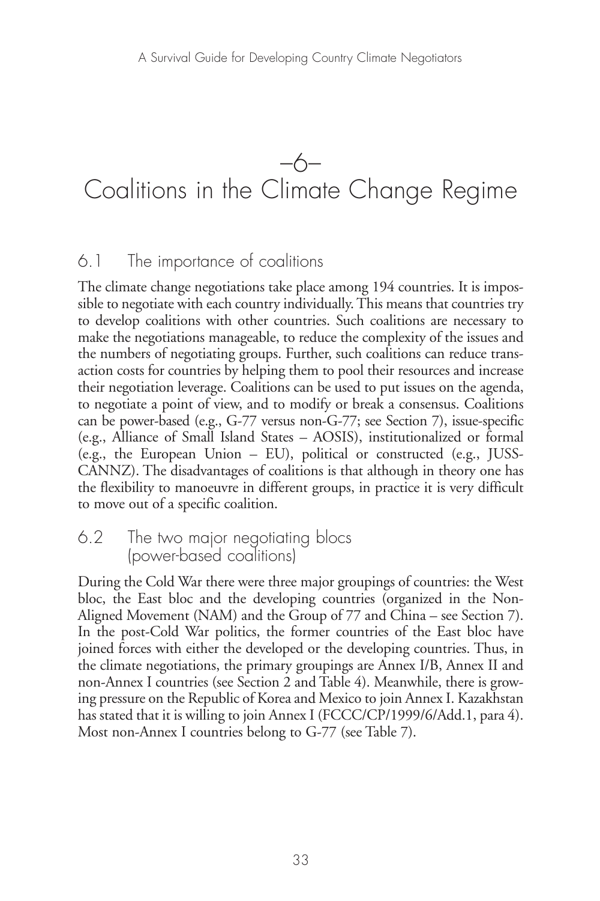# –6–
# Coalitions in the Climate Change Regime

## 6.1 The importance of coalitions

The climate change negotiations take place among 194 countries. It is impossible to negotiate with each country individually. This means that countries try to develop coalitions with other countries. Such coalitions are necessary to make the negotiations manageable, to reduce the complexity of the issues and the numbers of negotiating groups. Further, such coalitions can reduce transaction costs for countries by helping them to pool their resources and increase their negotiation leverage. Coalitions can be used to put issues on the agenda, to negotiate a point of view, and to modify or break a consensus. Coalitions can be power-based (e.g., G-77 versus non-G-77; see Section 7), issue-specific (e.g., Alliance of Small Island States – AOSIS), institutionalized or formal (e.g., the European Union – EU), political or constructed (e.g., JUSSCANNZ). The disadvantages of coalitions is that although in theory one has the flexibility to manoeuvre in different groups, in practice it is very difficult to move out of a specific coalition.

## 6.2 The two major negotiating blocs (power-based coalitions)

During the Cold War there were three major groupings of countries: the West bloc, the East bloc and the developing countries (organized in the Non-Aligned Movement (NAM) and the Group of 77 and China – see Section 7). In the post-Cold War politics, the former countries of the East bloc have joined forces with either the developed or the developing countries. Thus, in the climate negotiations, the primary groupings are Annex I/B, Annex II and non-Annex I countries (see Section 2 and Table 4). Meanwhile, there is growing pressure on the Republic of Korea and Mexico to join Annex I. Kazakhstan has stated that it is willing to join Annex I (FCCC/CP/1999/6/Add.1, para 4). Most non-Annex I countries belong to G-77 (see Table 7).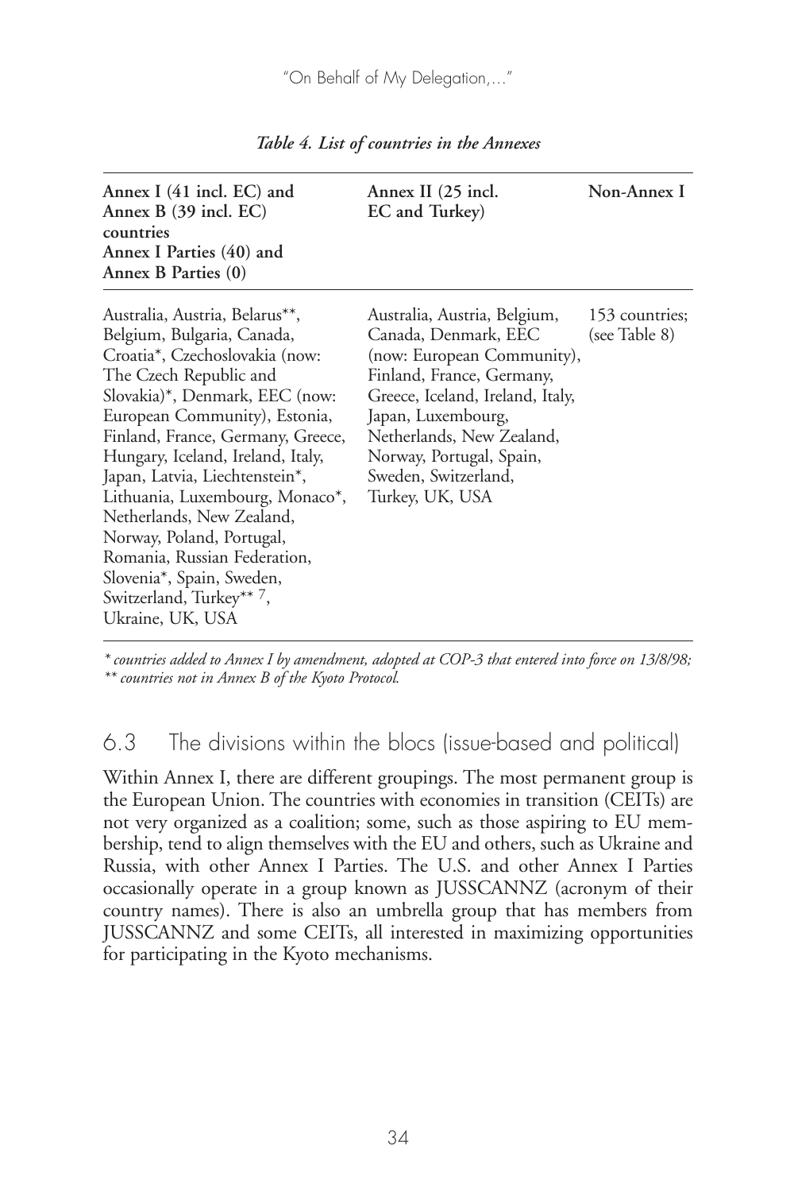*Table 4. List of countries in the Annexes*

| Annex I (41 incl. EC) and Annex B (39 incl. EC) countries Annex I Parties (40) and Annex B Parties (0) | Annex II (25 incl. EC and Turkey) | Non-Annex I |
|---|---|---|
| Australia, Austria, Belarus**, Belgium, Bulgaria, Canada, Croatia*, Czechoslovakia (now: The Czech Republic and Slovakia)*, Denmark, EEC (now: European Community), Estonia, Finland, France, Germany, Greece, Hungary, Iceland, Ireland, Italy, Japan, Latvia, Liechtenstein*, Lithuania, Luxembourg, Monaco*, Netherlands, New Zealand, Norway, Poland, Portugal, Romania, Russian Federation, Slovenia*, Spain, Sweden, Switzerland, Turkey** [7], Ukraine, UK, USA | Australia, Austria, Belgium, Canada, Denmark, EEC (now: European Community), Finland, France, Germany, Greece, Iceland, Ireland, Italy, Japan, Luxembourg, Netherlands, New Zealand, Norway, Portugal, Spain, Sweden, Switzerland, Turkey, UK, USA | 153 countries; (see Table 8) |

*\* countries added to Annex I by amendment, adopted at COP-3 that entered into force on 13/8/98;*
*\*\* countries not in Annex B of the Kyoto Protocol.*

## 6.3 The divisions within the blocs (issue-based and political)

Within Annex I, there are different groupings. The most permanent group is the European Union. The countries with economies in transition (CEITs) are not very organized as a coalition; some, such as those aspiring to EU membership, tend to align themselves with the EU and others, such as Ukraine and Russia, with other Annex I Parties. The U.S. and other Annex I Parties occasionally operate in a group known as JUSSCANNZ (acronym of their country names). There is also an umbrella group that has members from JUSSCANNZ and some CEITs, all interested in maximizing opportunities for participating in the Kyoto mechanisms.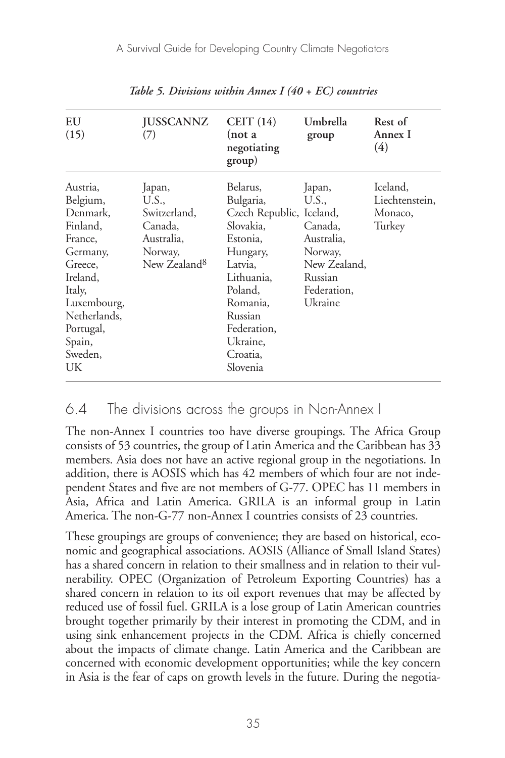*Table 5. Divisions within Annex I (40 + EC) countries*

| EU (15) | JUSSCANNZ (7) | CEIT (14) (not a negotiating group) | Umbrella group | Rest of Annex I (4) |
|---|---|---|---|---|
| Austria, Belgium, Denmark, Finland, France, Germany, Greece, Ireland, Italy, Luxembourg, Netherlands, Portugal, Spain, Sweden, UK | Japan, U.S., Switzerland, Canada, Australia, Norway, New Zealand[8] | Belarus, Bulgaria, Czech Republic, Slovakia, Estonia, Hungary, Latvia, Lithuania, Poland, Romania, Russian Federation, Ukraine, Croatia, Slovenia | Japan, U.S., Iceland, Canada, Australia, Norway, New Zealand, Russian Federation, Ukraine | Iceland, Liechtenstein, Monaco, Turkey |

## 6.4 The divisions across the groups in Non-Annex I

The non-Annex I countries too have diverse groupings. The Africa Group consists of 53 countries, the group of Latin America and the Caribbean has 33 members. Asia does not have an active regional group in the negotiations. In addition, there is AOSIS which has 42 members of which four are not independent States and five are not members of G-77. OPEC has 11 members in Asia, Africa and Latin America. GRILA is an informal group in Latin America. The non-G-77 non-Annex I countries consists of 23 countries.

These groupings are groups of convenience; they are based on historical, economic and geographical associations. AOSIS (Alliance of Small Island States) has a shared concern in relation to their smallness and in relation to their vulnerability. OPEC (Organization of Petroleum Exporting Countries) has a shared concern in relation to its oil export revenues that may be affected by reduced use of fossil fuel. GRILA is a lose group of Latin American countries brought together primarily by their interest in promoting the CDM, and in using sink enhancement projects in the CDM. Africa is chiefly concerned about the impacts of climate change. Latin America and the Caribbean are concerned with economic development opportunities; while the key concern in Asia is the fear of caps on growth levels in the future. During the negotia-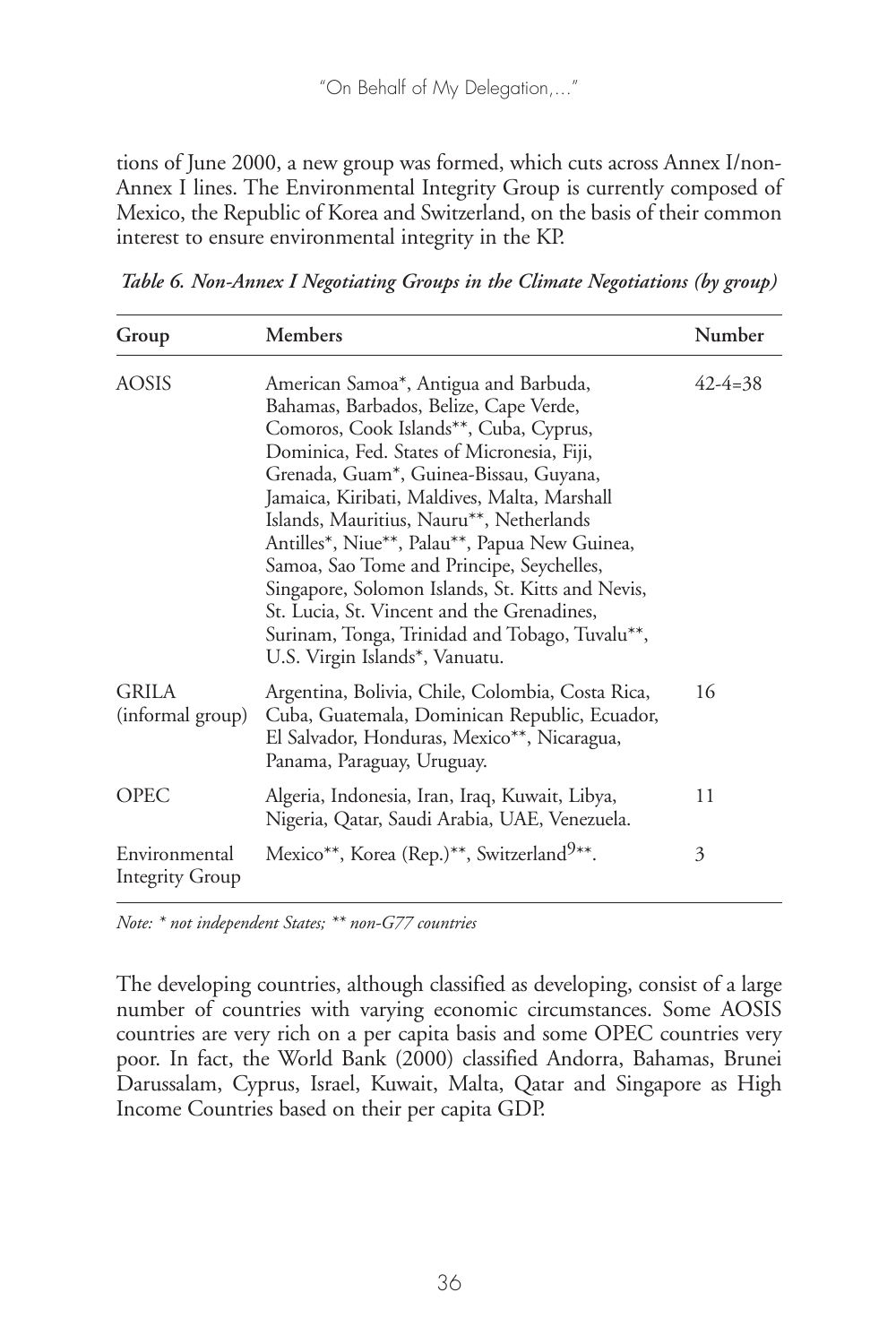tions of June 2000, a new group was formed, which cuts across Annex I/non-Annex I lines. The Environmental Integrity Group is currently composed of Mexico, the Republic of Korea and Switzerland, on the basis of their common interest to ensure environmental integrity in the KP.

*Table 6. Non-Annex I Negotiating Groups in the Climate Negotiations (by group)*

| Group | Members | Number |
|---|---|---|
| AOSIS | American Samoa*, Antigua and Barbuda, Bahamas, Barbados, Belize, Cape Verde, Comoros, Cook Islands**, Cuba, Cyprus, Dominica, Fed. States of Micronesia, Fiji, Grenada, Guam*, Guinea-Bissau, Guyana, Jamaica, Kiribati, Maldives, Malta, Marshall Islands, Mauritius, Nauru**, Netherlands Antilles*, Niue**, Palau**, Papua New Guinea, Samoa, Sao Tome and Principe, Seychelles, Singapore, Solomon Islands, St. Kitts and Nevis, St. Lucia, St. Vincent and the Grenadines, Surinam, Tonga, Trinidad and Tobago, Tuvalu**, U.S. Virgin Islands*, Vanuatu. | 42-4=38 |
| GRILA (informal group) | Argentina, Bolivia, Chile, Colombia, Costa Rica, Cuba, Guatemala, Dominican Republic, Ecuador, El Salvador, Honduras, Mexico**, Nicaragua, Panama, Paraguay, Uruguay. | 16 |
| OPEC | Algeria, Indonesia, Iran, Iraq, Kuwait, Libya, Nigeria, Qatar, Saudi Arabia, UAE, Venezuela. | 11 |
| Environmental Integrity Group | Mexico**, Korea (Rep.)**, Switzerland[9]**. | 3 |

*Note: * not independent States; ** non-G77 countries*

The developing countries, although classified as developing, consist of a large number of countries with varying economic circumstances. Some AOSIS countries are very rich on a per capita basis and some OPEC countries very poor. In fact, the World Bank (2000) classified Andorra, Bahamas, Brunei Darussalam, Cyprus, Israel, Kuwait, Malta, Qatar and Singapore as High Income Countries based on their per capita GDP.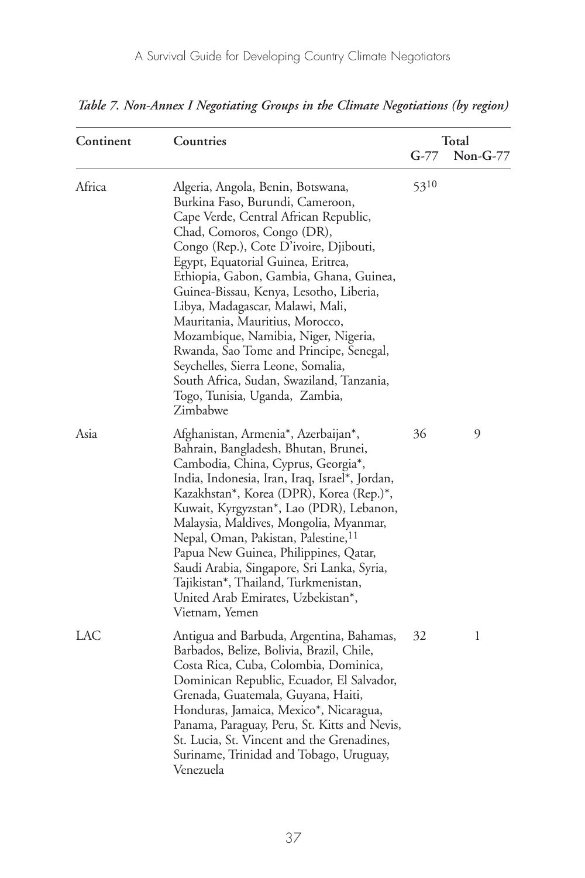*Table 7. Non-Annex I Negotiating Groups in the Climate Negotiations (by region)*

| Continent | Countries | Total | |
|---|---|---|---|
| | | G-77 | Non-G-77 |
| Africa | Algeria, Angola, Benin, Botswana, Burkina Faso, Burundi, Cameroon, Cape Verde, Central African Republic, Chad, Comoros, Congo (DR), Congo (Rep.), Cote D'ivoire, Djibouti, Egypt, Equatorial Guinea, Eritrea, Ethiopia, Gabon, Gambia, Ghana, Guinea, Guinea-Bissau, Kenya, Lesotho, Liberia, Libya, Madagascar, Malawi, Mali, Mauritania, Mauritius, Morocco, Mozambique, Namibia, Niger, Nigeria, Rwanda, Sao Tome and Principe, Senegal, Seychelles, Sierra Leone, Somalia, South Africa, Sudan, Swaziland, Tanzania, Togo, Tunisia, Uganda, Zambia, Zimbabwe | 53[10] | |
| Asia | Afghanistan, Armenia*, Azerbaijan*, Bahrain, Bangladesh, Bhutan, Brunei, Cambodia, China, Cyprus, Georgia*, India, Indonesia, Iran, Iraq, Israel*, Jordan, Kazakhstan*, Korea (DPR), Korea (Rep.)*, Kuwait, Kyrgyzstan*, Lao (PDR), Lebanon, Malaysia, Maldives, Mongolia, Myanmar, Nepal, Oman, Pakistan, Palestine,[11] Papua New Guinea, Philippines, Qatar, Saudi Arabia, Singapore, Sri Lanka, Syria, Tajikistan*, Thailand, Turkmenistan, United Arab Emirates, Uzbekistan*, Vietnam, Yemen | 36 | 9 |
| LAC | Antigua and Barbuda, Argentina, Bahamas, Barbados, Belize, Bolivia, Brazil, Chile, Costa Rica, Cuba, Colombia, Dominica, Dominican Republic, Ecuador, El Salvador, Grenada, Guatemala, Guyana, Haiti, Honduras, Jamaica, Mexico*, Nicaragua, Panama, Paraguay, Peru, St. Kitts and Nevis, St. Lucia, St. Vincent and the Grenadines, Suriname, Trinidad and Tobago, Uruguay, Venezuela | 32 | 1 |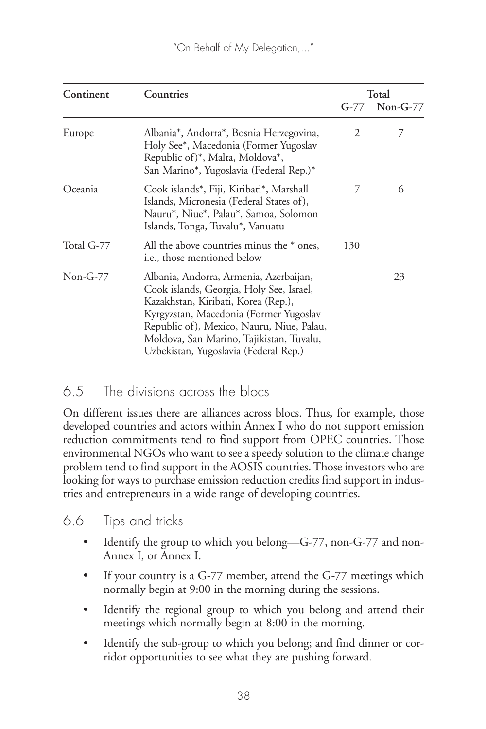| Continent | Countries | Total | |
|---|---|---|---|
| | | G-77 | Non-G-77 |
| Europe | Albania*, Andorra*, Bosnia Herzegovina, Holy See*, Macedonia (Former Yugoslav Republic of)*, Malta, Moldova*, San Marino*, Yugoslavia (Federal Rep.)* | 2 | 7 |
| Oceania | Cook islands*, Fiji, Kiribati*, Marshall Islands, Micronesia (Federal States of), Nauru*, Niue*, Palau*, Samoa, Solomon Islands, Tonga, Tuvalu*, Vanuatu | 7 | 6 |
| Total G-77 | All the above countries minus the * ones, i.e., those mentioned below | 130 | |
| Non-G-77 | Albania, Andorra, Armenia, Azerbaijan, Cook islands, Georgia, Holy See, Israel, Kazakhstan, Kiribati, Korea (Rep.), Kyrgyzstan, Macedonia (Former Yugoslav Republic of), Mexico, Nauru, Niue, Palau, Moldova, San Marino, Tajikistan, Tuvalu, Uzbekistan, Yugoslavia (Federal Rep.) | | 23 |

## 6.5 The divisions across the blocs

On different issues there are alliances across blocs. Thus, for example, those developed countries and actors within Annex I who do not support emission reduction commitments tend to find support from OPEC countries. Those environmental NGOs who want to see a speedy solution to the climate change problem tend to find support in the AOSIS countries. Those investors who are looking for ways to purchase emission reduction credits find support in industries and entrepreneurs in a wide range of developing countries.

## 6.6 Tips and tricks

- Identify the group to which you belong—G-77, non-G-77 and non-Annex I, or Annex I.
- If your country is a G-77 member, attend the G-77 meetings which normally begin at 9:00 in the morning during the sessions.
- Identify the regional group to which you belong and attend their meetings which normally begin at 8:00 in the morning.
- Identify the sub-group to which you belong; and find dinner or corridor opportunities to see what they are pushing forward.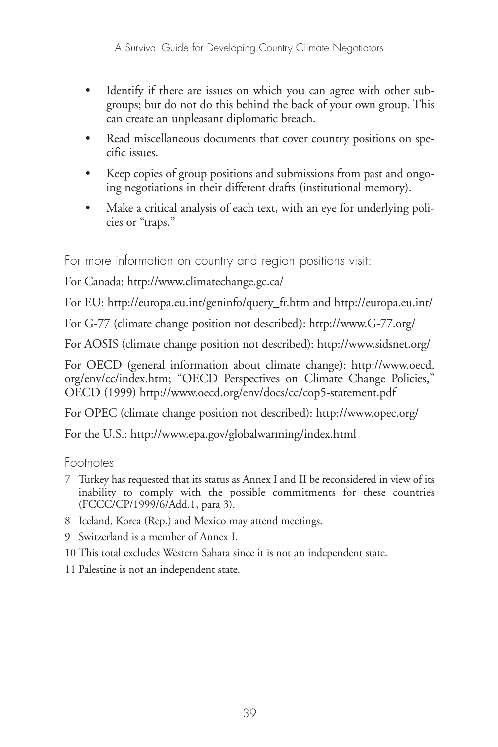- Identify if there are issues on which you can agree with other subgroups; but do not do this behind the back of your own group. This can create an unpleasant diplomatic breach.
- Read miscellaneous documents that cover country positions on specific issues.
- Keep copies of group positions and submissions from past and ongoing negotiations in their different drafts (institutional memory).
- Make a critical analysis of each text, with an eye for underlying policies or "traps."

---

For more information on country and region positions visit:

For Canada: http://www.climatechange.gc.ca/

For EU: http://europa.eu.int/geninfo/query_fr.htm and http://europa.eu.int/

For G-77 (climate change position not described): http://www.G-77.org/

For AOSIS (climate change position not described): http://www.sidsnet.org/

For OECD (general information about climate change): http://www.oecd.org/env/cc/index.htm; "OECD Perspectives on Climate Change Policies," OECD (1999) http://www.oecd.org/env/docs/cc/cop5-statement.pdf

For OPEC (climate change position not described): http://www.opec.org/

For the U.S.: http://www.epa.gov/globalwarming/index.html

Footnotes

7 Turkey has requested that its status as Annex I and II be reconsidered in view of its inability to comply with the possible commitments for these countries (FCCC/CP/1999/6/Add.1, para 3).

8 Iceland, Korea (Rep.) and Mexico may attend meetings.

9 Switzerland is a member of Annex I.

10 This total excludes Western Sahara since it is not an independent state.

11 Palestine is not an independent state.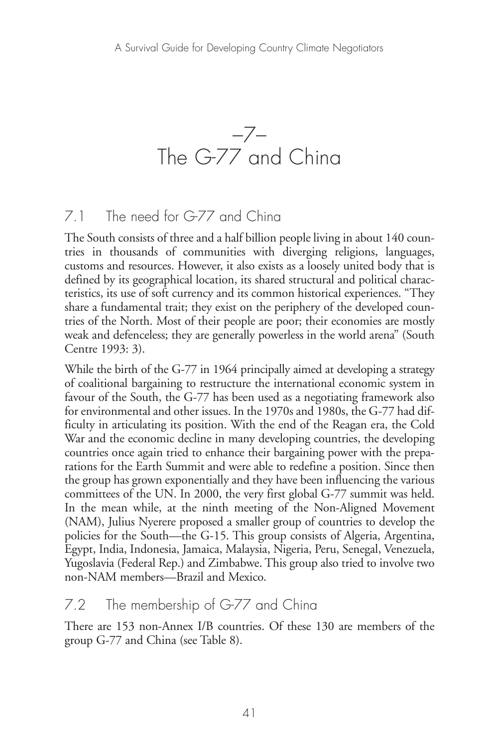# –7–
# The G-77 and China

## 7.1 The need for G-77 and China

The South consists of three and a half billion people living in about 140 countries in thousands of communities with diverging religions, languages, customs and resources. However, it also exists as a loosely united body that is defined by its geographical location, its shared structural and political characteristics, its use of soft currency and its common historical experiences. "They share a fundamental trait; they exist on the periphery of the developed countries of the North. Most of their people are poor; their economies are mostly weak and defenceless; they are generally powerless in the world arena" (South Centre 1993: 3).

While the birth of the G-77 in 1964 principally aimed at developing a strategy of coalitional bargaining to restructure the international economic system in favour of the South, the G-77 has been used as a negotiating framework also for environmental and other issues. In the 1970s and 1980s, the G-77 had difficulty in articulating its position. With the end of the Reagan era, the Cold War and the economic decline in many developing countries, the developing countries once again tried to enhance their bargaining power with the preparations for the Earth Summit and were able to redefine a position. Since then the group has grown exponentially and they have been influencing the various committees of the UN. In 2000, the very first global G-77 summit was held. In the mean while, at the ninth meeting of the Non-Aligned Movement (NAM), Julius Nyerere proposed a smaller group of countries to develop the policies for the South—the G-15. This group consists of Algeria, Argentina, Egypt, India, Indonesia, Jamaica, Malaysia, Nigeria, Peru, Senegal, Venezuela, Yugoslavia (Federal Rep.) and Zimbabwe. This group also tried to involve two non-NAM members—Brazil and Mexico.

## 7.2 The membership of G-77 and China

There are 153 non-Annex I/B countries. Of these 130 are members of the group G-77 and China (see Table 8).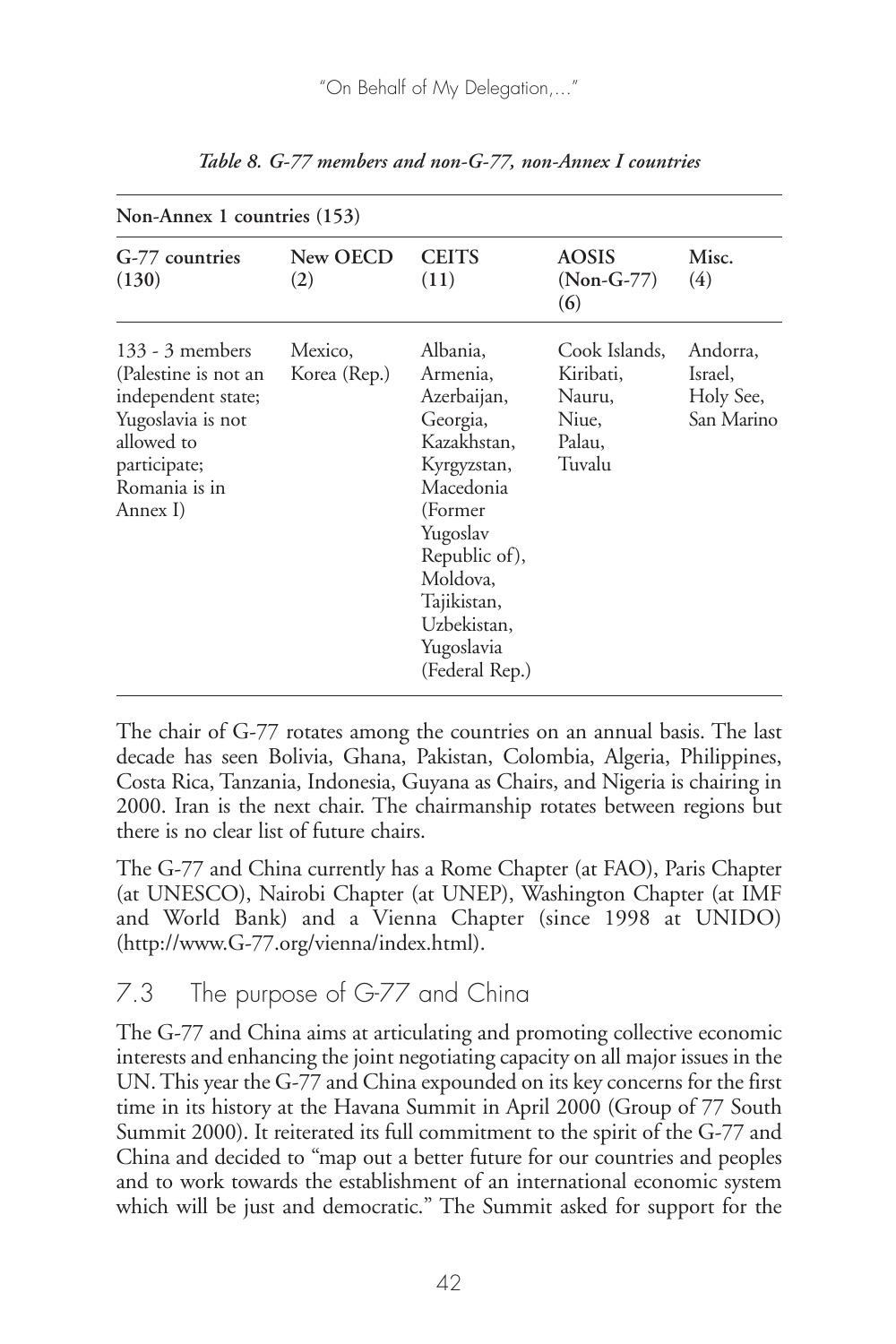*Table 8. G-77 members and non-G-77, non-Annex I countries*

| **Non-Annex 1 countries (153)** | | | | |
|---|---|---|---|---|
| **G-77 countries (130)** | **New OECD (2)** | **CEITS (11)** | **AOSIS (Non-G-77) (6)** | **Misc. (4)** |
| 133 - 3 members (Palestine is not an independent state; Yugoslavia is not allowed to participate; Romania is in Annex I) | Mexico, Korea (Rep.) | Albania, Armenia, Azerbaijan, Georgia, Kazakhstan, Kyrgyzstan, Macedonia (Former Yugoslav Republic of), Moldova, Tajikistan, Uzbekistan, Yugoslavia (Federal Rep.) | Cook Islands, Kiribati, Nauru, Niue, Palau, Tuvalu | Andorra, Israel, Holy See, San Marino |

The chair of G-77 rotates among the countries on an annual basis. The last decade has seen Bolivia, Ghana, Pakistan, Colombia, Algeria, Philippines, Costa Rica, Tanzania, Indonesia, Guyana as Chairs, and Nigeria is chairing in 2000. Iran is the next chair. The chairmanship rotates between regions but there is no clear list of future chairs.

The G-77 and China currently has a Rome Chapter (at FAO), Paris Chapter (at UNESCO), Nairobi Chapter (at UNEP), Washington Chapter (at IMF and World Bank) and a Vienna Chapter (since 1998 at UNIDO) (http://www.G-77.org/vienna/index.html).

## 7.3 The purpose of G-77 and China

The G-77 and China aims at articulating and promoting collective economic interests and enhancing the joint negotiating capacity on all major issues in the UN. This year the G-77 and China expounded on its key concerns for the first time in its history at the Havana Summit in April 2000 (Group of 77 South Summit 2000). It reiterated its full commitment to the spirit of the G-77 and China and decided to "map out a better future for our countries and peoples and to work towards the establishment of an international economic system which will be just and democratic." The Summit asked for support for the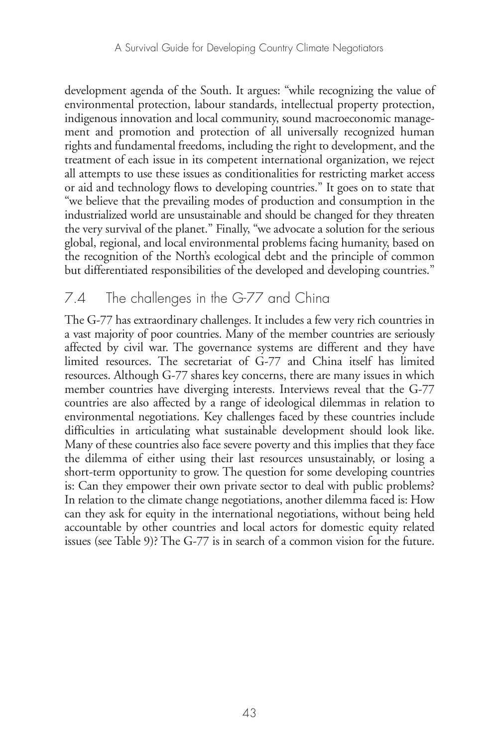development agenda of the South. It argues: "while recognizing the value of environmental protection, labour standards, intellectual property protection, indigenous innovation and local community, sound macroeconomic management and promotion and protection of all universally recognized human rights and fundamental freedoms, including the right to development, and the treatment of each issue in its competent international organization, we reject all attempts to use these issues as conditionalities for restricting market access or aid and technology flows to developing countries." It goes on to state that "we believe that the prevailing modes of production and consumption in the industrialized world are unsustainable and should be changed for they threaten the very survival of the planet." Finally, "we advocate a solution for the serious global, regional, and local environmental problems facing humanity, based on the recognition of the North's ecological debt and the principle of common but differentiated responsibilities of the developed and developing countries."

## 7.4 The challenges in the G-77 and China

The G-77 has extraordinary challenges. It includes a few very rich countries in a vast majority of poor countries. Many of the member countries are seriously affected by civil war. The governance systems are different and they have limited resources. The secretariat of G-77 and China itself has limited resources. Although G-77 shares key concerns, there are many issues in which member countries have diverging interests. Interviews reveal that the G-77 countries are also affected by a range of ideological dilemmas in relation to environmental negotiations. Key challenges faced by these countries include difficulties in articulating what sustainable development should look like. Many of these countries also face severe poverty and this implies that they face the dilemma of either using their last resources unsustainably, or losing a short-term opportunity to grow. The question for some developing countries is: Can they empower their own private sector to deal with public problems? In relation to the climate change negotiations, another dilemma faced is: How can they ask for equity in the international negotiations, without being held accountable by other countries and local actors for domestic equity related issues (see Table 9)? The G-77 is in search of a common vision for the future.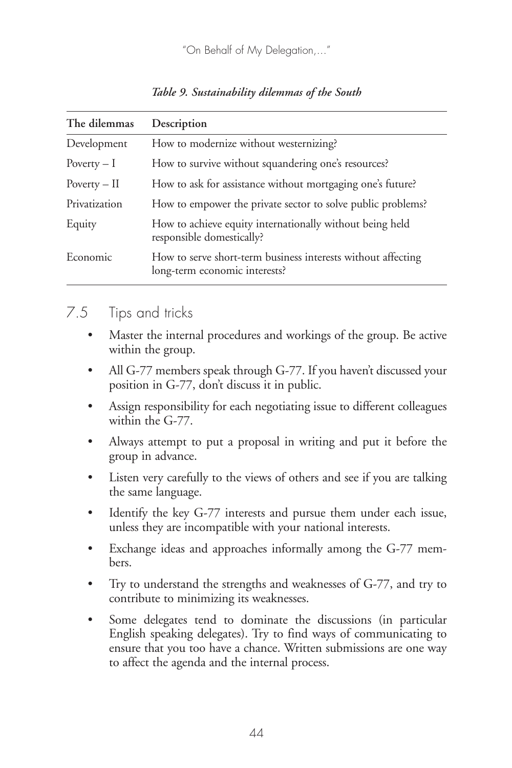*Table 9. Sustainability dilemmas of the South*

| The dilemmas | Description |
|---|---|
| Development | How to modernize without westernizing? |
| Poverty – I | How to survive without squandering one's resources? |
| Poverty – II | How to ask for assistance without mortgaging one's future? |
| Privatization | How to empower the private sector to solve public problems? |
| Equity | How to achieve equity internationally without being held responsible domestically? |
| Economic | How to serve short-term business interests without affecting long-term economic interests? |

## 7.5 Tips and tricks

- Master the internal procedures and workings of the group. Be active within the group.
- All G-77 members speak through G-77. If you haven't discussed your position in G-77, don't discuss it in public.
- Assign responsibility for each negotiating issue to different colleagues within the G-77.
- Always attempt to put a proposal in writing and put it before the group in advance.
- Listen very carefully to the views of others and see if you are talking the same language.
- Identify the key G-77 interests and pursue them under each issue, unless they are incompatible with your national interests.
- Exchange ideas and approaches informally among the G-77 members.
- Try to understand the strengths and weaknesses of G-77, and try to contribute to minimizing its weaknesses.
- Some delegates tend to dominate the discussions (in particular English speaking delegates). Try to find ways of communicating to ensure that you too have a chance. Written submissions are one way to affect the agenda and the internal process.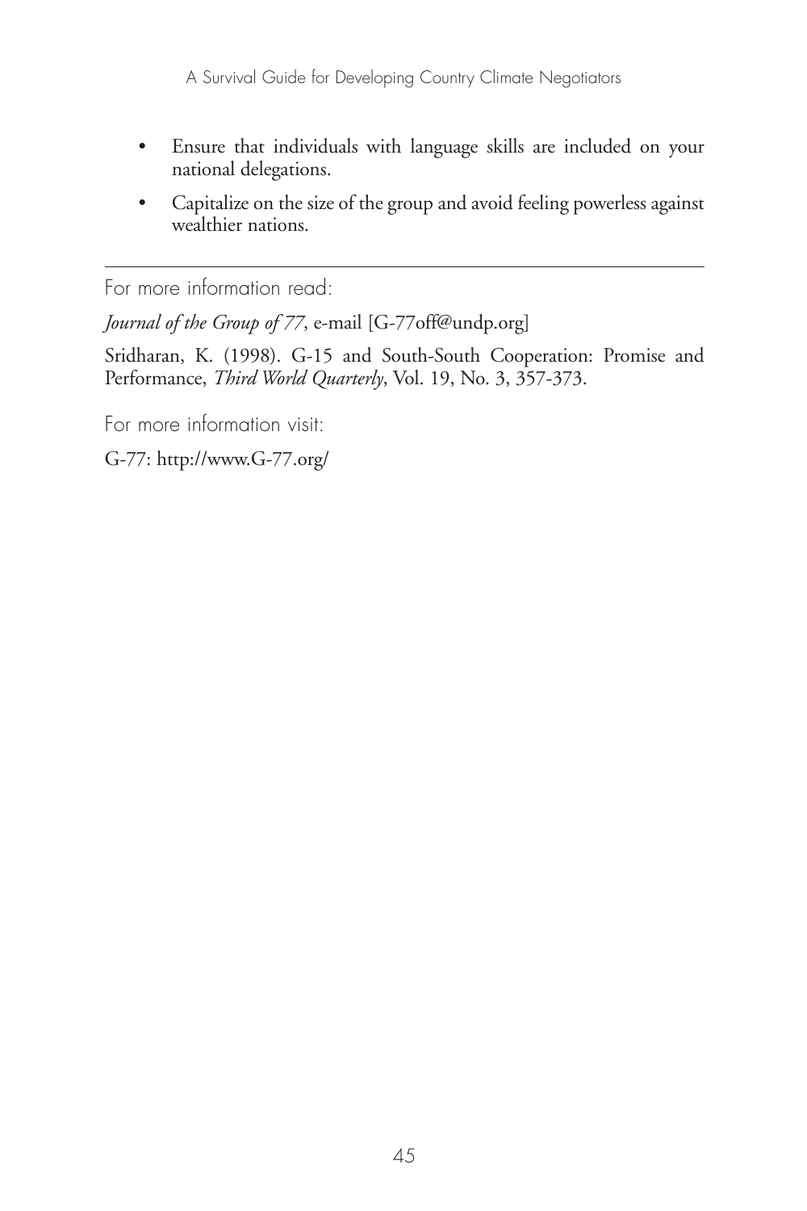- Ensure that individuals with language skills are included on your national delegations.
- Capitalize on the size of the group and avoid feeling powerless against wealthier nations.

---

For more information read:

*Journal of the Group of 77*, e-mail [G-77off@undp.org]

Sridharan, K. (1998). G-15 and South-South Cooperation: Promise and Performance, *Third World Quarterly*, Vol. 19, No. 3, 357-373.

For more information visit:

G-77: http://www.G-77.org/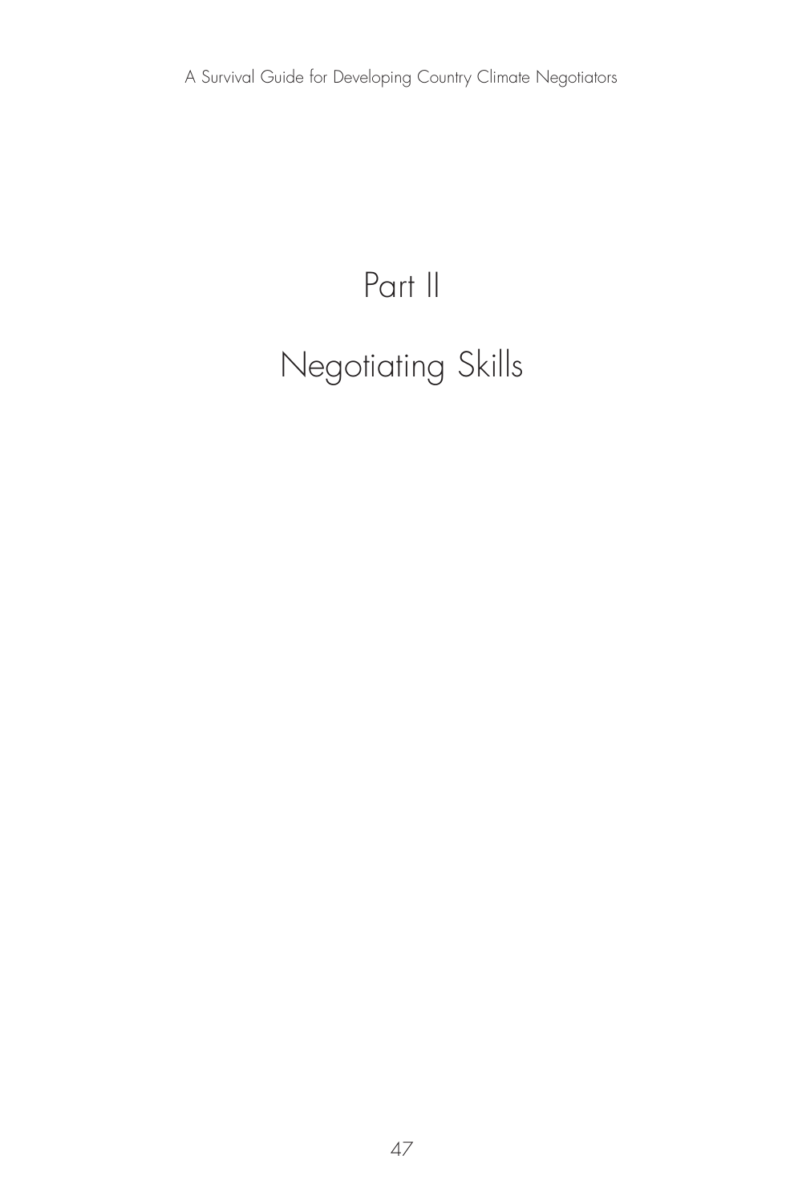# Part II

# Negotiating Skills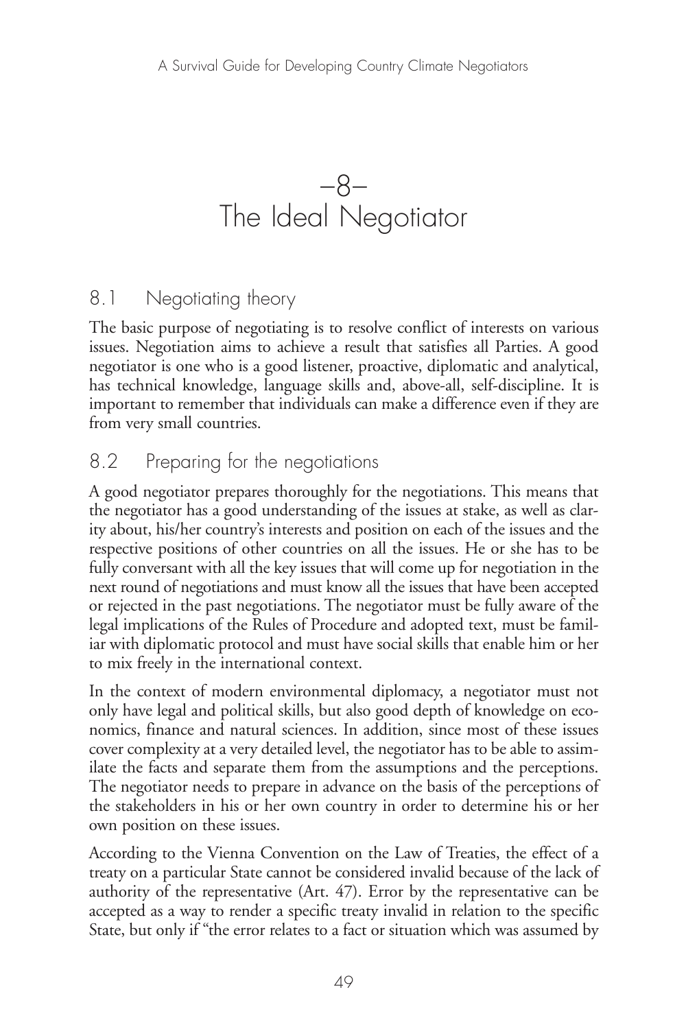# –8– The Ideal Negotiator

## 8.1 Negotiating theory

The basic purpose of negotiating is to resolve conflict of interests on various issues. Negotiation aims to achieve a result that satisfies all Parties. A good negotiator is one who is a good listener, proactive, diplomatic and analytical, has technical knowledge, language skills and, above-all, self-discipline. It is important to remember that individuals can make a difference even if they are from very small countries.

## 8.2 Preparing for the negotiations

A good negotiator prepares thoroughly for the negotiations. This means that the negotiator has a good understanding of the issues at stake, as well as clarity about, his/her country's interests and position on each of the issues and the respective positions of other countries on all the issues. He or she has to be fully conversant with all the key issues that will come up for negotiation in the next round of negotiations and must know all the issues that have been accepted or rejected in the past negotiations. The negotiator must be fully aware of the legal implications of the Rules of Procedure and adopted text, must be familiar with diplomatic protocol and must have social skills that enable him or her to mix freely in the international context.

In the context of modern environmental diplomacy, a negotiator must not only have legal and political skills, but also good depth of knowledge on economics, finance and natural sciences. In addition, since most of these issues cover complexity at a very detailed level, the negotiator has to be able to assimilate the facts and separate them from the assumptions and the perceptions. The negotiator needs to prepare in advance on the basis of the perceptions of the stakeholders in his or her own country in order to determine his or her own position on these issues.

According to the Vienna Convention on the Law of Treaties, the effect of a treaty on a particular State cannot be considered invalid because of the lack of authority of the representative (Art. 47). Error by the representative can be accepted as a way to render a specific treaty invalid in relation to the specific State, but only if "the error relates to a fact or situation which was assumed by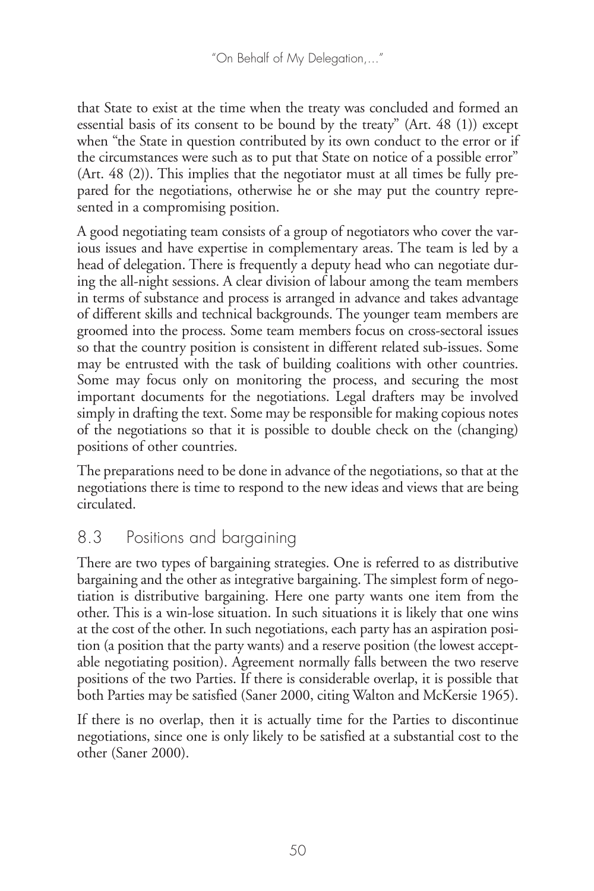that State to exist at the time when the treaty was concluded and formed an essential basis of its consent to be bound by the treaty" (Art. 48 (1)) except when "the State in question contributed by its own conduct to the error or if the circumstances were such as to put that State on notice of a possible error" (Art. 48 (2)). This implies that the negotiator must at all times be fully prepared for the negotiations, otherwise he or she may put the country represented in a compromising position.

A good negotiating team consists of a group of negotiators who cover the various issues and have expertise in complementary areas. The team is led by a head of delegation. There is frequently a deputy head who can negotiate during the all-night sessions. A clear division of labour among the team members in terms of substance and process is arranged in advance and takes advantage of different skills and technical backgrounds. The younger team members are groomed into the process. Some team members focus on cross-sectoral issues so that the country position is consistent in different related sub-issues. Some may be entrusted with the task of building coalitions with other countries. Some may focus only on monitoring the process, and securing the most important documents for the negotiations. Legal drafters may be involved simply in drafting the text. Some may be responsible for making copious notes of the negotiations so that it is possible to double check on the (changing) positions of other countries.

The preparations need to be done in advance of the negotiations, so that at the negotiations there is time to respond to the new ideas and views that are being circulated.

## 8.3 Positions and bargaining

There are two types of bargaining strategies. One is referred to as distributive bargaining and the other as integrative bargaining. The simplest form of negotiation is distributive bargaining. Here one party wants one item from the other. This is a win-lose situation. In such situations it is likely that one wins at the cost of the other. In such negotiations, each party has an aspiration position (a position that the party wants) and a reserve position (the lowest acceptable negotiating position). Agreement normally falls between the two reserve positions of the two Parties. If there is considerable overlap, it is possible that both Parties may be satisfied (Saner 2000, citing Walton and McKersie 1965).

If there is no overlap, then it is actually time for the Parties to discontinue negotiations, since one is only likely to be satisfied at a substantial cost to the other (Saner 2000).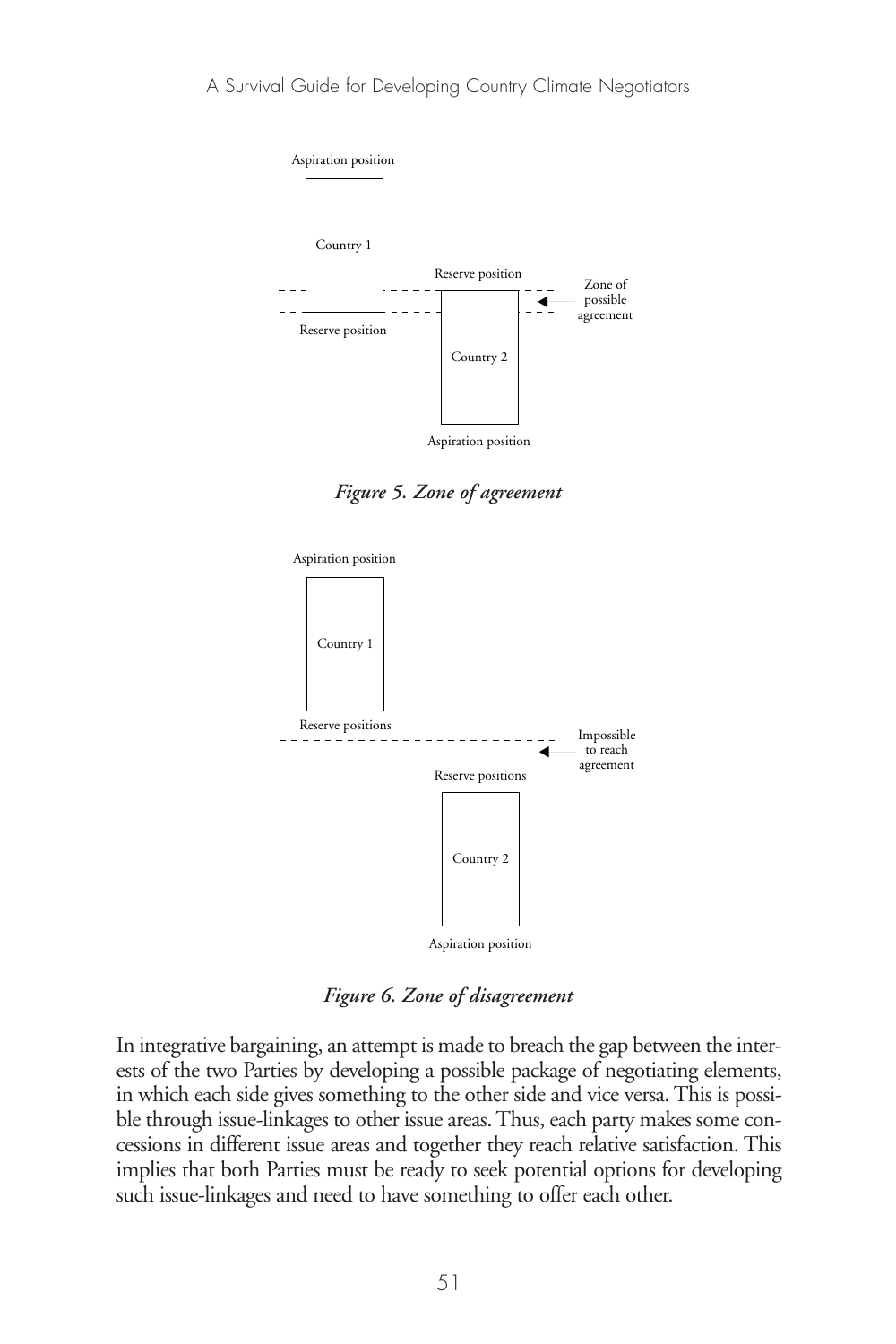Aspiration position

Country 1

Reserve position

Reserve position

Country 2

Aspiration position

Zone of possible agreement

*Figure 5. Zone of agreement*

Aspiration position

Country 1

Reserve positions

Reserve positions

Country 2

Aspiration position

Impossible to reach agreement

*Figure 6. Zone of disagreement*

In integrative bargaining, an attempt is made to breach the gap between the interests of the two Parties by developing a possible package of negotiating elements, in which each side gives something to the other side and vice versa. This is possible through issue-linkages to other issue areas. Thus, each party makes some concessions in different issue areas and together they reach relative satisfaction. This implies that both Parties must be ready to seek potential options for developing such issue-linkages and need to have something to offer each other.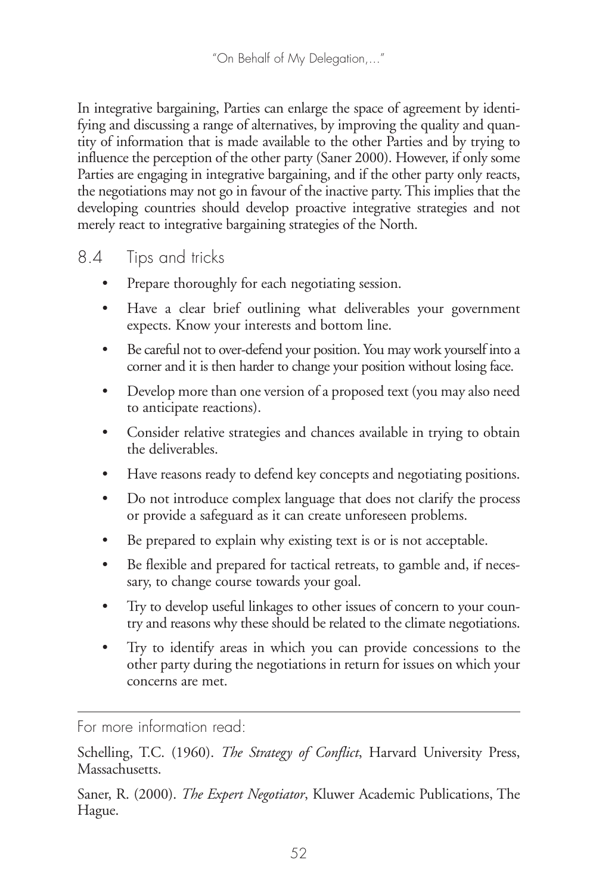In integrative bargaining, Parties can enlarge the space of agreement by identifying and discussing a range of alternatives, by improving the quality and quantity of information that is made available to the other Parties and by trying to influence the perception of the other party (Saner 2000). However, if only some Parties are engaging in integrative bargaining, and if the other party only reacts, the negotiations may not go in favour of the inactive party. This implies that the developing countries should develop proactive integrative strategies and not merely react to integrative bargaining strategies of the North.

## 8.4 Tips and tricks

- Prepare thoroughly for each negotiating session.
- Have a clear brief outlining what deliverables your government expects. Know your interests and bottom line.
- Be careful not to over-defend your position. You may work yourself into a corner and it is then harder to change your position without losing face.
- Develop more than one version of a proposed text (you may also need to anticipate reactions).
- Consider relative strategies and chances available in trying to obtain the deliverables.
- Have reasons ready to defend key concepts and negotiating positions.
- Do not introduce complex language that does not clarify the process or provide a safeguard as it can create unforeseen problems.
- Be prepared to explain why existing text is or is not acceptable.
- Be flexible and prepared for tactical retreats, to gamble and, if necessary, to change course towards your goal.
- Try to develop useful linkages to other issues of concern to your country and reasons why these should be related to the climate negotiations.
- Try to identify areas in which you can provide concessions to the other party during the negotiations in return for issues on which your concerns are met.

---

For more information read:

Schelling, T.C. (1960). *The Strategy of Conflict*, Harvard University Press, Massachusetts.

Saner, R. (2000). *The Expert Negotiator*, Kluwer Academic Publications, The Hague.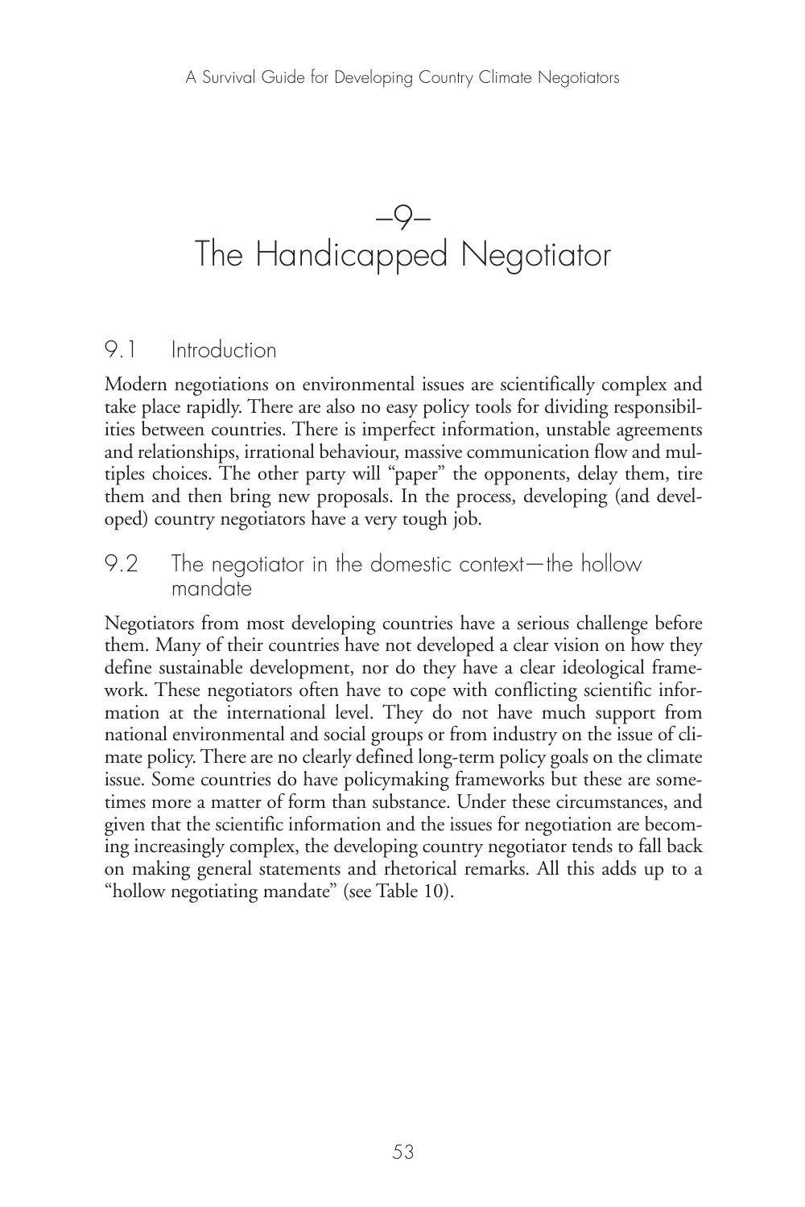# –9– The Handicapped Negotiator

## 9.1 Introduction

Modern negotiations on environmental issues are scientifically complex and take place rapidly. There are also no easy policy tools for dividing responsibilities between countries. There is imperfect information, unstable agreements and relationships, irrational behaviour, massive communication flow and multiples choices. The other party will "paper" the opponents, delay them, tire them and then bring new proposals. In the process, developing (and developed) country negotiators have a very tough job.

## 9.2 The negotiator in the domestic context—the hollow mandate

Negotiators from most developing countries have a serious challenge before them. Many of their countries have not developed a clear vision on how they define sustainable development, nor do they have a clear ideological framework. These negotiators often have to cope with conflicting scientific information at the international level. They do not have much support from national environmental and social groups or from industry on the issue of climate policy. There are no clearly defined long-term policy goals on the climate issue. Some countries do have policymaking frameworks but these are sometimes more a matter of form than substance. Under these circumstances, and given that the scientific information and the issues for negotiation are becoming increasingly complex, the developing country negotiator tends to fall back on making general statements and rhetorical remarks. All this adds up to a "hollow negotiating mandate" (see Table 10).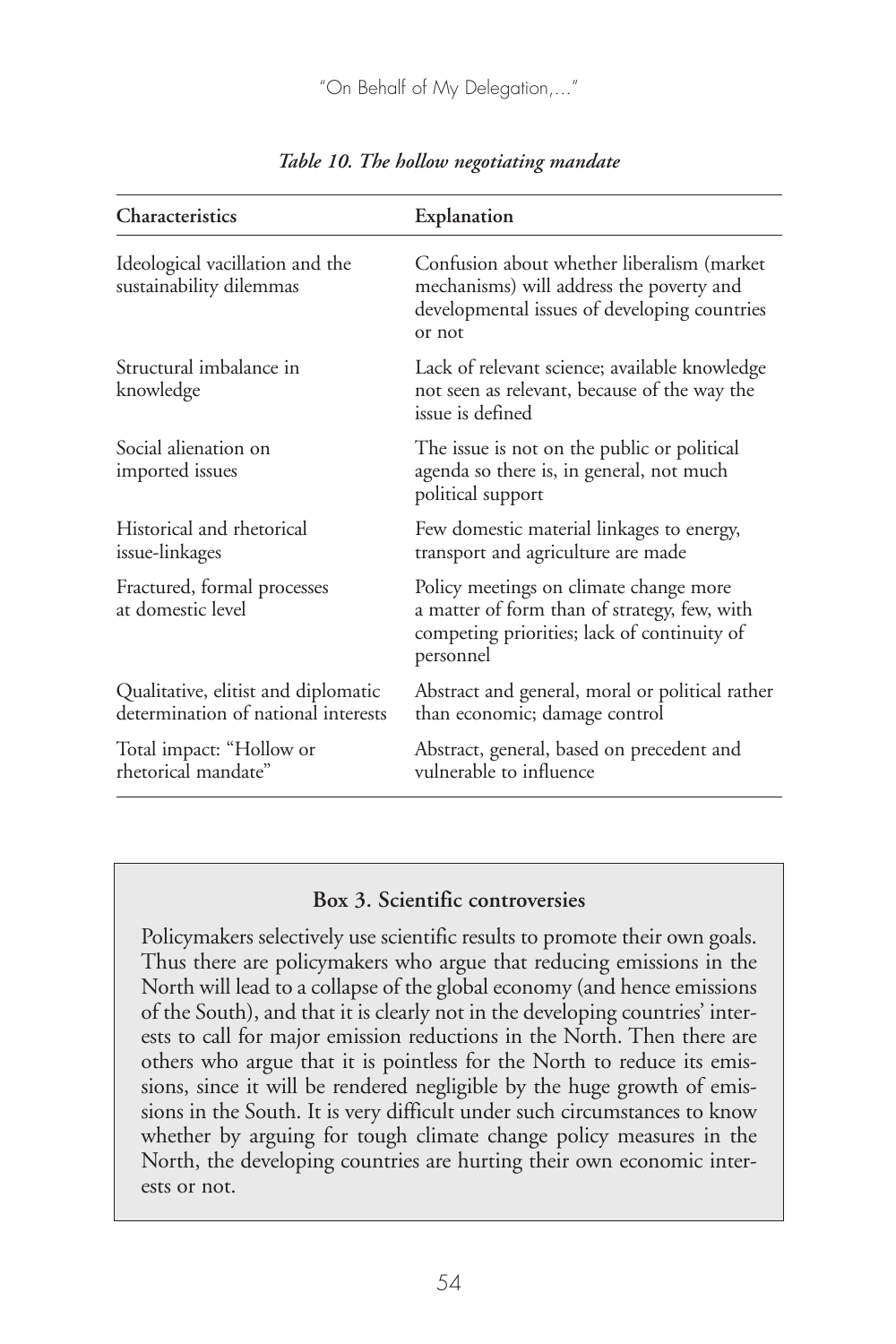*Table 10. The hollow negotiating mandate*

| Characteristics | Explanation |
|---|---|
| Ideological vacillation and the sustainability dilemmas | Confusion about whether liberalism (market mechanisms) will address the poverty and developmental issues of developing countries or not |
| Structural imbalance in knowledge | Lack of relevant science; available knowledge not seen as relevant, because of the way the issue is defined |
| Social alienation on imported issues | The issue is not on the public or political agenda so there is, in general, not much political support |
| Historical and rhetorical issue-linkages | Few domestic material linkages to energy, transport and agriculture are made |
| Fractured, formal processes at domestic level | Policy meetings on climate change more a matter of form than of strategy, few, with competing priorities; lack of continuity of personnel |
| Qualitative, elitist and diplomatic determination of national interests | Abstract and general, moral or political rather than economic; damage control |
| Total impact: "Hollow or rhetorical mandate" | Abstract, general, based on precedent and vulnerable to influence |

**Box 3. Scientific controversies**

Policymakers selectively use scientific results to promote their own goals. Thus there are policymakers who argue that reducing emissions in the North will lead to a collapse of the global economy (and hence emissions of the South), and that it is clearly not in the developing countries' interests to call for major emission reductions in the North. Then there are others who argue that it is pointless for the North to reduce its emissions, since it will be rendered negligible by the huge growth of emissions in the South. It is very difficult under such circumstances to know whether by arguing for tough climate change policy measures in the North, the developing countries are hurting their own economic interests or not.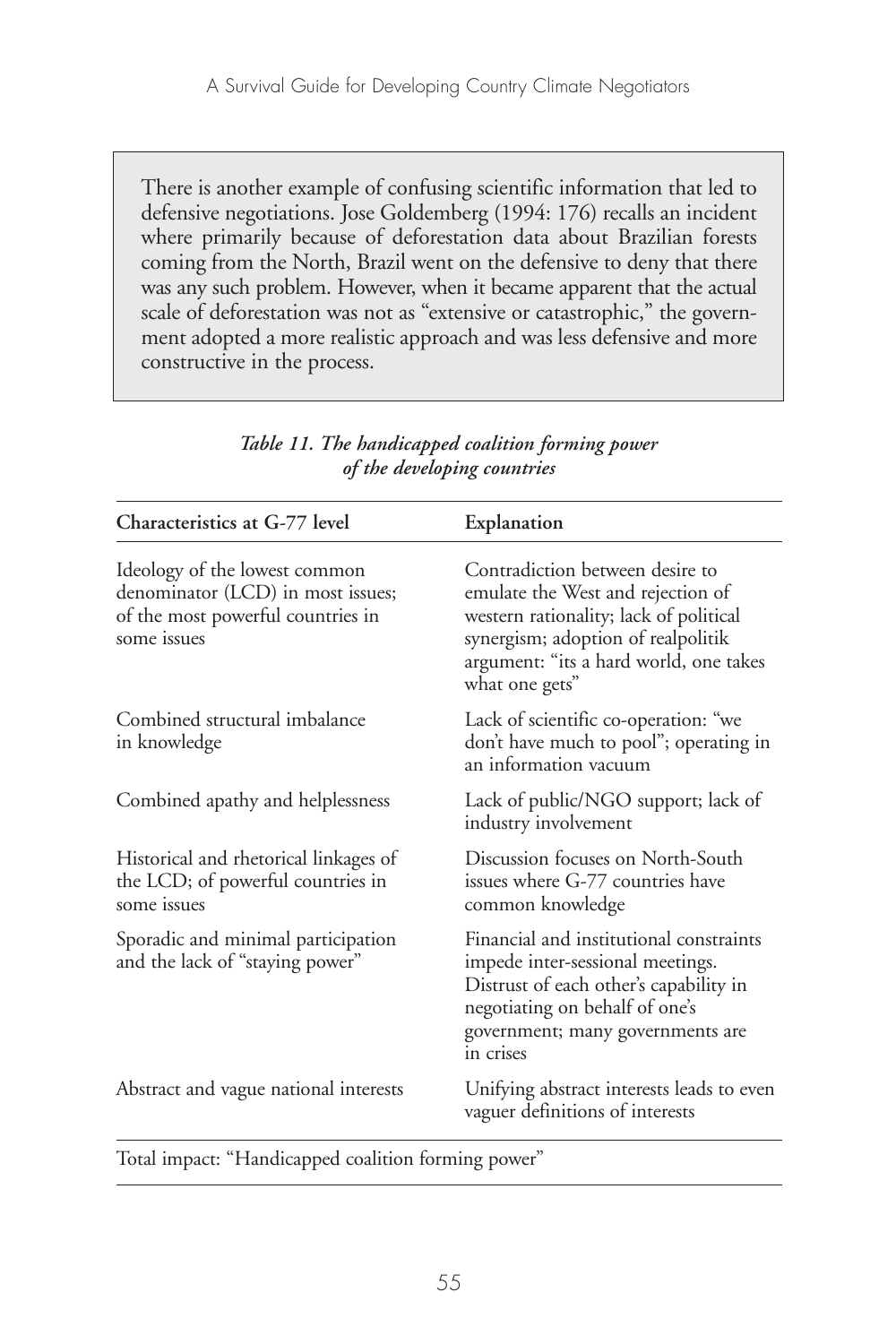> There is another example of confusing scientific information that led to defensive negotiations. Jose Goldemberg (1994: 176) recalls an incident where primarily because of deforestation data about Brazilian forests coming from the North, Brazil went on the defensive to deny that there was any such problem. However, when it became apparent that the actual scale of deforestation was not as "extensive or catastrophic," the government adopted a more realistic approach and was less defensive and more constructive in the process.

*Table 11. The handicapped coalition forming power of the developing countries*

| Characteristics at G-77 level | Explanation |
|---|---|
| Ideology of the lowest common denominator (LCD) in most issues; of the most powerful countries in some issues | Contradiction between desire to emulate the West and rejection of western rationality; lack of political synergism; adoption of realpolitik argument: "its a hard world, one takes what one gets" |
| Combined structural imbalance in knowledge | Lack of scientific co-operation: "we don't have much to pool"; operating in an information vacuum |
| Combined apathy and helplessness | Lack of public/NGO support; lack of industry involvement |
| Historical and rhetorical linkages of the LCD; of powerful countries in some issues | Discussion focuses on North-South issues where G-77 countries have common knowledge |
| Sporadic and minimal participation and the lack of "staying power" | Financial and institutional constraints impede inter-sessional meetings. Distrust of each other's capability in negotiating on behalf of one's government; many governments are in crises |
| Abstract and vague national interests | Unifying abstract interests leads to even vaguer definitions of interests |
| Total impact: "Handicapped coalition forming power" | |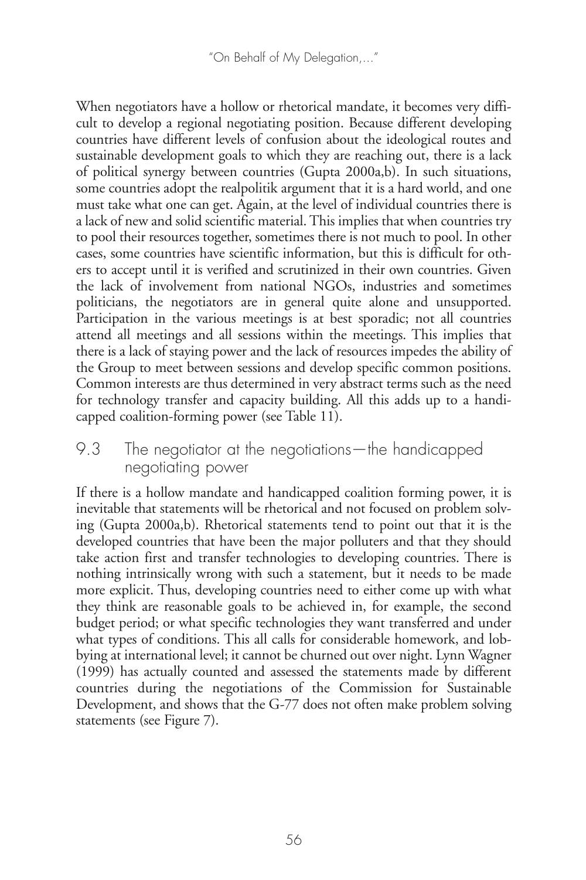When negotiators have a hollow or rhetorical mandate, it becomes very difficult to develop a regional negotiating position. Because different developing countries have different levels of confusion about the ideological routes and sustainable development goals to which they are reaching out, there is a lack of political synergy between countries (Gupta 2000a,b). In such situations, some countries adopt the realpolitik argument that it is a hard world, and one must take what one can get. Again, at the level of individual countries there is a lack of new and solid scientific material. This implies that when countries try to pool their resources together, sometimes there is not much to pool. In other cases, some countries have scientific information, but this is difficult for others to accept until it is verified and scrutinized in their own countries. Given the lack of involvement from national NGOs, industries and sometimes politicians, the negotiators are in general quite alone and unsupported. Participation in the various meetings is at best sporadic; not all countries attend all meetings and all sessions within the meetings. This implies that there is a lack of staying power and the lack of resources impedes the ability of the Group to meet between sessions and develop specific common positions. Common interests are thus determined in very abstract terms such as the need for technology transfer and capacity building. All this adds up to a handicapped coalition-forming power (see Table 11).

## 9.3 The negotiator at the negotiations—the handicapped negotiating power

If there is a hollow mandate and handicapped coalition forming power, it is inevitable that statements will be rhetorical and not focused on problem solving (Gupta 2000a,b). Rhetorical statements tend to point out that it is the developed countries that have been the major polluters and that they should take action first and transfer technologies to developing countries. There is nothing intrinsically wrong with such a statement, but it needs to be made more explicit. Thus, developing countries need to either come up with what they think are reasonable goals to be achieved in, for example, the second budget period; or what specific technologies they want transferred and under what types of conditions. This all calls for considerable homework, and lobbying at international level; it cannot be churned out over night. Lynn Wagner (1999) has actually counted and assessed the statements made by different countries during the negotiations of the Commission for Sustainable Development, and shows that the G-77 does not often make problem solving statements (see Figure 7).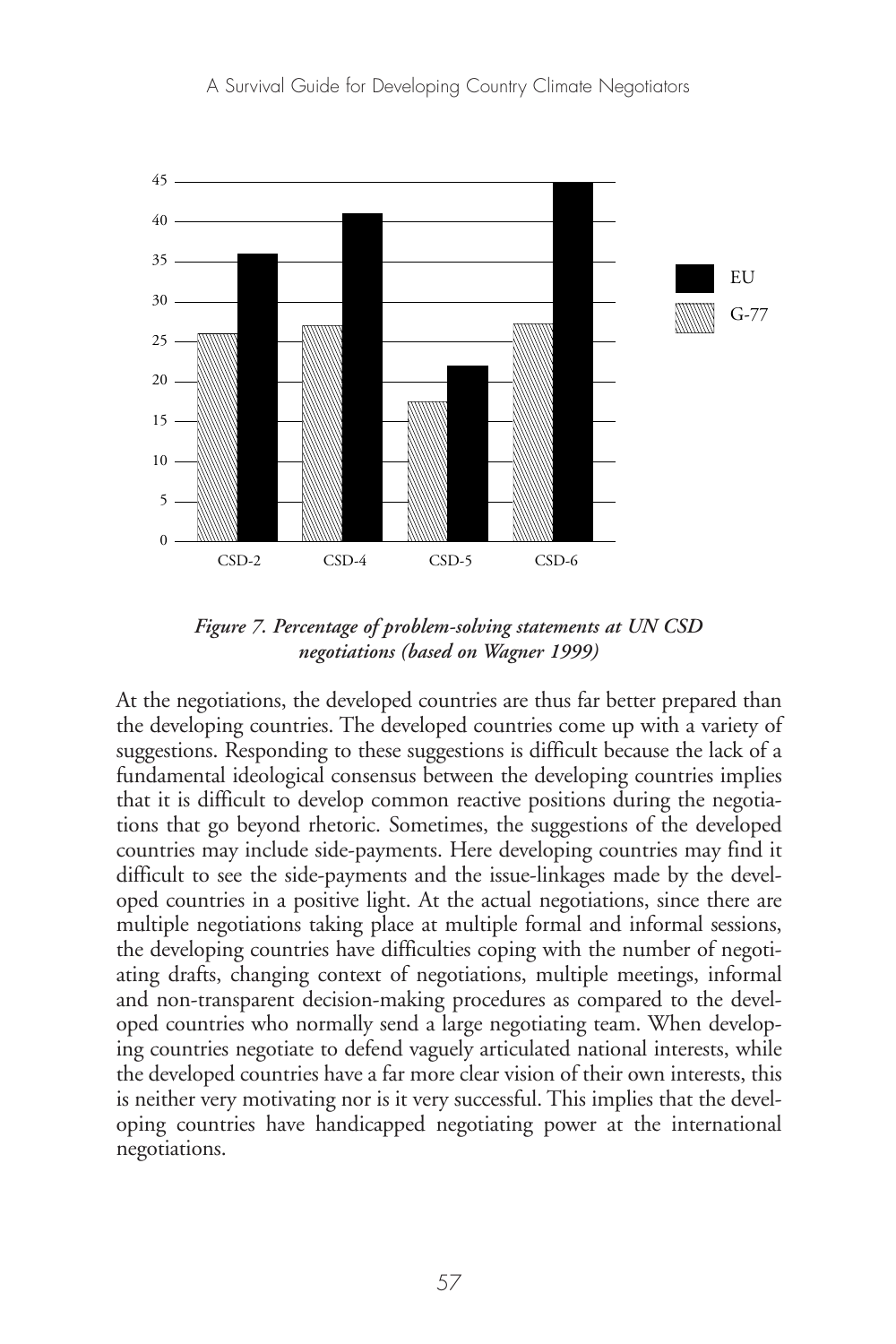*Figure 7. Percentage of problem-solving statements at UN CSD negotiations (based on Wagner 1999)*

At the negotiations, the developed countries are thus far better prepared than the developing countries. The developed countries come up with a variety of suggestions. Responding to these suggestions is difficult because the lack of a fundamental ideological consensus between the developing countries implies that it is difficult to develop common reactive positions during the negotiations that go beyond rhetoric. Sometimes, the suggestions of the developed countries may include side-payments. Here developing countries may find it difficult to see the side-payments and the issue-linkages made by the developed countries in a positive light. At the actual negotiations, since there are multiple negotiations taking place at multiple formal and informal sessions, the developing countries have difficulties coping with the number of negotiating drafts, changing context of negotiations, multiple meetings, informal and non-transparent decision-making procedures as compared to the developed countries who normally send a large negotiating team. When developing countries negotiate to defend vaguely articulated national interests, while the developed countries have a far more clear vision of their own interests, this is neither very motivating nor is it very successful. This implies that the developing countries have handicapped negotiating power at the international negotiations.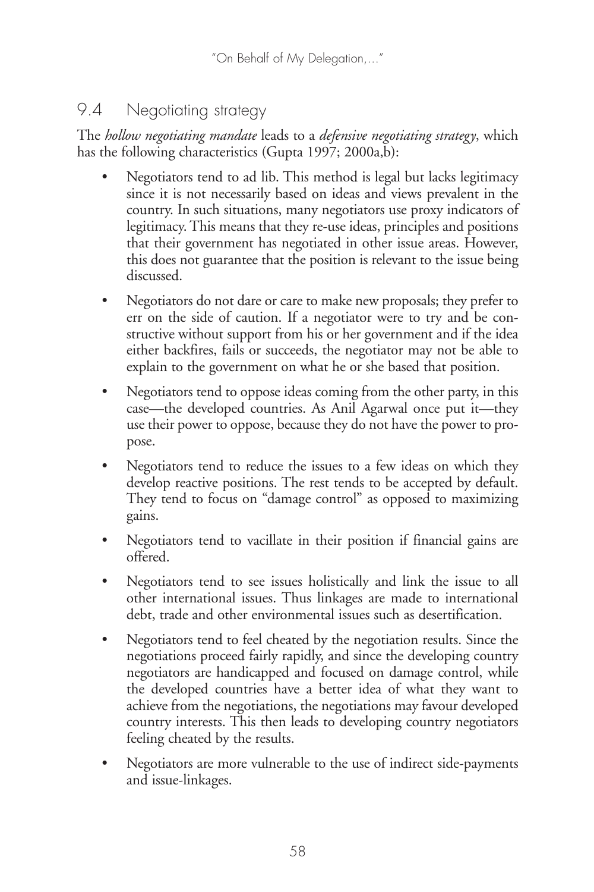## 9.4 Negotiating strategy

The *hollow negotiating mandate* leads to a *defensive negotiating strategy*, which has the following characteristics (Gupta 1997; 2000a,b):

- Negotiators tend to ad lib. This method is legal but lacks legitimacy since it is not necessarily based on ideas and views prevalent in the country. In such situations, many negotiators use proxy indicators of legitimacy. This means that they re-use ideas, principles and positions that their government has negotiated in other issue areas. However, this does not guarantee that the position is relevant to the issue being discussed.
- Negotiators do not dare or care to make new proposals; they prefer to err on the side of caution. If a negotiator were to try and be constructive without support from his or her government and if the idea either backfires, fails or succeeds, the negotiator may not be able to explain to the government on what he or she based that position.
- Negotiators tend to oppose ideas coming from the other party, in this case—the developed countries. As Anil Agarwal once put it—they use their power to oppose, because they do not have the power to propose.
- Negotiators tend to reduce the issues to a few ideas on which they develop reactive positions. The rest tends to be accepted by default. They tend to focus on "damage control" as opposed to maximizing gains.
- Negotiators tend to vacillate in their position if financial gains are offered.
- Negotiators tend to see issues holistically and link the issue to all other international issues. Thus linkages are made to international debt, trade and other environmental issues such as desertification.
- Negotiators tend to feel cheated by the negotiation results. Since the negotiations proceed fairly rapidly, and since the developing country negotiators are handicapped and focused on damage control, while the developed countries have a better idea of what they want to achieve from the negotiations, the negotiations may favour developed country interests. This then leads to developing country negotiators feeling cheated by the results.
- Negotiators are more vulnerable to the use of indirect side-payments and issue-linkages.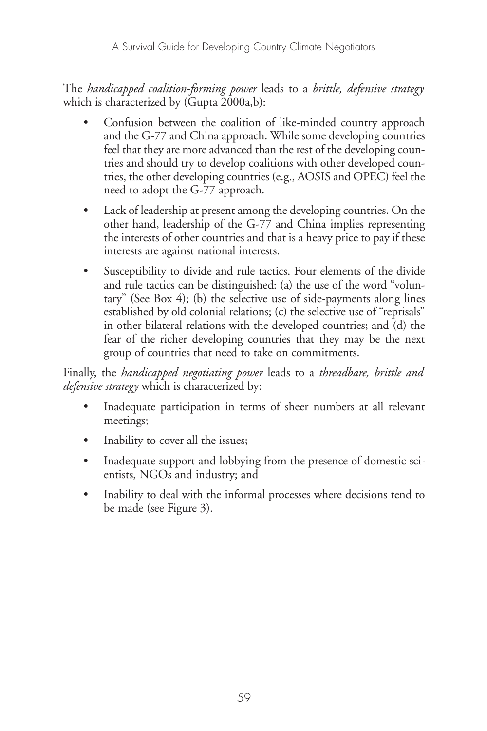The *handicapped coalition-forming power* leads to a *brittle, defensive strategy* which is characterized by (Gupta 2000a,b):

- Confusion between the coalition of like-minded country approach and the G-77 and China approach. While some developing countries feel that they are more advanced than the rest of the developing countries and should try to develop coalitions with other developed countries, the other developing countries (e.g., AOSIS and OPEC) feel the need to adopt the G-77 approach.
- Lack of leadership at present among the developing countries. On the other hand, leadership of the G-77 and China implies representing the interests of other countries and that is a heavy price to pay if these interests are against national interests.
- Susceptibility to divide and rule tactics. Four elements of the divide and rule tactics can be distinguished: (a) the use of the word "voluntary" (See Box 4); (b) the selective use of side-payments along lines established by old colonial relations; (c) the selective use of "reprisals" in other bilateral relations with the developed countries; and (d) the fear of the richer developing countries that they may be the next group of countries that need to take on commitments.

Finally, the *handicapped negotiating power* leads to a *threadbare, brittle and defensive strategy* which is characterized by:

- Inadequate participation in terms of sheer numbers at all relevant meetings;
- Inability to cover all the issues;
- Inadequate support and lobbying from the presence of domestic scientists, NGOs and industry; and
- Inability to deal with the informal processes where decisions tend to be made (see Figure 3).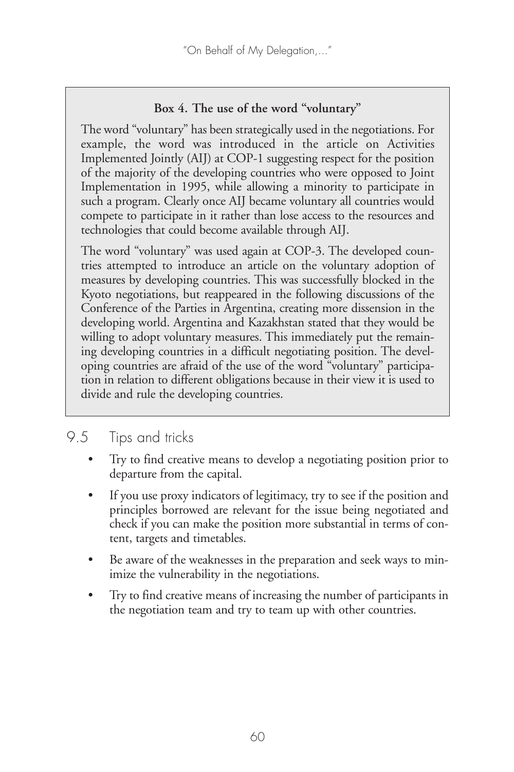**Box 4. The use of the word "voluntary"**

The word "voluntary" has been strategically used in the negotiations. For example, the word was introduced in the article on Activities Implemented Jointly (AIJ) at COP-1 suggesting respect for the position of the majority of the developing countries who were opposed to Joint Implementation in 1995, while allowing a minority to participate in such a program. Clearly once AIJ became voluntary all countries would compete to participate in it rather than lose access to the resources and technologies that could become available through AIJ.

The word "voluntary" was used again at COP-3. The developed countries attempted to introduce an article on the voluntary adoption of measures by developing countries. This was successfully blocked in the Kyoto negotiations, but reappeared in the following discussions of the Conference of the Parties in Argentina, creating more dissension in the developing world. Argentina and Kazakhstan stated that they would be willing to adopt voluntary measures. This immediately put the remaining developing countries in a difficult negotiating position. The developing countries are afraid of the use of the word "voluntary" participation in relation to different obligations because in their view it is used to divide and rule the developing countries.

## 9.5 Tips and tricks

- Try to find creative means to develop a negotiating position prior to departure from the capital.
- If you use proxy indicators of legitimacy, try to see if the position and principles borrowed are relevant for the issue being negotiated and check if you can make the position more substantial in terms of content, targets and timetables.
- Be aware of the weaknesses in the preparation and seek ways to minimize the vulnerability in the negotiations.
- Try to find creative means of increasing the number of participants in the negotiation team and try to team up with other countries.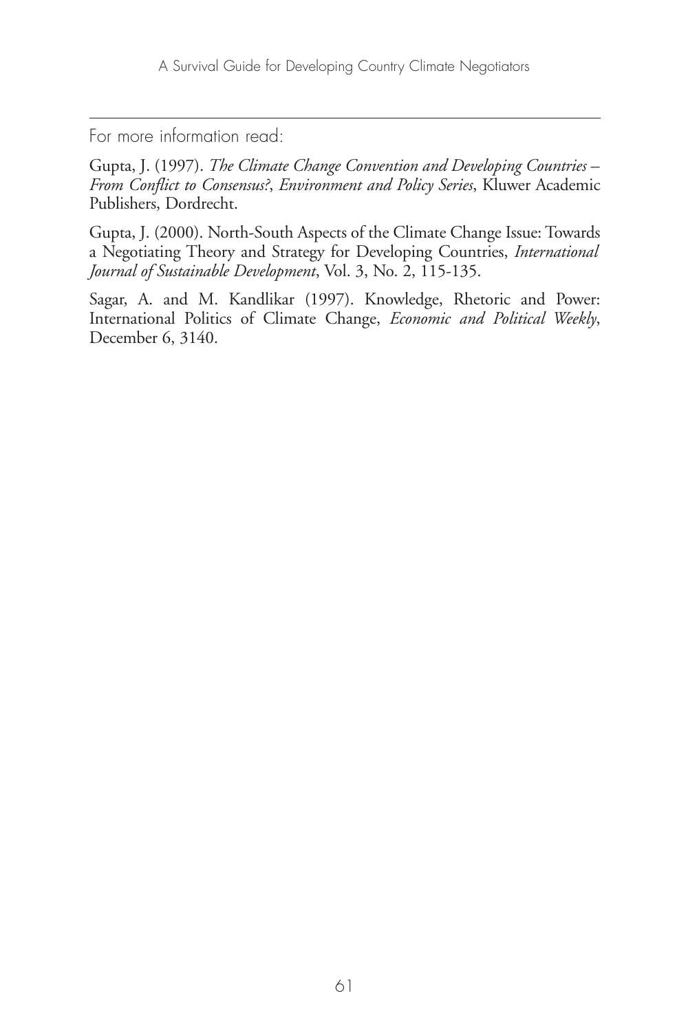For more information read:

Gupta, J. (1997). *The Climate Change Convention and Developing Countries – From Conflict to Consensus?*, *Environment and Policy Series*, Kluwer Academic Publishers, Dordrecht.

Gupta, J. (2000). North-South Aspects of the Climate Change Issue: Towards a Negotiating Theory and Strategy for Developing Countries, *International Journal of Sustainable Development*, Vol. 3, No. 2, 115-135.

Sagar, A. and M. Kandlikar (1997). Knowledge, Rhetoric and Power: International Politics of Climate Change, *Economic and Political Weekly*, December 6, 3140.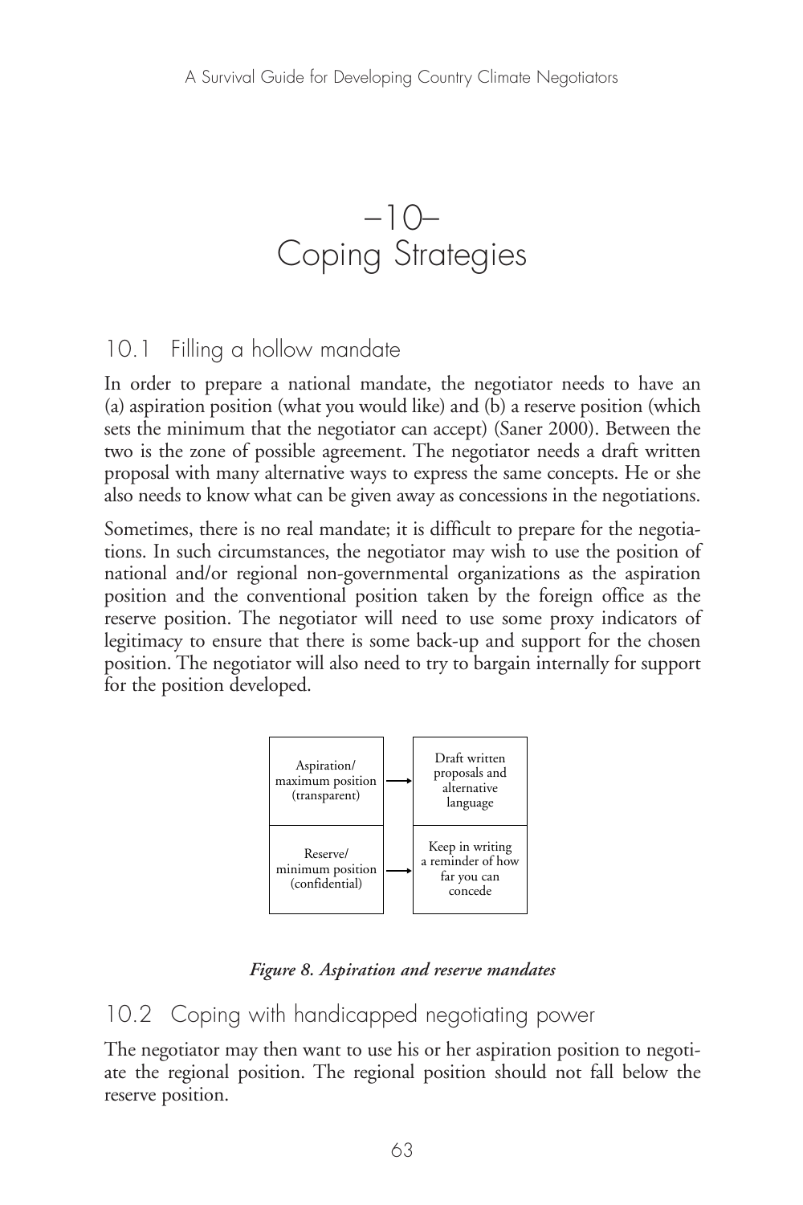# –10–
# Coping Strategies

## 10.1 Filling a hollow mandate

In order to prepare a national mandate, the negotiator needs to have an (a) aspiration position (what you would like) and (b) a reserve position (which sets the minimum that the negotiator can accept) (Saner 2000). Between the two is the zone of possible agreement. The negotiator needs a draft written proposal with many alternative ways to express the same concepts. He or she also needs to know what can be given away as concessions in the negotiations.

Sometimes, there is no real mandate; it is difficult to prepare for the negotiations. In such circumstances, the negotiator may wish to use the position of national and/or regional non-governmental organizations as the aspiration position and the conventional position taken by the foreign office as the reserve position. The negotiator will need to use some proxy indicators of legitimacy to ensure that there is some back-up and support for the chosen position. The negotiator will also need to try to bargain internally for support for the position developed.

| Position | | Action |
|---|---|---|
| Aspiration/ maximum position (transparent) | → | Draft written proposals and alternative language |
| Reserve/ minimum position (confidential) | → | Keep in writing a reminder of how far you can concede |

***Figure 8. Aspiration and reserve mandates***

## 10.2 Coping with handicapped negotiating power

The negotiator may then want to use his or her aspiration position to negotiate the regional position. The regional position should not fall below the reserve position.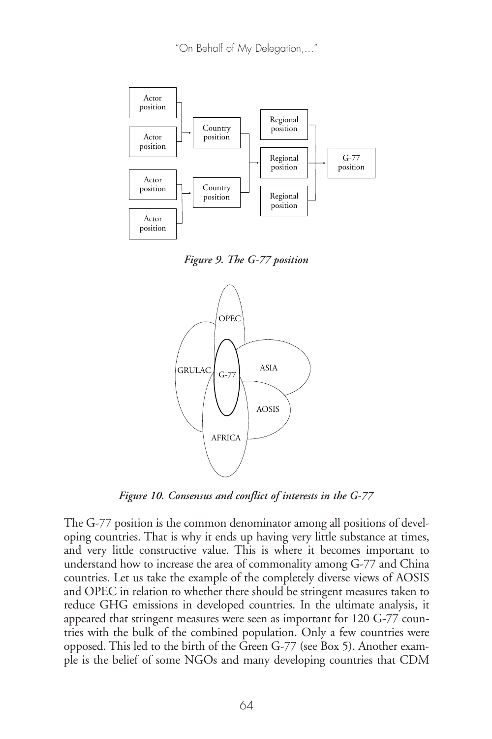*Figure 9. The G-77 position*

*Figure 10. Consensus and conflict of interests in the G-77*

The G-77 position is the common denominator among all positions of developing countries. That is why it ends up having very little substance at times, and very little constructive value. This is where it becomes important to understand how to increase the area of commonality among G-77 and China countries. Let us take the example of the completely diverse views of AOSIS and OPEC in relation to whether there should be stringent measures taken to reduce GHG emissions in developed countries. In the ultimate analysis, it appeared that stringent measures were seen as important for 120 G-77 countries with the bulk of the combined population. Only a few countries were opposed. This led to the birth of the Green G-77 (see Box 5). Another example is the belief of some NGOs and many developing countries that CDM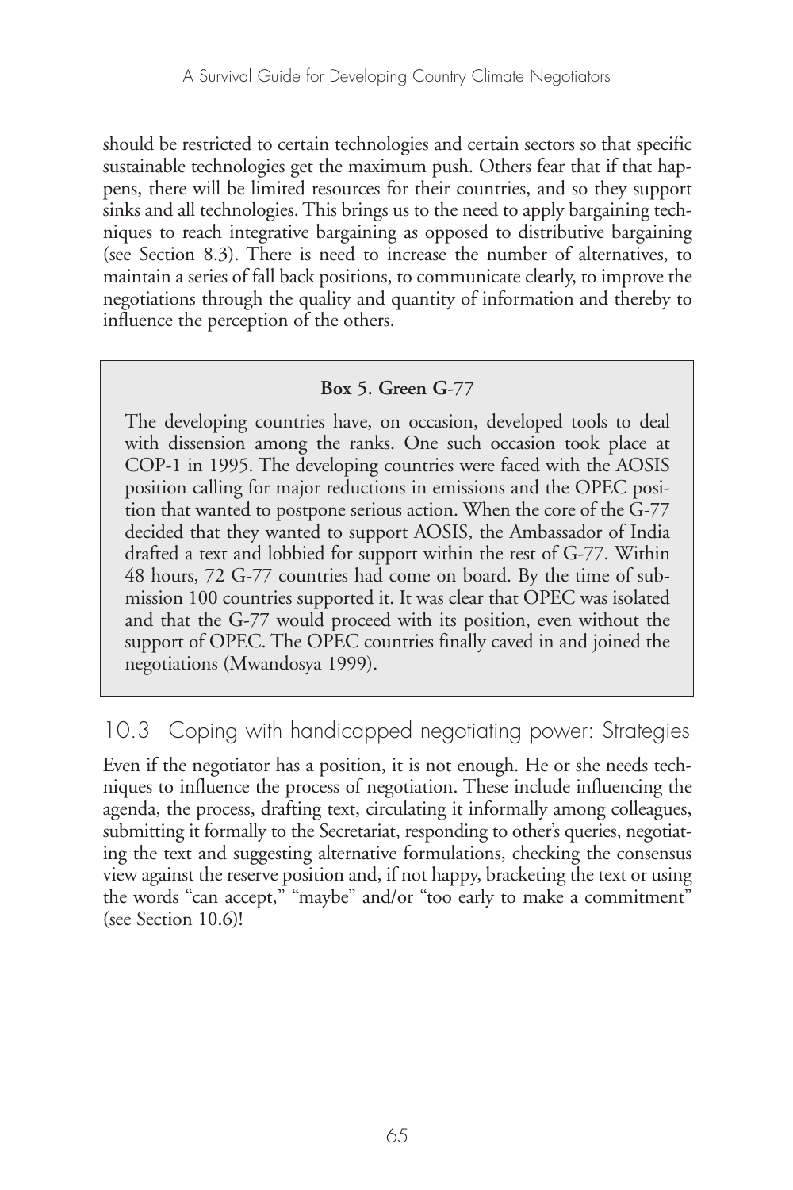should be restricted to certain technologies and certain sectors so that specific sustainable technologies get the maximum push. Others fear that if that happens, there will be limited resources for their countries, and so they support sinks and all technologies. This brings us to the need to apply bargaining techniques to reach integrative bargaining as opposed to distributive bargaining (see Section 8.3). There is need to increase the number of alternatives, to maintain a series of fall back positions, to communicate clearly, to improve the negotiations through the quality and quantity of information and thereby to influence the perception of the others.

> **Box 5. Green G-77**
>
> The developing countries have, on occasion, developed tools to deal with dissension among the ranks. One such occasion took place at COP-1 in 1995. The developing countries were faced with the AOSIS position calling for major reductions in emissions and the OPEC position that wanted to postpone serious action. When the core of the G-77 decided that they wanted to support AOSIS, the Ambassador of India drafted a text and lobbied for support within the rest of G-77. Within 48 hours, 72 G-77 countries had come on board. By the time of submission 100 countries supported it. It was clear that OPEC was isolated and that the G-77 would proceed with its position, even without the support of OPEC. The OPEC countries finally caved in and joined the negotiations (Mwandosya 1999).

## 10.3 Coping with handicapped negotiating power: Strategies

Even if the negotiator has a position, it is not enough. He or she needs techniques to influence the process of negotiation. These include influencing the agenda, the process, drafting text, circulating it informally among colleagues, submitting it formally to the Secretariat, responding to other's queries, negotiating the text and suggesting alternative formulations, checking the consensus view against the reserve position and, if not happy, bracketing the text or using the words "can accept," "maybe" and/or "too early to make a commitment" (see Section 10.6)!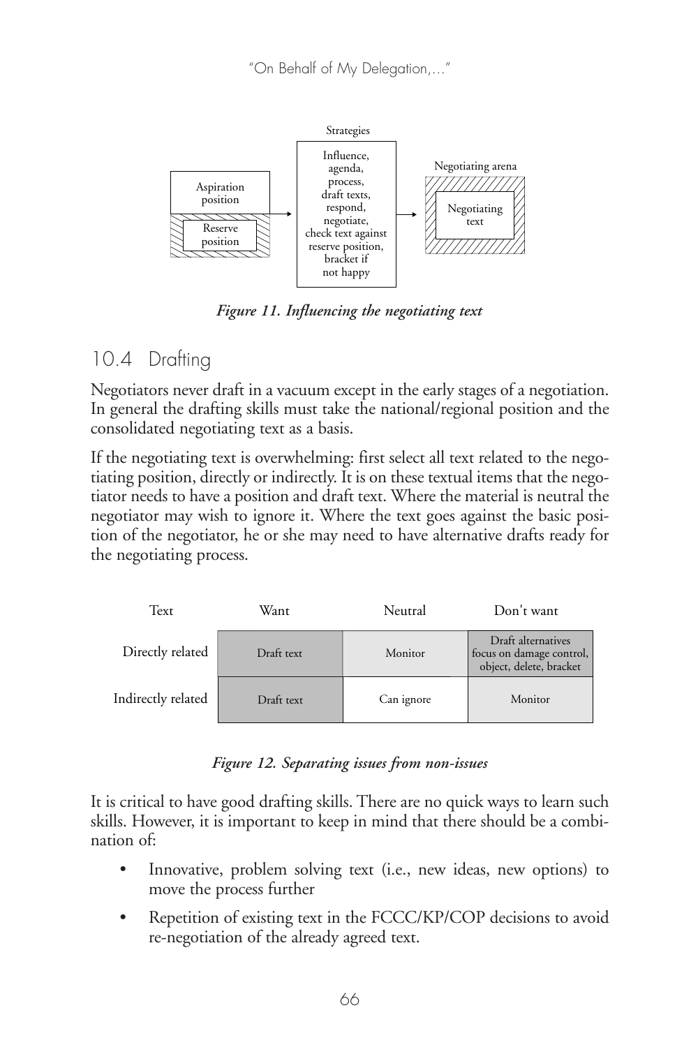Strategies

Aspiration position

Reserve position

Influence, agenda, process, draft texts, respond, negotiate, check text against reserve position, bracket if not happy

Negotiating arena

Negotiating text

*Figure 11. Influencing the negotiating text*

## 10.4 Drafting

Negotiators never draft in a vacuum except in the early stages of a negotiation. In general the drafting skills must take the national/regional position and the consolidated negotiating text as a basis.

If the negotiating text is overwhelming: first select all text related to the negotiating position, directly or indirectly. It is on these textual items that the negotiator needs to have a position and draft text. Where the material is neutral the negotiator may wish to ignore it. Where the text goes against the basic position of the negotiator, he or she may need to have alternative drafts ready for the negotiating process.

| Text | Want | Neutral | Don't want |
|---|---|---|---|
| Directly related | Draft text | Monitor | Draft alternatives focus on damage control, object, delete, bracket |
| Indirectly related | Draft text | Can ignore | Monitor |

*Figure 12. Separating issues from non-issues*

It is critical to have good drafting skills. There are no quick ways to learn such skills. However, it is important to keep in mind that there should be a combination of:

- Innovative, problem solving text (i.e., new ideas, new options) to move the process further
- Repetition of existing text in the FCCC/KP/COP decisions to avoid re-negotiation of the already agreed text.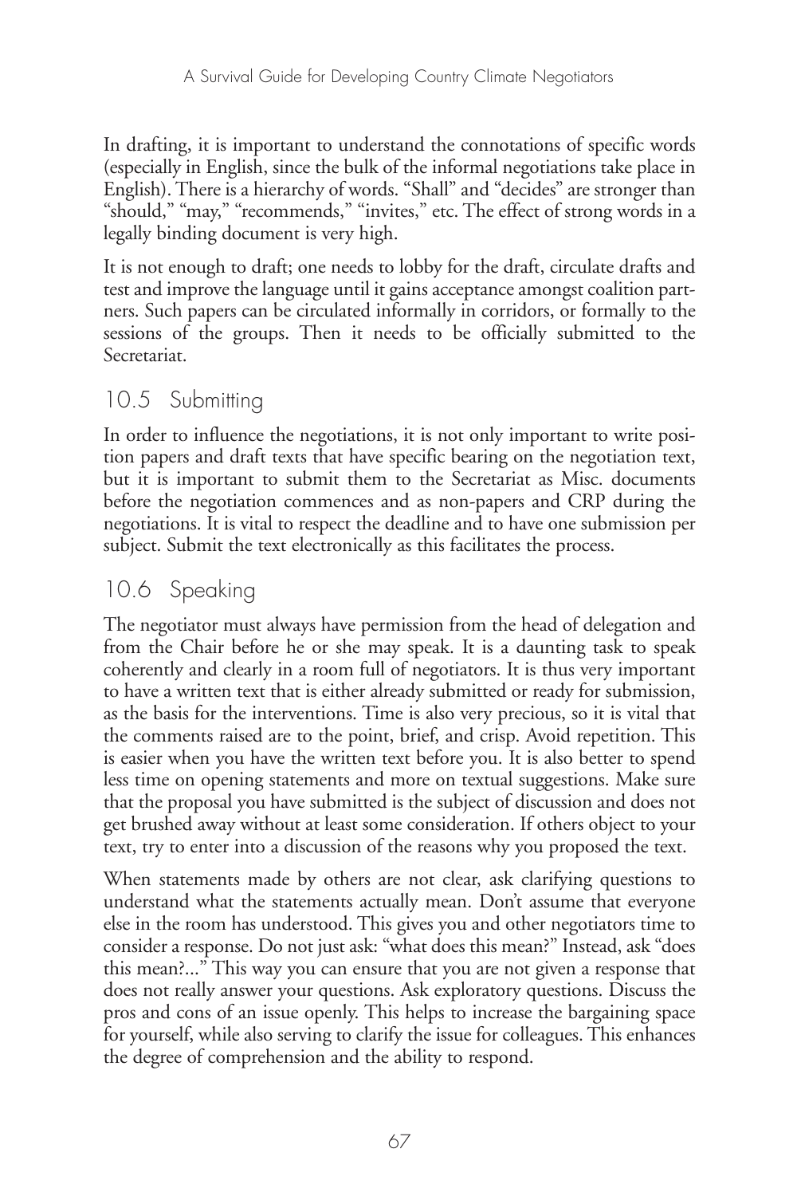In drafting, it is important to understand the connotations of specific words (especially in English, since the bulk of the informal negotiations take place in English). There is a hierarchy of words. "Shall" and "decides" are stronger than "should," "may," "recommends," "invites," etc. The effect of strong words in a legally binding document is very high.

It is not enough to draft; one needs to lobby for the draft, circulate drafts and test and improve the language until it gains acceptance amongst coalition partners. Such papers can be circulated informally in corridors, or formally to the sessions of the groups. Then it needs to be officially submitted to the Secretariat.

## 10.5 Submitting

In order to influence the negotiations, it is not only important to write position papers and draft texts that have specific bearing on the negotiation text, but it is important to submit them to the Secretariat as Misc. documents before the negotiation commences and as non-papers and CRP during the negotiations. It is vital to respect the deadline and to have one submission per subject. Submit the text electronically as this facilitates the process.

## 10.6 Speaking

The negotiator must always have permission from the head of delegation and from the Chair before he or she may speak. It is a daunting task to speak coherently and clearly in a room full of negotiators. It is thus very important to have a written text that is either already submitted or ready for submission, as the basis for the interventions. Time is also very precious, so it is vital that the comments raised are to the point, brief, and crisp. Avoid repetition. This is easier when you have the written text before you. It is also better to spend less time on opening statements and more on textual suggestions. Make sure that the proposal you have submitted is the subject of discussion and does not get brushed away without at least some consideration. If others object to your text, try to enter into a discussion of the reasons why you proposed the text.

When statements made by others are not clear, ask clarifying questions to understand what the statements actually mean. Don't assume that everyone else in the room has understood. This gives you and other negotiators time to consider a response. Do not just ask: "what does this mean?" Instead, ask "does this mean?..." This way you can ensure that you are not given a response that does not really answer your questions. Ask exploratory questions. Discuss the pros and cons of an issue openly. This helps to increase the bargaining space for yourself, while also serving to clarify the issue for colleagues. This enhances the degree of comprehension and the ability to respond.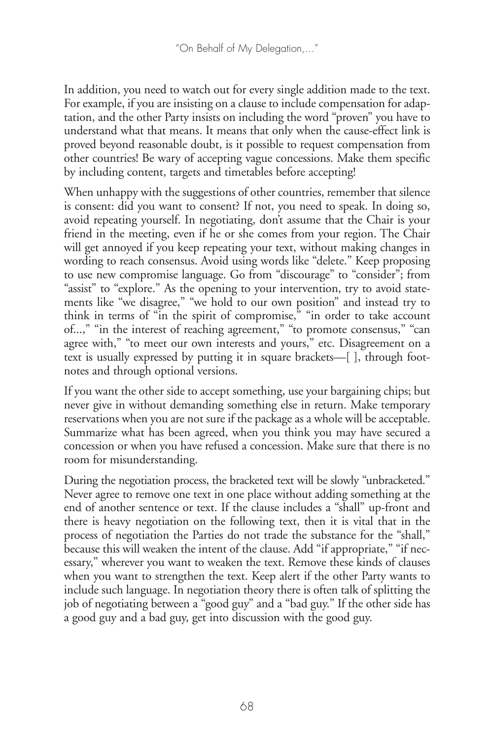In addition, you need to watch out for every single addition made to the text. For example, if you are insisting on a clause to include compensation for adaptation, and the other Party insists on including the word "proven" you have to understand what that means. It means that only when the cause-effect link is proved beyond reasonable doubt, is it possible to request compensation from other countries! Be wary of accepting vague concessions. Make them specific by including content, targets and timetables before accepting!

When unhappy with the suggestions of other countries, remember that silence is consent: did you want to consent? If not, you need to speak. In doing so, avoid repeating yourself. In negotiating, don't assume that the Chair is your friend in the meeting, even if he or she comes from your region. The Chair will get annoyed if you keep repeating your text, without making changes in wording to reach consensus. Avoid using words like "delete." Keep proposing to use new compromise language. Go from "discourage" to "consider"; from "assist" to "explore." As the opening to your intervention, try to avoid statements like "we disagree," "we hold to our own position" and instead try to think in terms of "in the spirit of compromise," "in order to take account of...," "in the interest of reaching agreement," "to promote consensus," "can agree with," "to meet our own interests and yours," etc. Disagreement on a text is usually expressed by putting it in square brackets—[ ], through footnotes and through optional versions.

If you want the other side to accept something, use your bargaining chips; but never give in without demanding something else in return. Make temporary reservations when you are not sure if the package as a whole will be acceptable. Summarize what has been agreed, when you think you may have secured a concession or when you have refused a concession. Make sure that there is no room for misunderstanding.

During the negotiation process, the bracketed text will be slowly "unbracketed." Never agree to remove one text in one place without adding something at the end of another sentence or text. If the clause includes a "shall" up-front and there is heavy negotiation on the following text, then it is vital that in the process of negotiation the Parties do not trade the substance for the "shall," because this will weaken the intent of the clause. Add "if appropriate," "if necessary," wherever you want to weaken the text. Remove these kinds of clauses when you want to strengthen the text. Keep alert if the other Party wants to include such language. In negotiation theory there is often talk of splitting the job of negotiating between a "good guy" and a "bad guy." If the other side has a good guy and a bad guy, get into discussion with the good guy.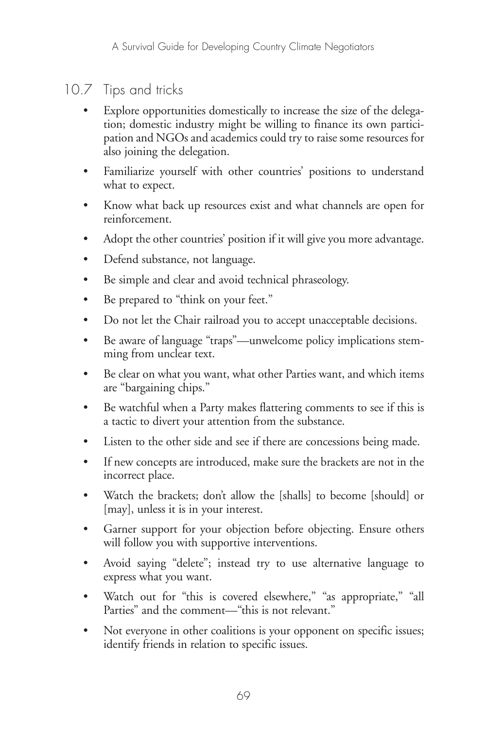## 10.7 Tips and tricks

- Explore opportunities domestically to increase the size of the delegation; domestic industry might be willing to finance its own participation and NGOs and academics could try to raise some resources for also joining the delegation.
- Familiarize yourself with other countries' positions to understand what to expect.
- Know what back up resources exist and what channels are open for reinforcement.
- Adopt the other countries' position if it will give you more advantage.
- Defend substance, not language.
- Be simple and clear and avoid technical phraseology.
- Be prepared to "think on your feet."
- Do not let the Chair railroad you to accept unacceptable decisions.
- Be aware of language "traps"—unwelcome policy implications stemming from unclear text.
- Be clear on what you want, what other Parties want, and which items are "bargaining chips."
- Be watchful when a Party makes flattering comments to see if this is a tactic to divert your attention from the substance.
- Listen to the other side and see if there are concessions being made.
- If new concepts are introduced, make sure the brackets are not in the incorrect place.
- Watch the brackets; don't allow the [shalls] to become [should] or [may], unless it is in your interest.
- Garner support for your objection before objecting. Ensure others will follow you with supportive interventions.
- Avoid saying "delete"; instead try to use alternative language to express what you want.
- Watch out for "this is covered elsewhere," "as appropriate," "all Parties" and the comment—"this is not relevant."
- Not everyone in other coalitions is your opponent on specific issues; identify friends in relation to specific issues.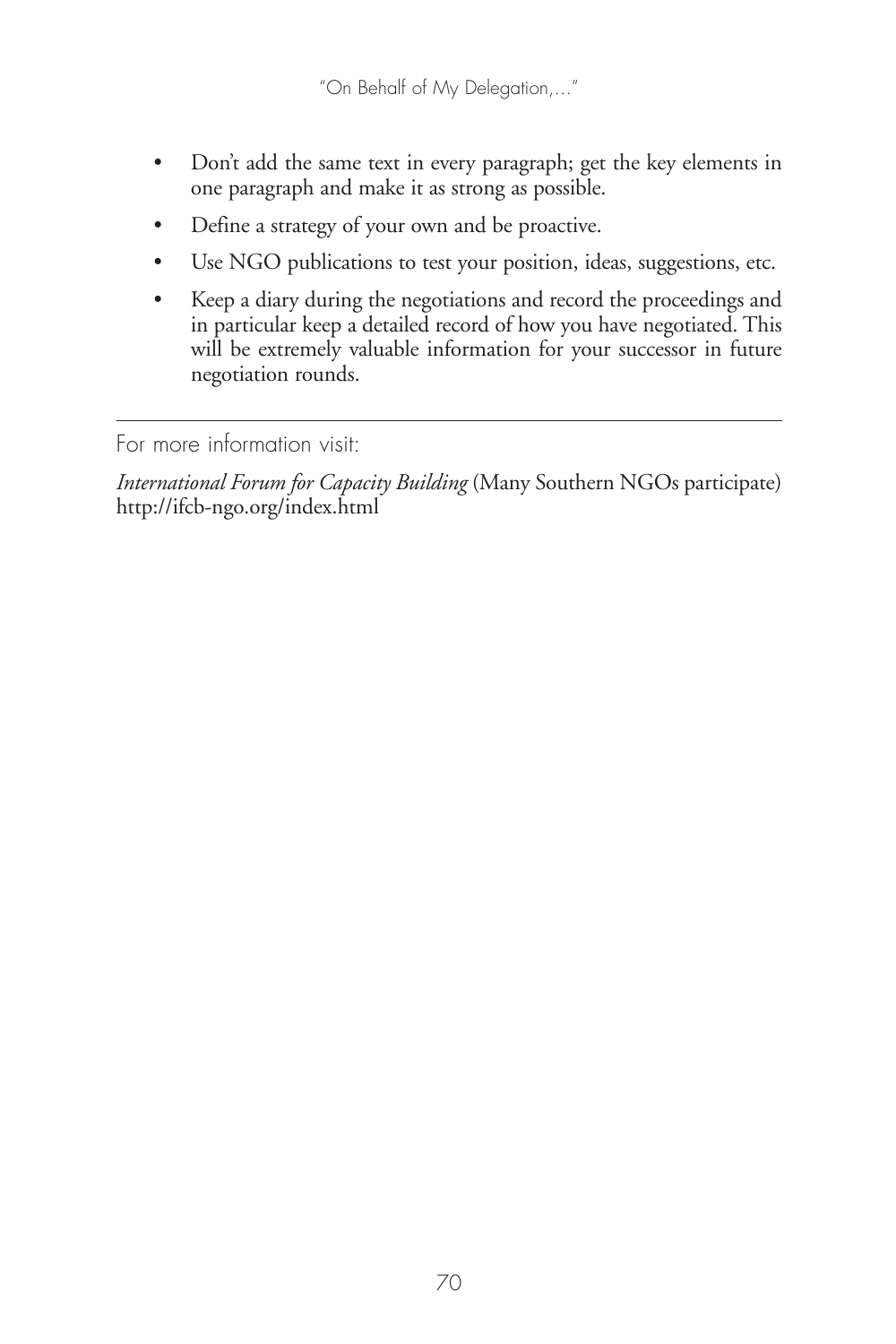- Don't add the same text in every paragraph; get the key elements in one paragraph and make it as strong as possible.
- Define a strategy of your own and be proactive.
- Use NGO publications to test your position, ideas, suggestions, etc.
- Keep a diary during the negotiations and record the proceedings and in particular keep a detailed record of how you have negotiated. This will be extremely valuable information for your successor in future negotiation rounds.

---

For more information visit:

*International Forum for Capacity Building* (Many Southern NGOs participate) http://ifcb-ngo.org/index.html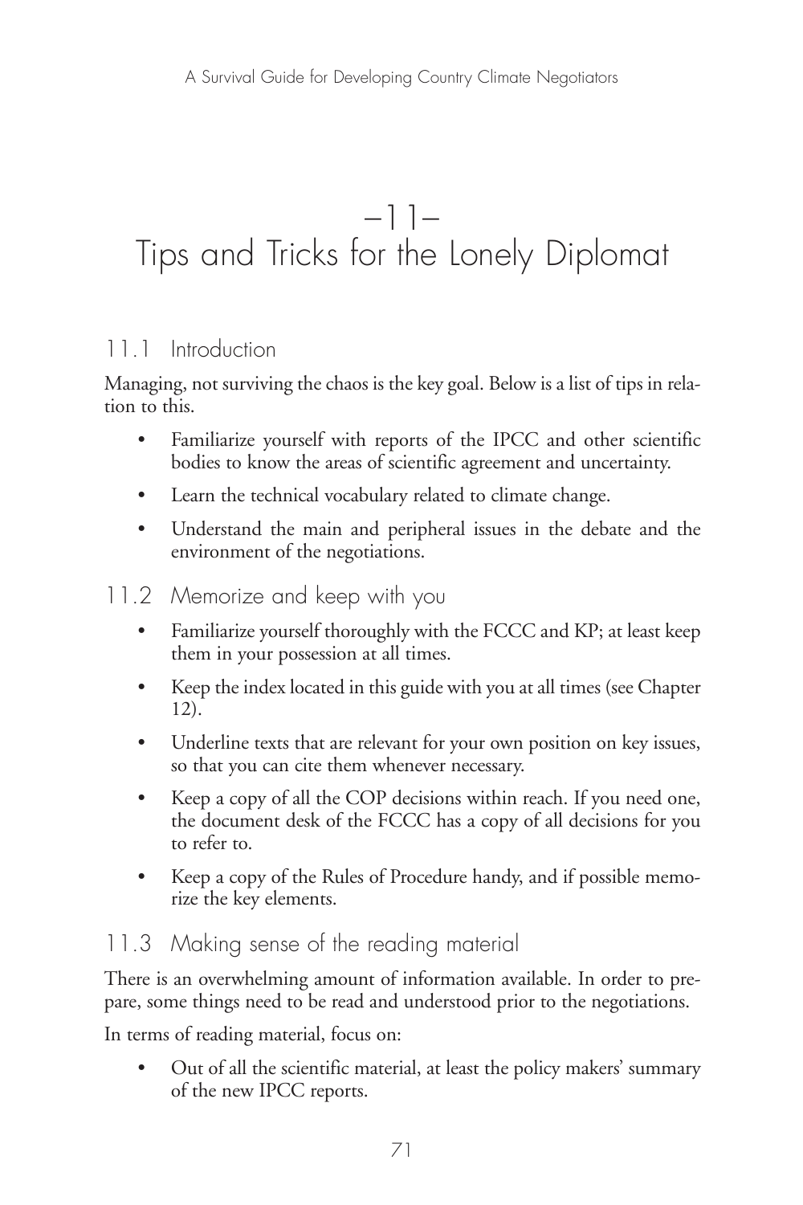# –11– Tips and Tricks for the Lonely Diplomat

## 11.1 Introduction

Managing, not surviving the chaos is the key goal. Below is a list of tips in relation to this.

- Familiarize yourself with reports of the IPCC and other scientific bodies to know the areas of scientific agreement and uncertainty.
- Learn the technical vocabulary related to climate change.
- Understand the main and peripheral issues in the debate and the environment of the negotiations.

## 11.2 Memorize and keep with you

- Familiarize yourself thoroughly with the FCCC and KP; at least keep them in your possession at all times.
- Keep the index located in this guide with you at all times (see Chapter 12).
- Underline texts that are relevant for your own position on key issues, so that you can cite them whenever necessary.
- Keep a copy of all the COP decisions within reach. If you need one, the document desk of the FCCC has a copy of all decisions for you to refer to.
- Keep a copy of the Rules of Procedure handy, and if possible memorize the key elements.

## 11.3 Making sense of the reading material

There is an overwhelming amount of information available. In order to prepare, some things need to be read and understood prior to the negotiations.

In terms of reading material, focus on:

- Out of all the scientific material, at least the policy makers' summary of the new IPCC reports.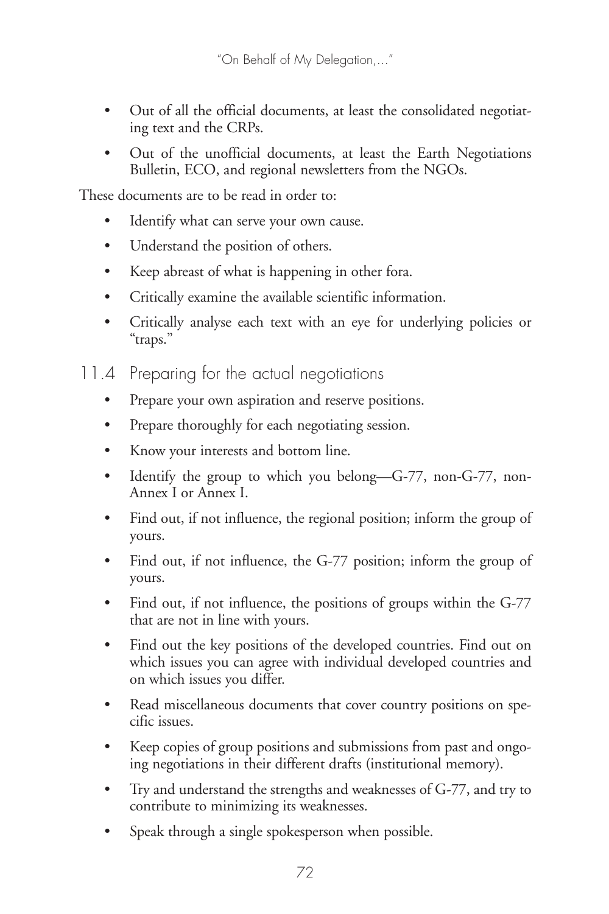- Out of all the official documents, at least the consolidated negotiating text and the CRPs.
- Out of the unofficial documents, at least the Earth Negotiations Bulletin, ECO, and regional newsletters from the NGOs.

These documents are to be read in order to:

- Identify what can serve your own cause.
- Understand the position of others.
- Keep abreast of what is happening in other fora.
- Critically examine the available scientific information.
- Critically analyse each text with an eye for underlying policies or "traps."

## 11.4 Preparing for the actual negotiations

- Prepare your own aspiration and reserve positions.
- Prepare thoroughly for each negotiating session.
- Know your interests and bottom line.
- Identify the group to which you belong—G-77, non-G-77, non-Annex I or Annex I.
- Find out, if not influence, the regional position; inform the group of yours.
- Find out, if not influence, the G-77 position; inform the group of yours.
- Find out, if not influence, the positions of groups within the G-77 that are not in line with yours.
- Find out the key positions of the developed countries. Find out on which issues you can agree with individual developed countries and on which issues you differ.
- Read miscellaneous documents that cover country positions on specific issues.
- Keep copies of group positions and submissions from past and ongoing negotiations in their different drafts (institutional memory).
- Try and understand the strengths and weaknesses of G-77, and try to contribute to minimizing its weaknesses.
- Speak through a single spokesperson when possible.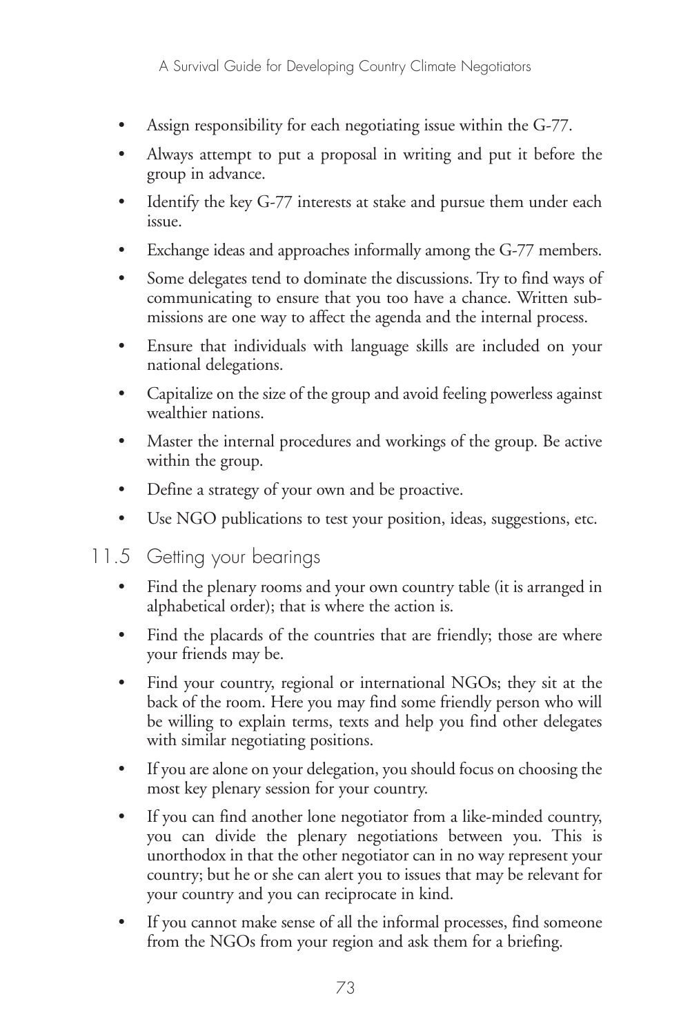- Assign responsibility for each negotiating issue within the G-77.
- Always attempt to put a proposal in writing and put it before the group in advance.
- Identify the key G-77 interests at stake and pursue them under each issue.
- Exchange ideas and approaches informally among the G-77 members.
- Some delegates tend to dominate the discussions. Try to find ways of communicating to ensure that you too have a chance. Written submissions are one way to affect the agenda and the internal process.
- Ensure that individuals with language skills are included on your national delegations.
- Capitalize on the size of the group and avoid feeling powerless against wealthier nations.
- Master the internal procedures and workings of the group. Be active within the group.
- Define a strategy of your own and be proactive.
- Use NGO publications to test your position, ideas, suggestions, etc.

## 11.5 Getting your bearings

- Find the plenary rooms and your own country table (it is arranged in alphabetical order); that is where the action is.
- Find the placards of the countries that are friendly; those are where your friends may be.
- Find your country, regional or international NGOs; they sit at the back of the room. Here you may find some friendly person who will be willing to explain terms, texts and help you find other delegates with similar negotiating positions.
- If you are alone on your delegation, you should focus on choosing the most key plenary session for your country.
- If you can find another lone negotiator from a like-minded country, you can divide the plenary negotiations between you. This is unorthodox in that the other negotiator can in no way represent your country; but he or she can alert you to issues that may be relevant for your country and you can reciprocate in kind.
- If you cannot make sense of all the informal processes, find someone from the NGOs from your region and ask them for a briefing.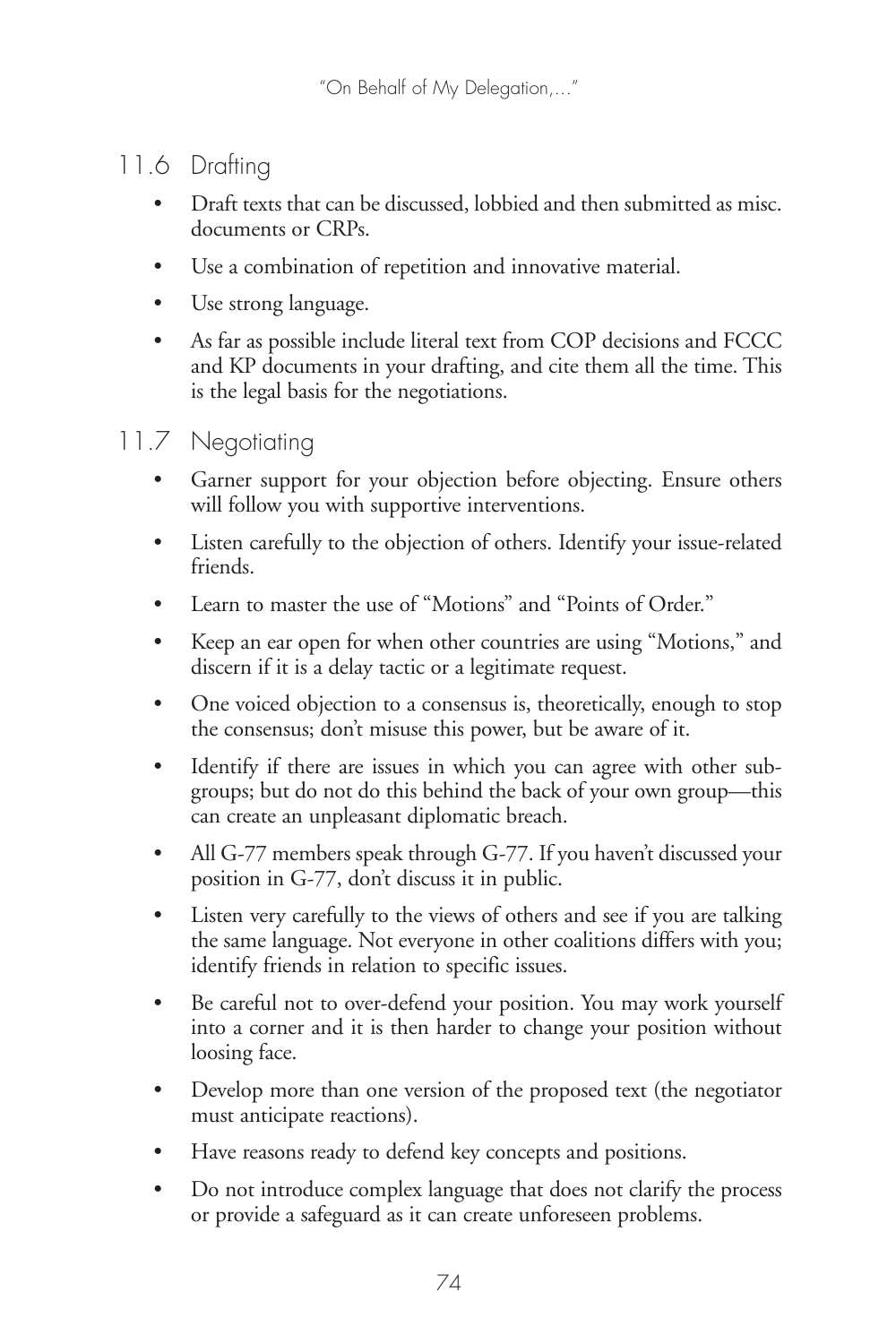## 11.6 Drafting

- Draft texts that can be discussed, lobbied and then submitted as misc. documents or CRPs.
- Use a combination of repetition and innovative material.
- Use strong language.
- As far as possible include literal text from COP decisions and FCCC and KP documents in your drafting, and cite them all the time. This is the legal basis for the negotiations.

## 11.7 Negotiating

- Garner support for your objection before objecting. Ensure others will follow you with supportive interventions.
- Listen carefully to the objection of others. Identify your issue-related friends.
- Learn to master the use of "Motions" and "Points of Order."
- Keep an ear open for when other countries are using "Motions," and discern if it is a delay tactic or a legitimate request.
- One voiced objection to a consensus is, theoretically, enough to stop the consensus; don't misuse this power, but be aware of it.
- Identify if there are issues in which you can agree with other sub-groups; but do not do this behind the back of your own group—this can create an unpleasant diplomatic breach.
- All G-77 members speak through G-77. If you haven't discussed your position in G-77, don't discuss it in public.
- Listen very carefully to the views of others and see if you are talking the same language. Not everyone in other coalitions differs with you; identify friends in relation to specific issues.
- Be careful not to over-defend your position. You may work yourself into a corner and it is then harder to change your position without loosing face.
- Develop more than one version of the proposed text (the negotiator must anticipate reactions).
- Have reasons ready to defend key concepts and positions.
- Do not introduce complex language that does not clarify the process or provide a safeguard as it can create unforeseen problems.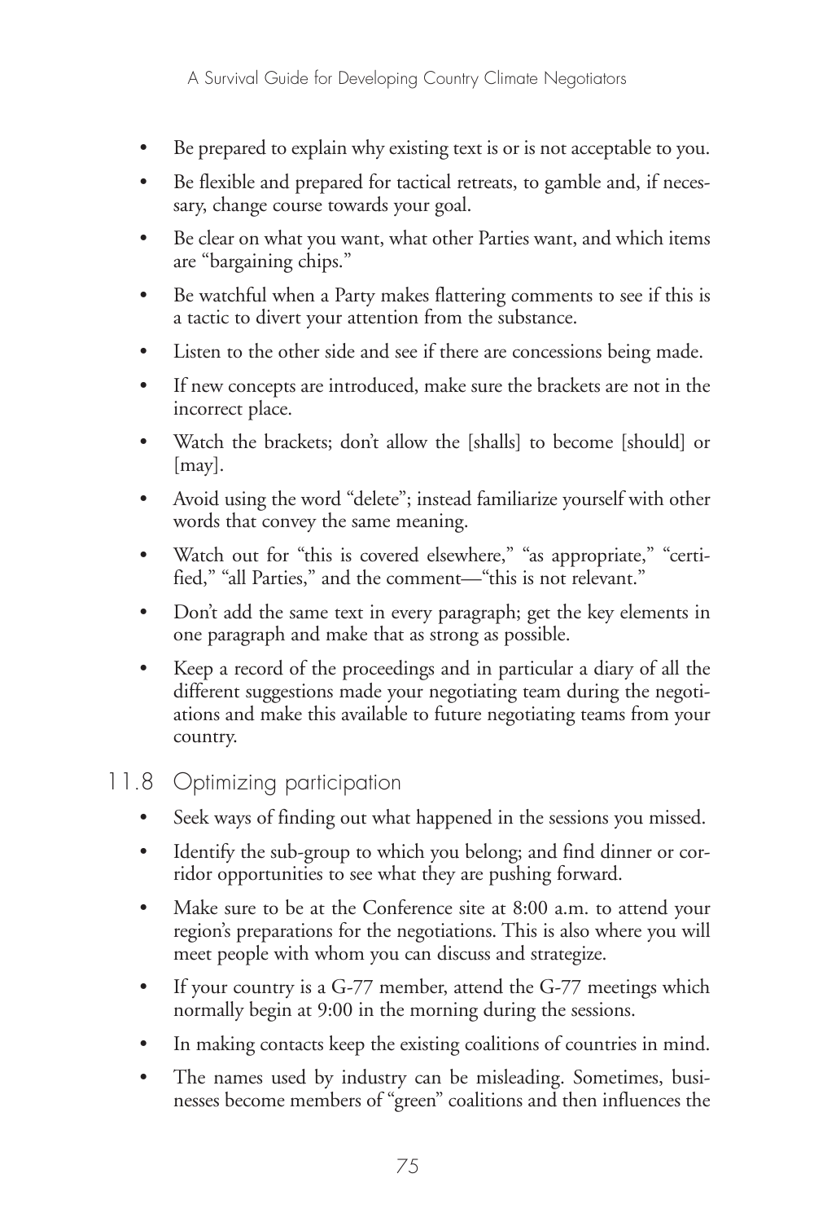- Be prepared to explain why existing text is or is not acceptable to you.
- Be flexible and prepared for tactical retreats, to gamble and, if necessary, change course towards your goal.
- Be clear on what you want, what other Parties want, and which items are "bargaining chips."
- Be watchful when a Party makes flattering comments to see if this is a tactic to divert your attention from the substance.
- Listen to the other side and see if there are concessions being made.
- If new concepts are introduced, make sure the brackets are not in the incorrect place.
- Watch the brackets; don't allow the [shalls] to become [should] or [may].
- Avoid using the word "delete"; instead familiarize yourself with other words that convey the same meaning.
- Watch out for "this is covered elsewhere," "as appropriate," "certified," "all Parties," and the comment—"this is not relevant."
- Don't add the same text in every paragraph; get the key elements in one paragraph and make that as strong as possible.
- Keep a record of the proceedings and in particular a diary of all the different suggestions made your negotiating team during the negotiations and make this available to future negotiating teams from your country.

## 11.8 Optimizing participation

- Seek ways of finding out what happened in the sessions you missed.
- Identify the sub-group to which you belong; and find dinner or corridor opportunities to see what they are pushing forward.
- Make sure to be at the Conference site at 8:00 a.m. to attend your region's preparations for the negotiations. This is also where you will meet people with whom you can discuss and strategize.
- If your country is a G-77 member, attend the G-77 meetings which normally begin at 9:00 in the morning during the sessions.
- In making contacts keep the existing coalitions of countries in mind.
- The names used by industry can be misleading. Sometimes, businesses become members of "green" coalitions and then influences the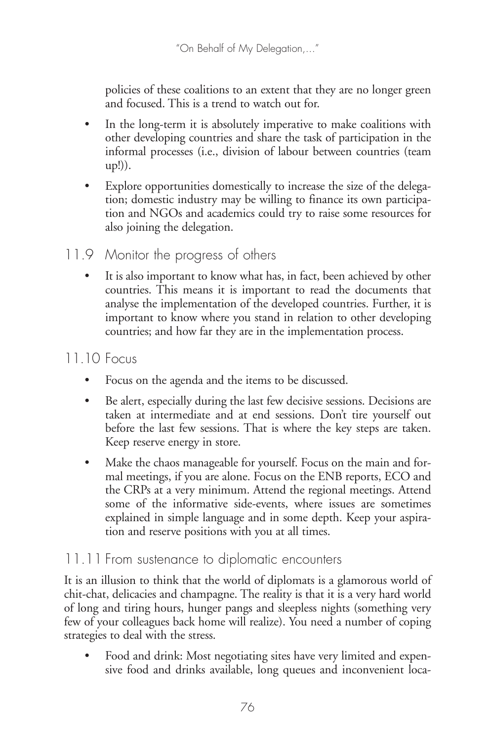policies of these coalitions to an extent that they are no longer green and focused. This is a trend to watch out for.

- In the long-term it is absolutely imperative to make coalitions with other developing countries and share the task of participation in the informal processes (i.e., division of labour between countries (team up!)).
- Explore opportunities domestically to increase the size of the delegation; domestic industry may be willing to finance its own participation and NGOs and academics could try to raise some resources for also joining the delegation.

## 11.9 Monitor the progress of others

- It is also important to know what has, in fact, been achieved by other countries. This means it is important to read the documents that analyse the implementation of the developed countries. Further, it is important to know where you stand in relation to other developing countries; and how far they are in the implementation process.

## 11.10 Focus

- Focus on the agenda and the items to be discussed.
- Be alert, especially during the last few decisive sessions. Decisions are taken at intermediate and at end sessions. Don't tire yourself out before the last few sessions. That is where the key steps are taken. Keep reserve energy in store.
- Make the chaos manageable for yourself. Focus on the main and formal meetings, if you are alone. Focus on the ENB reports, ECO and the CRPs at a very minimum. Attend the regional meetings. Attend some of the informative side-events, where issues are sometimes explained in simple language and in some depth. Keep your aspiration and reserve positions with you at all times.

## 11.11 From sustenance to diplomatic encounters

It is an illusion to think that the world of diplomats is a glamorous world of chit-chat, delicacies and champagne. The reality is that it is a very hard world of long and tiring hours, hunger pangs and sleepless nights (something very few of your colleagues back home will realize). You need a number of coping strategies to deal with the stress.

- Food and drink: Most negotiating sites have very limited and expensive food and drinks available, long queues and inconvenient loca-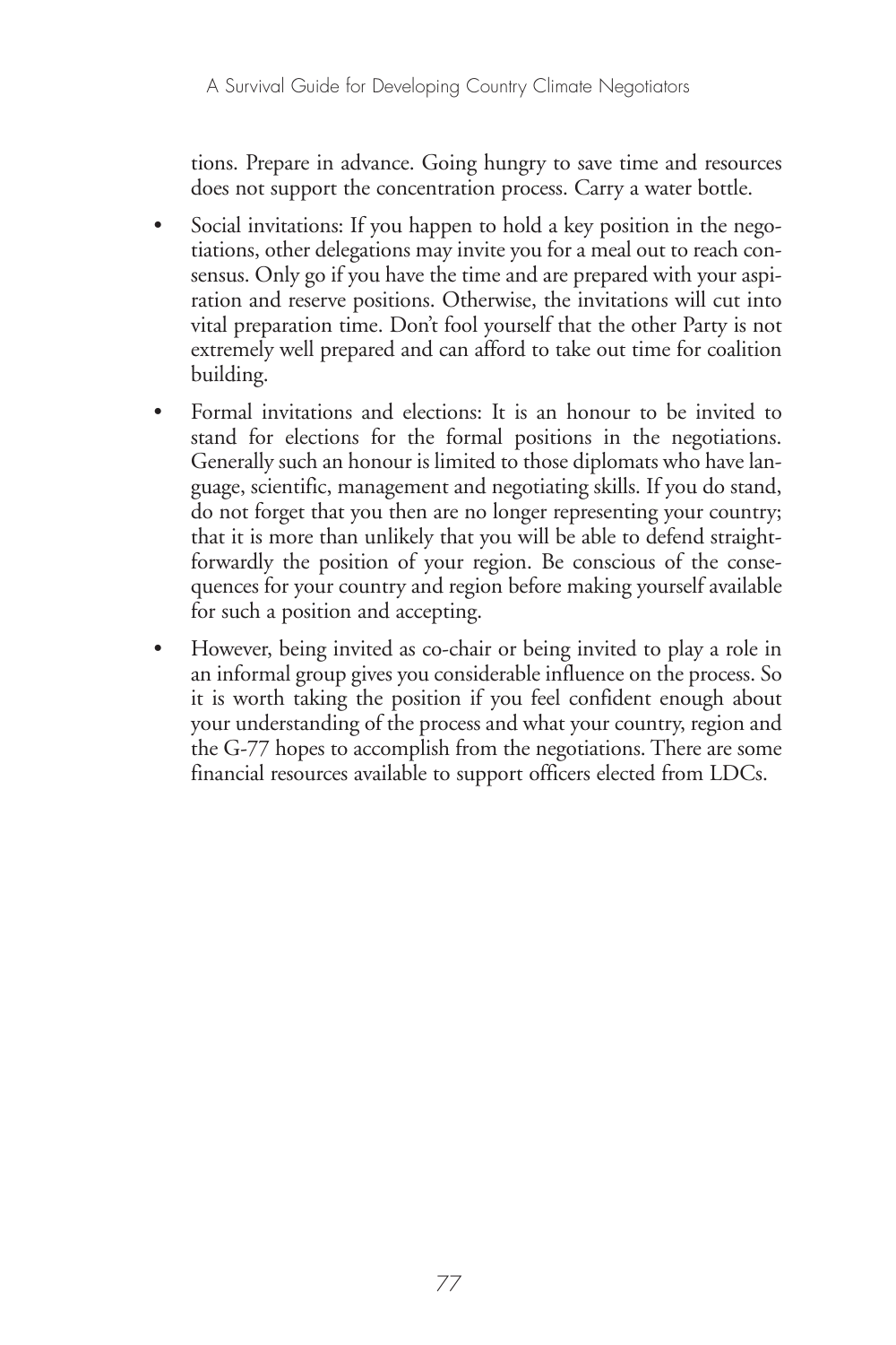tions. Prepare in advance. Going hungry to save time and resources does not support the concentration process. Carry a water bottle.

- Social invitations: If you happen to hold a key position in the negotiations, other delegations may invite you for a meal out to reach consensus. Only go if you have the time and are prepared with your aspiration and reserve positions. Otherwise, the invitations will cut into vital preparation time. Don't fool yourself that the other Party is not extremely well prepared and can afford to take out time for coalition building.
- Formal invitations and elections: It is an honour to be invited to stand for elections for the formal positions in the negotiations. Generally such an honour is limited to those diplomats who have language, scientific, management and negotiating skills. If you do stand, do not forget that you then are no longer representing your country; that it is more than unlikely that you will be able to defend straightforwardly the position of your region. Be conscious of the consequences for your country and region before making yourself available for such a position and accepting.
- However, being invited as co-chair or being invited to play a role in an informal group gives you considerable influence on the process. So it is worth taking the position if you feel confident enough about your understanding of the process and what your country, region and the G-77 hopes to accomplish from the negotiations. There are some financial resources available to support officers elected from LDCs.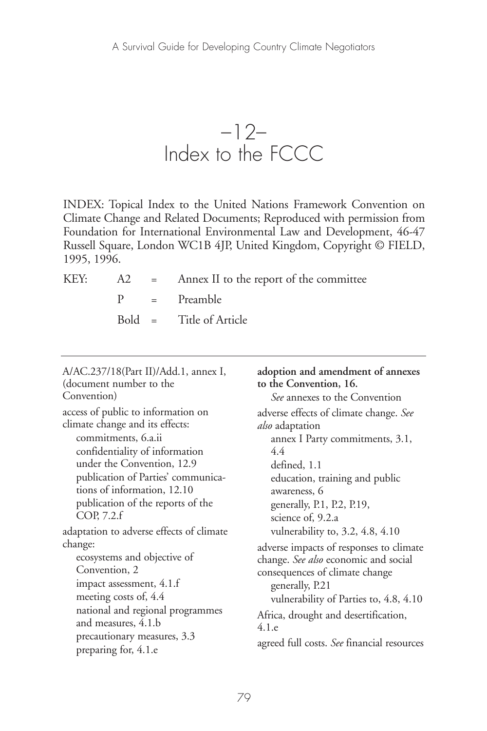# –12– Index to the FCCC

INDEX: Topical Index to the United Nations Framework Convention on Climate Change and Related Documents; Reproduced with permission from Foundation for International Environmental Law and Development, 46-47 Russell Square, London WC1B 4JP, United Kingdom, Copyright © FIELD, 1995, 1996.

KEY: A2 = Annex II to the report of the committee

P = Preamble

Bold = Title of Article

---

A/AC.237/18(Part II)/Add.1, annex I, (document number to the Convention)

access of public to information on climate change and its effects:
- commitments, 6.a.ii
- confidentiality of information under the Convention, 12.9
- publication of Parties' communications of information, 12.10
- publication of the reports of the COP, 7.2.f

adaptation to adverse effects of climate change:
- ecosystems and objective of Convention, 2
- impact assessment, 4.1.f
- meeting costs of, 4.4
- national and regional programmes and measures, 4.1.b
- precautionary measures, 3.3
- preparing for, 4.1.e

**adoption and amendment of annexes to the Convention, 16.**
- *See* annexes to the Convention

adverse effects of climate change. *See also* adaptation
- annex I Party commitments, 3.1, 4.4
- defined, 1.1
- education, training and public awareness, 6
- generally, P.1, P.2, P.19,
- science of, 9.2.a
- vulnerability to, 3.2, 4.8, 4.10

adverse impacts of responses to climate change. *See also* economic and social consequences of climate change
- generally, P.21
- vulnerability of Parties to, 4.8, 4.10

Africa, drought and desertification, 4.1.e

agreed full costs. *See* financial resources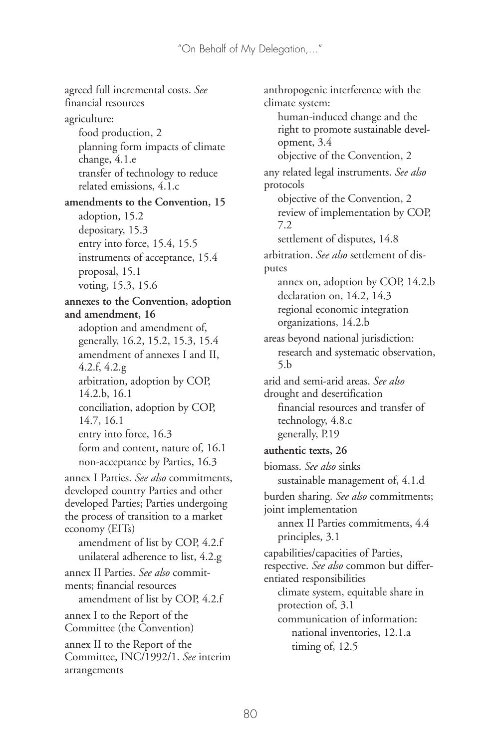agreed full incremental costs. *See* financial resources

agriculture:
- food production, 2
- planning form impacts of climate change, 4.1.e
- transfer of technology to reduce related emissions, 4.1.c

**amendments to the Convention, 15**
- adoption, 15.2
- depositary, 15.3
- entry into force, 15.4, 15.5
- instruments of acceptance, 15.4
- proposal, 15.1
- voting, 15.3, 15.6

**annexes to the Convention, adoption and amendment, 16**
- adoption and amendment of, generally, 16.2, 15.2, 15.3, 15.4
- amendment of annexes I and II, 4.2.f, 4.2.g
- arbitration, adoption by COP, 14.2.b, 16.1
- conciliation, adoption by COP, 14.7, 16.1
- entry into force, 16.3
- form and content, nature of, 16.1
- non-acceptance by Parties, 16.3

annex I Parties. *See also* commitments, developed country Parties and other developed Parties; Parties undergoing the process of transition to a market economy (EITs)
- amendment of list by COP, 4.2.f
- unilateral adherence to list, 4.2.g

annex II Parties. *See also* commitments; financial resources
- amendment of list by COP, 4.2.f

annex I to the Report of the Committee (the Convention)

annex II to the Report of the Committee, INC/1992/1. *See* interim arrangements

anthropogenic interference with the climate system:
- human-induced change and the right to promote sustainable development, 3.4
- objective of the Convention, 2

any related legal instruments. *See also* protocols
- objective of the Convention, 2
- review of implementation by COP, 7.2
- settlement of disputes, 14.8

arbitration. *See also* settlement of disputes
- annex on, adoption by COP, 14.2.b
- declaration on, 14.2, 14.3
- regional economic integration organizations, 14.2.b

areas beyond national jurisdiction:
- research and systematic observation, 5.b

arid and semi-arid areas. *See also* drought and desertification
- financial resources and transfer of technology, 4.8.c
- generally, P.19

**authentic texts, 26**

biomass. *See also* sinks
- sustainable management of, 4.1.d

burden sharing. *See also* commitments; joint implementation
- annex II Parties commitments, 4.4
- principles, 3.1

capabilities/capacities of Parties, respective. *See also* common but differentiated responsibilities
- climate system, equitable share in protection of, 3.1
- communication of information:
  - national inventories, 12.1.a
  - timing of, 12.5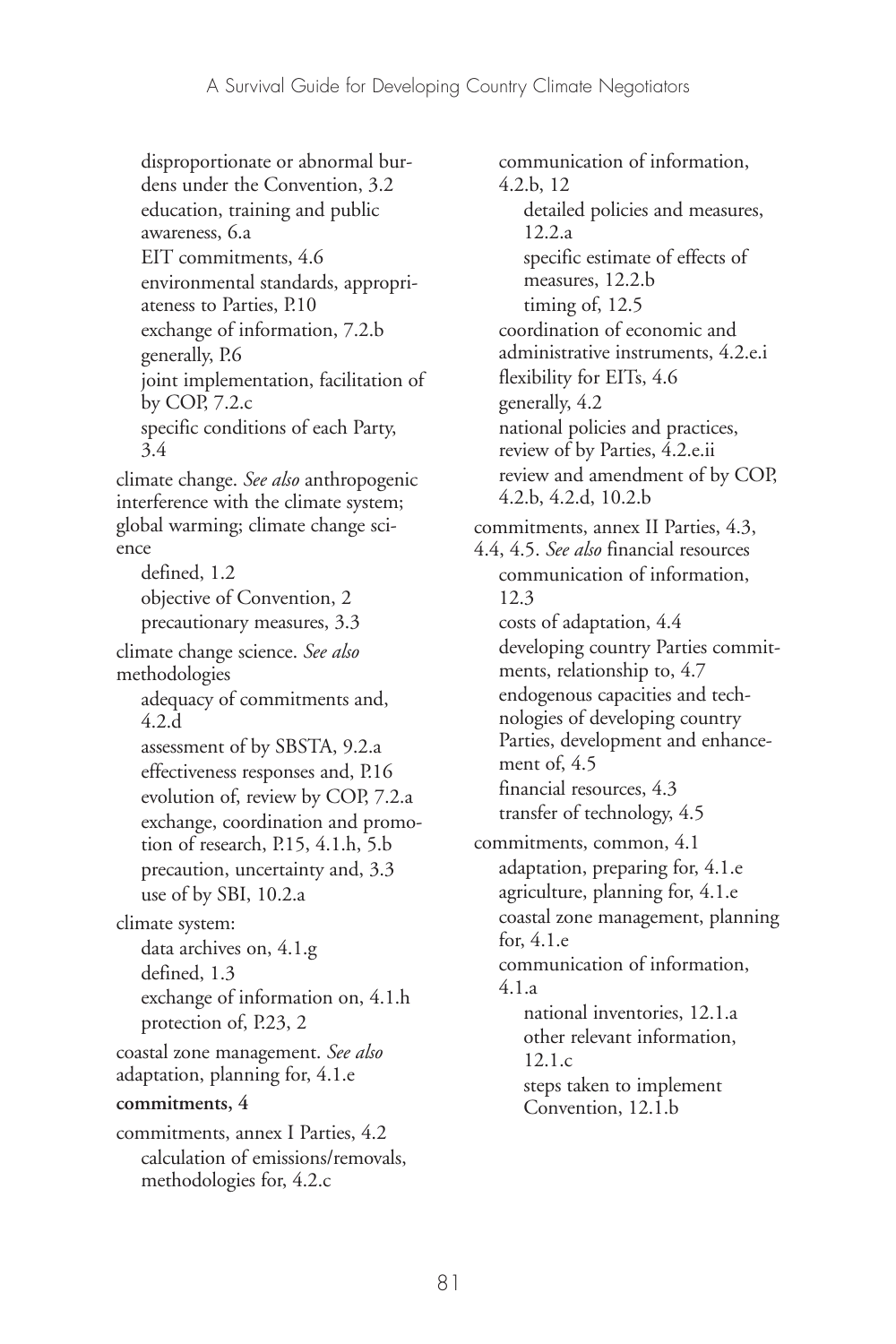disproportionate or abnormal burdens under the Convention, 3.2
education, training and public awareness, 6.a
EIT commitments, 4.6
environmental standards, appropriateness to Parties, P.10
exchange of information, 7.2.b
generally, P.6
joint implementation, facilitation of by COP, 7.2.c
specific conditions of each Party, 3.4

climate change. *See also* anthropogenic interference with the climate system; global warming; climate change science
defined, 1.2
objective of Convention, 2
precautionary measures, 3.3

climate change science. *See also* methodologies
adequacy of commitments and, 4.2.d
assessment of by SBSTA, 9.2.a
effectiveness responses and, P.16
evolution of, review by COP, 7.2.a
exchange, coordination and promotion of research, P.15, 4.1.h, 5.b
precaution, uncertainty and, 3.3
use of by SBI, 10.2.a

climate system:
data archives on, 4.1.g
defined, 1.3
exchange of information on, 4.1.h
protection of, P.23, 2

coastal zone management. *See also* adaptation, planning for, 4.1.e

**commitments, 4**

commitments, annex I Parties, 4.2
calculation of emissions/removals, methodologies for, 4.2.c
communication of information, 4.2.b, 12
detailed policies and measures, 12.2.a
specific estimate of effects of measures, 12.2.b
timing of, 12.5
coordination of economic and administrative instruments, 4.2.e.i
flexibility for EITs, 4.6
generally, 4.2
national policies and practices, review of by Parties, 4.2.e.ii
review and amendment of by COP, 4.2.b, 4.2.d, 10.2.b

commitments, annex II Parties, 4.3, 4.4, 4.5. *See also* financial resources
communication of information, 12.3
costs of adaptation, 4.4
developing country Parties commitments, relationship to, 4.7
endogenous capacities and technologies of developing country Parties, development and enhancement of, 4.5
financial resources, 4.3
transfer of technology, 4.5

commitments, common, 4.1
adaptation, preparing for, 4.1.e
agriculture, planning for, 4.1.e
coastal zone management, planning for, 4.1.e
communication of information, 4.1.a
national inventories, 12.1.a
other relevant information, 12.1.c
steps taken to implement Convention, 12.1.b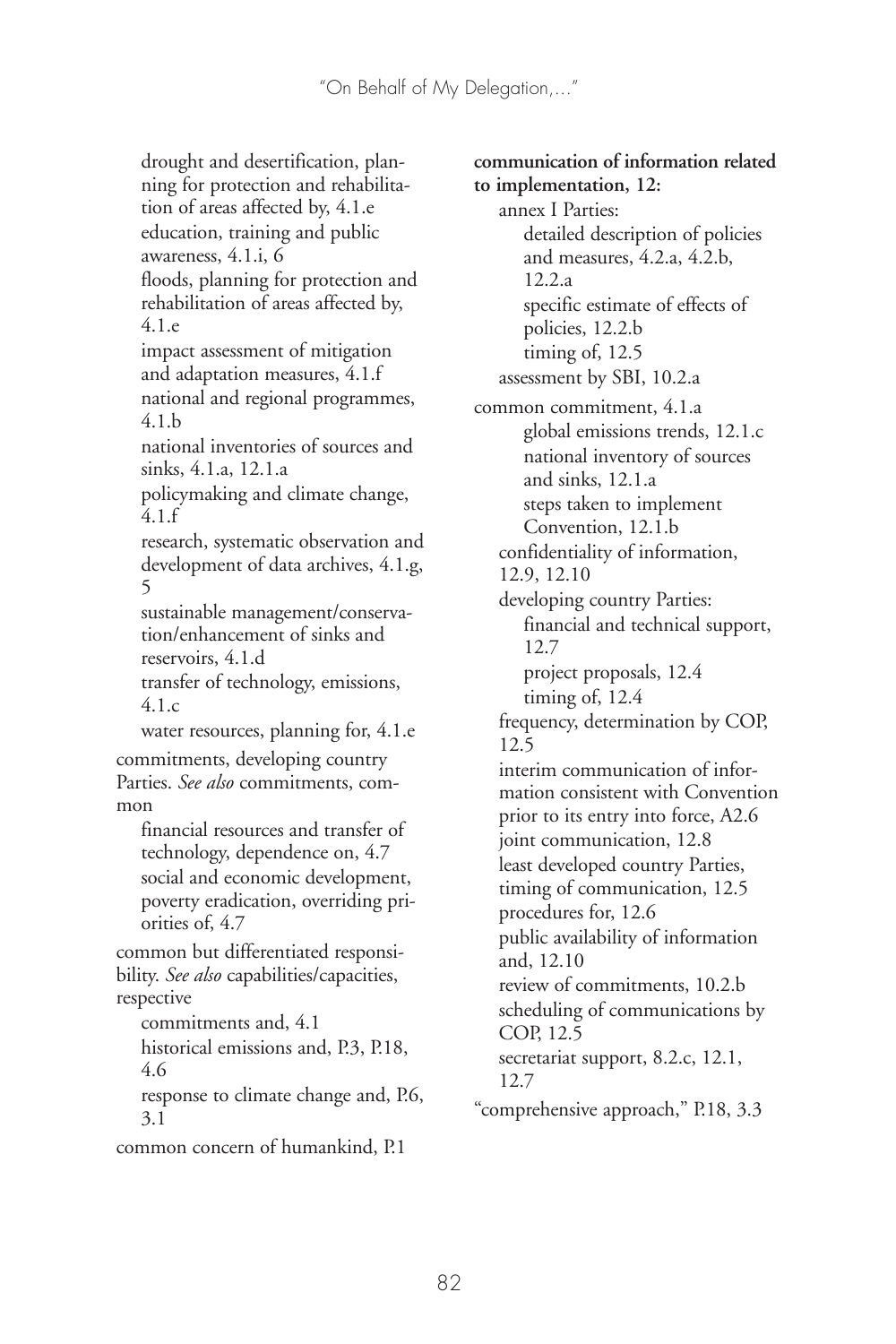drought and desertification, planning for protection and rehabilitation of areas affected by, 4.1.e
education, training and public awareness, 4.1.i, 6
floods, planning for protection and rehabilitation of areas affected by, 4.1.e
impact assessment of mitigation and adaptation measures, 4.1.f
national and regional programmes, 4.1.b
national inventories of sources and sinks, 4.1.a, 12.1.a
policymaking and climate change, 4.1.f
research, systematic observation and development of data archives, 4.1.g, 5
sustainable management/conservation/enhancement of sinks and reservoirs, 4.1.d
transfer of technology, emissions, 4.1.c
water resources, planning for, 4.1.e

commitments, developing country Parties. *See also* commitments, common
financial resources and transfer of technology, dependence on, 4.7
social and economic development, poverty eradication, overriding priorities of, 4.7

common but differentiated responsibility. *See also* capabilities/capacities, respective
commitments and, 4.1
historical emissions and, P.3, P.18, 4.6
response to climate change and, P.6, 3.1

common concern of humankind, P.1

**communication of information related to implementation, 12:**
annex I Parties:
detailed description of policies and measures, 4.2.a, 4.2.b, 12.2.a
specific estimate of effects of policies, 12.2.b
timing of, 12.5
assessment by SBI, 10.2.a

common commitment, 4.1.a
global emissions trends, 12.1.c
national inventory of sources and sinks, 12.1.a
steps taken to implement Convention, 12.1.b
confidentiality of information, 12.9, 12.10
developing country Parties:
financial and technical support, 12.7
project proposals, 12.4
timing of, 12.4
frequency, determination by COP, 12.5
interim communication of information consistent with Convention prior to its entry into force, A2.6
joint communication, 12.8
least developed country Parties, timing of communication, 12.5
procedures for, 12.6
public availability of information and, 12.10
review of commitments, 10.2.b
scheduling of communications by COP, 12.5
secretariat support, 8.2.c, 12.1, 12.7

"comprehensive approach," P.18, 3.3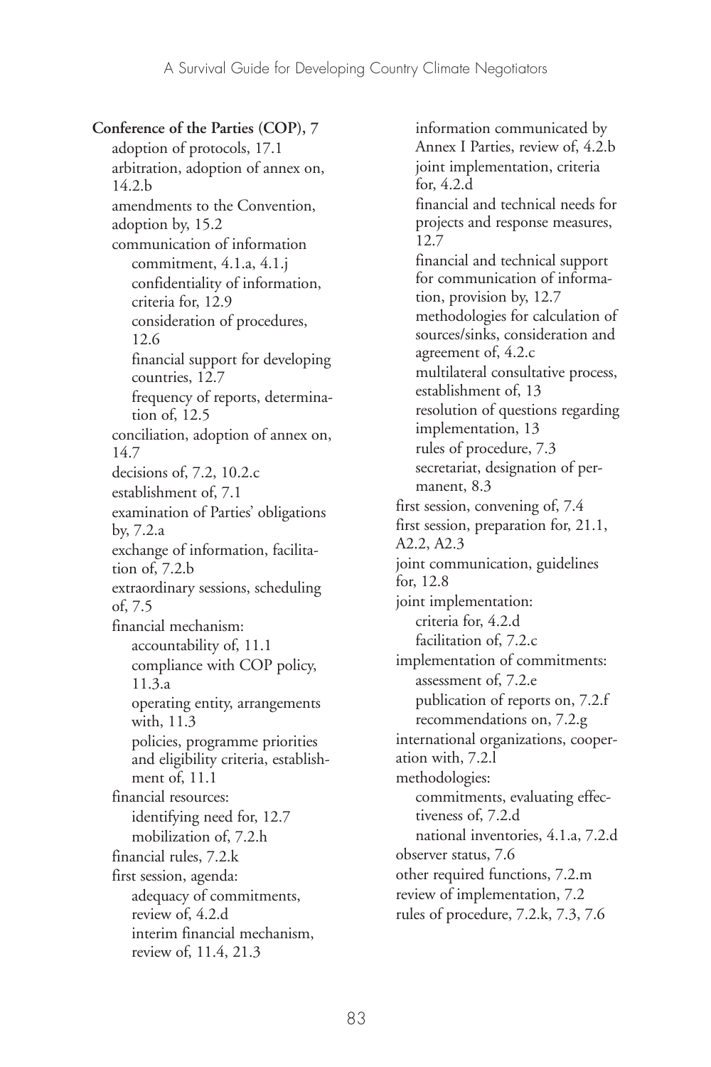**Conference of the Parties (COP)**, 7

- adoption of protocols, 17.1
- arbitration, adoption of annex on, 14.2.b
- amendments to the Convention, adoption by, 15.2
- communication of information
  - commitment, 4.1.a, 4.1.j
  - confidentiality of information, criteria for, 12.9
  - consideration of procedures, 12.6
  - financial support for developing countries, 12.7
  - frequency of reports, determination of, 12.5
- conciliation, adoption of annex on, 14.7
- decisions of, 7.2, 10.2.c
- establishment of, 7.1
- examination of Parties' obligations by, 7.2.a
- exchange of information, facilitation of, 7.2.b
- extraordinary sessions, scheduling of, 7.5
- financial mechanism:
  - accountability of, 11.1
  - compliance with COP policy, 11.3.a
  - operating entity, arrangements with, 11.3
  - policies, programme priorities and eligibility criteria, establishment of, 11.1
- financial resources:
  - identifying need for, 12.7
  - mobilization of, 7.2.h
- financial rules, 7.2.k
- first session, agenda:
  - adequacy of commitments, review of, 4.2.d
  - interim financial mechanism, review of, 11.4, 21.3
  - information communicated by Annex I Parties, review of, 4.2.b
  - joint implementation, criteria for, 4.2.d
  - financial and technical needs for projects and response measures, 12.7
  - financial and technical support for communication of information, provision by, 12.7
  - methodologies for calculation of sources/sinks, consideration and agreement of, 4.2.c
  - multilateral consultative process, establishment of, 13
  - resolution of questions regarding implementation, 13
  - rules of procedure, 7.3
  - secretariat, designation of permanent, 8.3
- first session, convening of, 7.4
- first session, preparation for, 21.1, A2.2, A2.3
- joint communication, guidelines for, 12.8
- joint implementation:
  - criteria for, 4.2.d
  - facilitation of, 7.2.c
- implementation of commitments:
  - assessment of, 7.2.e
  - publication of reports on, 7.2.f
  - recommendations on, 7.2.g
- international organizations, cooperation with, 7.2.l
- methodologies:
  - commitments, evaluating effectiveness of, 7.2.d
  - national inventories, 4.1.a, 7.2.d
- observer status, 7.6
- other required functions, 7.2.m
- review of implementation, 7.2
- rules of procedure, 7.2.k, 7.3, 7.6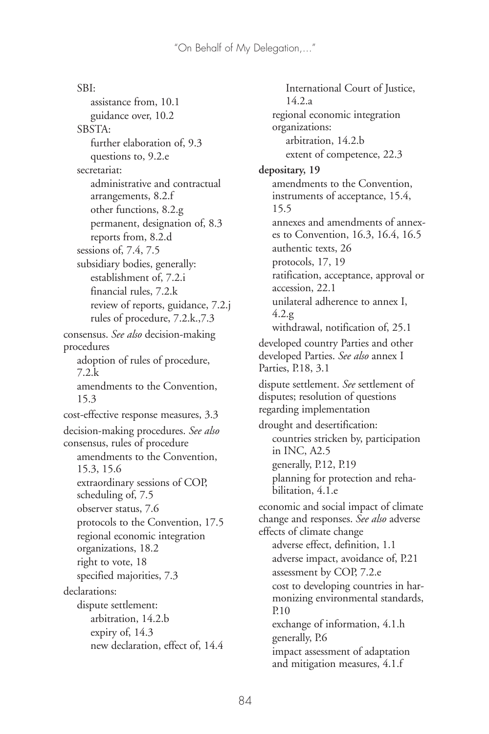SBI:
  - assistance from, 10.1
  - guidance over, 10.2

SBSTA:
  - further elaboration of, 9.3
  - questions to, 9.2.e

secretariat:
  - administrative and contractual arrangements, 8.2.f
  - other functions, 8.2.g
  - permanent, designation of, 8.3
  - reports from, 8.2.d

sessions of, 7.4, 7.5

subsidiary bodies, generally:
  - establishment of, 7.2.i
  - financial rules, 7.2.k
  - review of reports, guidance, 7.2.j
  - rules of procedure, 7.2.k.,7.3

consensus. *See also* decision-making procedures
  - adoption of rules of procedure, 7.2.k
  - amendments to the Convention, 15.3

cost-effective response measures, 3.3

decision-making procedures. *See also* consensus, rules of procedure
  - amendments to the Convention, 15.3, 15.6
  - extraordinary sessions of COP, scheduling of, 7.5
  - observer status, 7.6
  - protocols to the Convention, 17.5
  - regional economic integration organizations, 18.2
  - right to vote, 18
  - specified majorities, 7.3

declarations:
  - dispute settlement:
    - arbitration, 14.2.b
    - expiry of, 14.3
    - new declaration, effect of, 14.4
    - International Court of Justice, 14.2.a
  - regional economic integration organizations:
    - arbitration, 14.2.b
    - extent of competence, 22.3

**depositary, 19**
  - amendments to the Convention, instruments of acceptance, 15.4, 15.5
  - annexes and amendments of annexes to Convention, 16.3, 16.4, 16.5
  - authentic texts, 26
  - protocols, 17, 19
  - ratification, acceptance, approval or accession, 22.1
  - unilateral adherence to annex I, 4.2.g
  - withdrawal, notification of, 25.1

developed country Parties and other developed Parties. *See also* annex I Parties, P.18, 3.1

dispute settlement. *See* settlement of disputes; resolution of questions regarding implementation

drought and desertification:
  - countries stricken by, participation in INC, A2.5
  - generally, P.12, P.19
  - planning for protection and rehabilitation, 4.1.e

economic and social impact of climate change and responses. *See also* adverse effects of climate change
  - adverse effect, definition, 1.1
  - adverse impact, avoidance of, P.21
  - assessment by COP, 7.2.e
  - cost to developing countries in harmonizing environmental standards, P.10
  - exchange of information, 4.1.h
  - generally, P.6
  - impact assessment of adaptation and mitigation measures, 4.1.f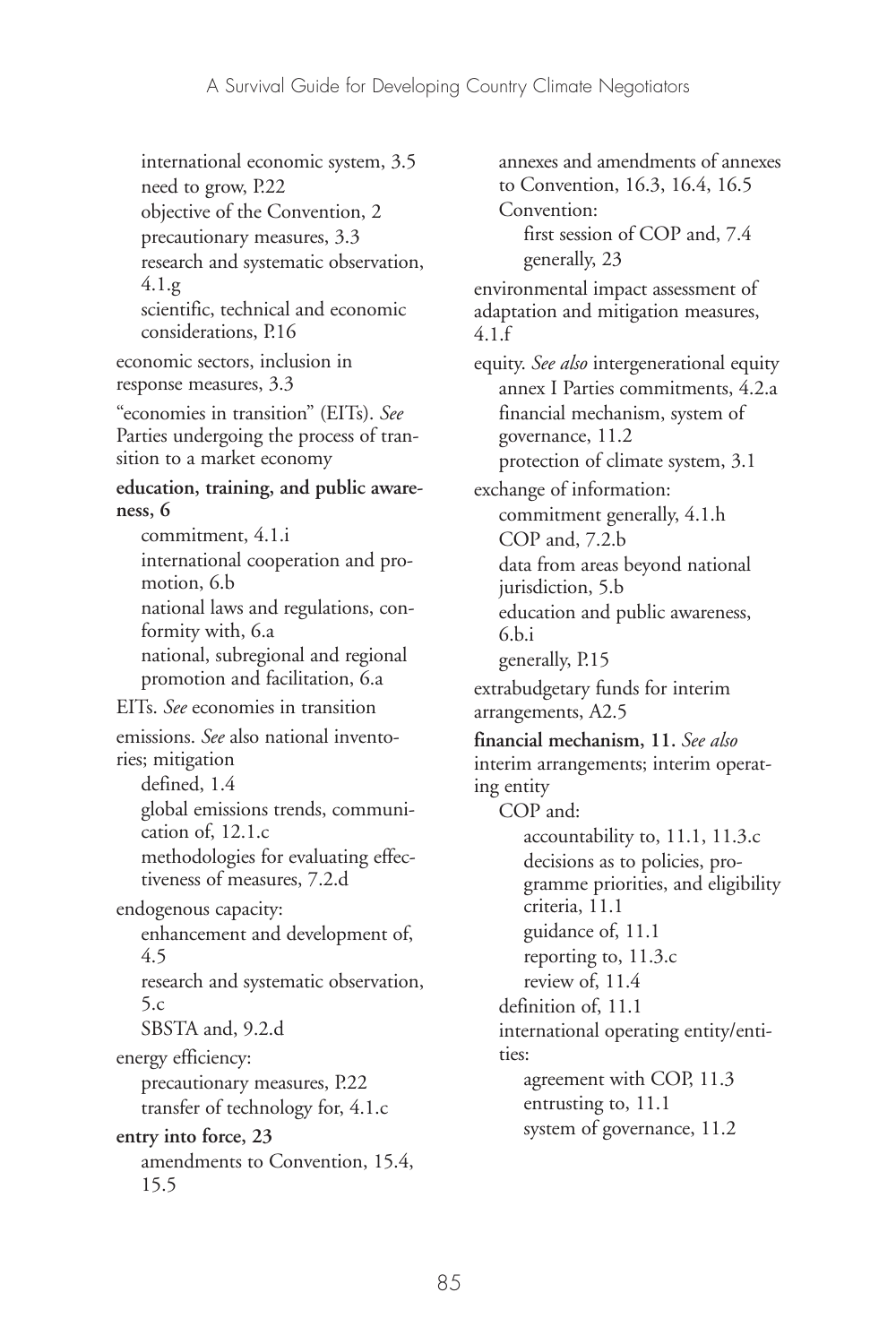international economic system, 3.5
need to grow, P.22
objective of the Convention, 2
precautionary measures, 3.3
research and systematic observation, 4.1.g
scientific, technical and economic considerations, P.16

economic sectors, inclusion in response measures, 3.3

"economies in transition" (EITs). *See* Parties undergoing the process of transition to a market economy

**education, training, and public awareness, 6**
commitment, 4.1.i
international cooperation and promotion, 6.b
national laws and regulations, conformity with, 6.a
national, subregional and regional promotion and facilitation, 6.a

EITs. *See* economies in transition

emissions. *See* also national inventories; mitigation
defined, 1.4
global emissions trends, communication of, 12.1.c
methodologies for evaluating effectiveness of measures, 7.2.d

endogenous capacity:
enhancement and development of, 4.5
research and systematic observation, 5.c
SBSTA and, 9.2.d

energy efficiency:
precautionary measures, P.22
transfer of technology for, 4.1.c

**entry into force, 23**
amendments to Convention, 15.4, 15.5
annexes and amendments of annexes to Convention, 16.3, 16.4, 16.5
Convention:
first session of COP and, 7.4
generally, 23

environmental impact assessment of adaptation and mitigation measures, 4.1.f

equity. *See also* intergenerational equity
annex I Parties commitments, 4.2.a
financial mechanism, system of governance, 11.2
protection of climate system, 3.1

exchange of information:
commitment generally, 4.1.h
COP and, 7.2.b
data from areas beyond national jurisdiction, 5.b
education and public awareness, 6.b.i
generally, P.15

extrabudgetary funds for interim arrangements, A2.5

**financial mechanism, 11.** *See also* interim arrangements; interim operating entity
COP and:
accountability to, 11.1, 11.3.c
decisions as to policies, programme priorities, and eligibility criteria, 11.1
guidance of, 11.1
reporting to, 11.3.c
review of, 11.4
definition of, 11.1
international operating entity/entities:
agreement with COP, 11.3
entrusting to, 11.1
system of governance, 11.2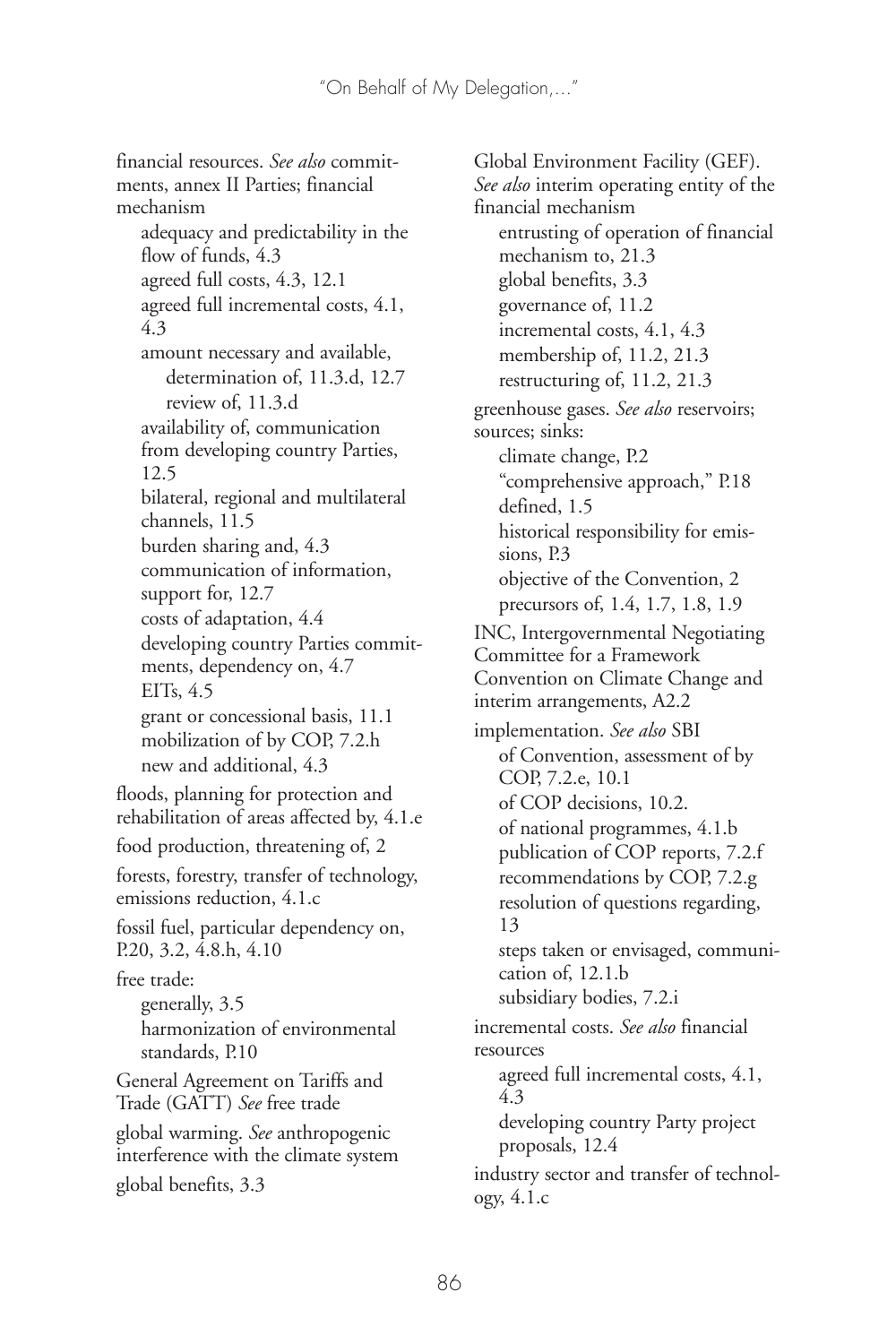financial resources. *See also* commitments, annex II Parties; financial mechanism
- adequacy and predictability in the flow of funds, 4.3
- agreed full costs, 4.3, 12.1
- agreed full incremental costs, 4.1, 4.3
- amount necessary and available,
  - determination of, 11.3.d, 12.7
  - review of, 11.3.d
- availability of, communication from developing country Parties, 12.5
- bilateral, regional and multilateral channels, 11.5
- burden sharing and, 4.3
- communication of information, support for, 12.7
- costs of adaptation, 4.4
- developing country Parties commitments, dependency on, 4.7
- EITs, 4.5
- grant or concessional basis, 11.1
- mobilization of by COP, 7.2.h
- new and additional, 4.3

floods, planning for protection and rehabilitation of areas affected by, 4.1.e

food production, threatening of, 2

forests, forestry, transfer of technology, emissions reduction, 4.1.c

fossil fuel, particular dependency on, P.20, 3.2, 4.8.h, 4.10

free trade:
- generally, 3.5
- harmonization of environmental standards, P.10

General Agreement on Tariffs and Trade (GATT) *See* free trade

global warming. *See* anthropogenic interference with the climate system

global benefits, 3.3

Global Environment Facility (GEF). *See also* interim operating entity of the financial mechanism
- entrusting of operation of financial mechanism to, 21.3
- global benefits, 3.3
- governance of, 11.2
- incremental costs, 4.1, 4.3
- membership of, 11.2, 21.3
- restructuring of, 11.2, 21.3

greenhouse gases. *See also* reservoirs; sources; sinks:
- climate change, P.2
- "comprehensive approach," P.18
- defined, 1.5
- historical responsibility for emissions, P.3
- objective of the Convention, 2
- precursors of, 1.4, 1.7, 1.8, 1.9

INC, Intergovernmental Negotiating Committee for a Framework Convention on Climate Change and interim arrangements, A2.2

implementation. *See also* SBI
- of Convention, assessment of by COP, 7.2.e, 10.1
- of COP decisions, 10.2.
- of national programmes, 4.1.b
- publication of COP reports, 7.2.f
- recommendations by COP, 7.2.g
- resolution of questions regarding, 13
- steps taken or envisaged, communication of, 12.1.b
- subsidiary bodies, 7.2.i

incremental costs. *See also* financial resources
- agreed full incremental costs, 4.1, 4.3
- developing country Party project proposals, 12.4

industry sector and transfer of technology, 4.1.c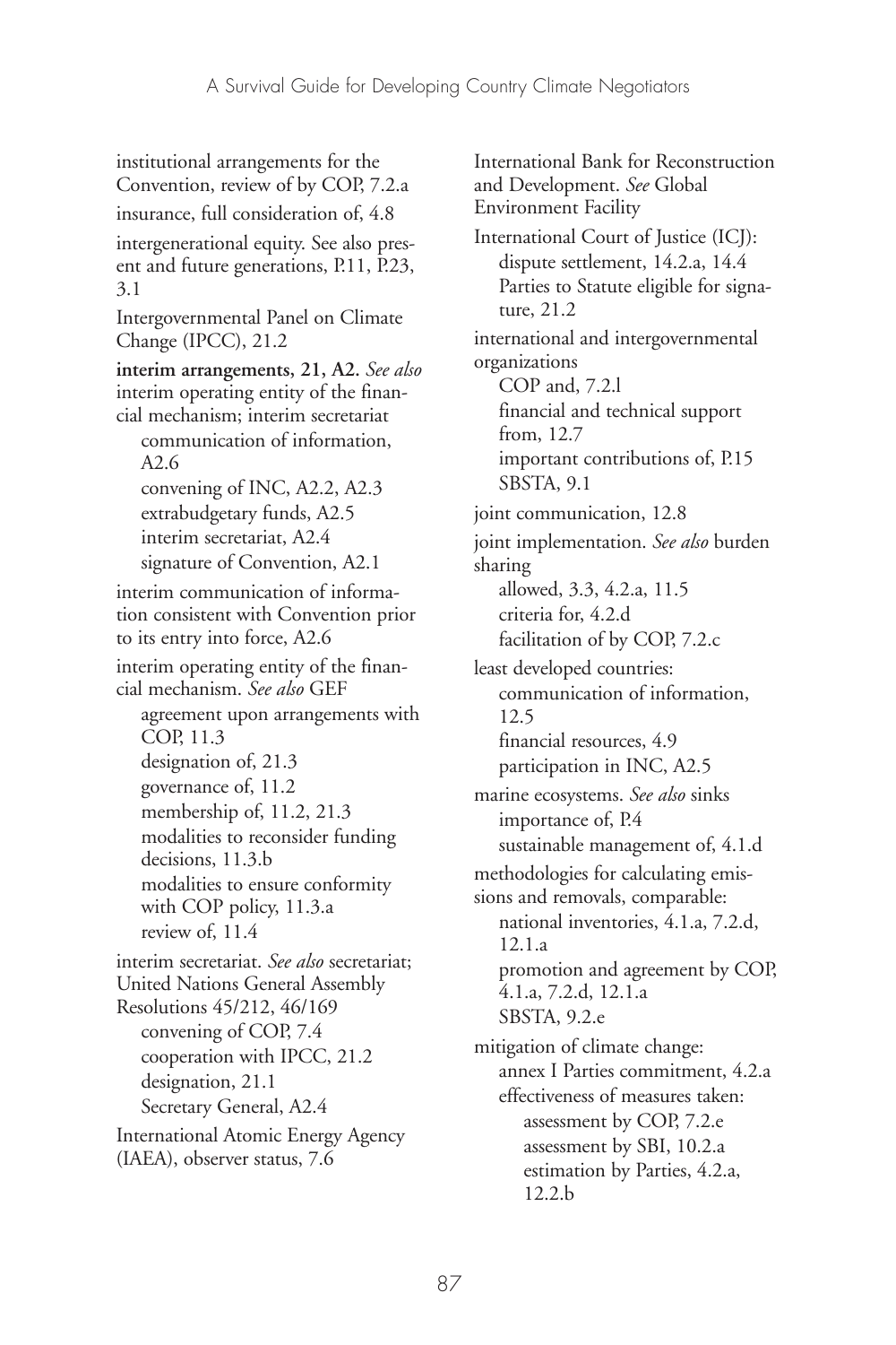institutional arrangements for the Convention, review of by COP, 7.2.a

insurance, full consideration of, 4.8

intergenerational equity. See also present and future generations, P.11, P.23, 3.1

Intergovernmental Panel on Climate Change (IPCC), 21.2

**interim arrangements, 21, A2.** *See also* interim operating entity of the financial mechanism; interim secretariat

- communication of information, A2.6
- convening of INC, A2.2, A2.3
- extrabudgetary funds, A2.5
- interim secretariat, A2.4
- signature of Convention, A2.1

interim communication of information consistent with Convention prior to its entry into force, A2.6

interim operating entity of the financial mechanism. *See also* GEF

- agreement upon arrangements with COP, 11.3
- designation of, 21.3
- governance of, 11.2
- membership of, 11.2, 21.3
- modalities to reconsider funding decisions, 11.3.b
- modalities to ensure conformity with COP policy, 11.3.a
- review of, 11.4

interim secretariat. *See also* secretariat; United Nations General Assembly Resolutions 45/212, 46/169

- convening of COP, 7.4
- cooperation with IPCC, 21.2
- designation, 21.1
- Secretary General, A2.4

International Atomic Energy Agency (IAEA), observer status, 7.6

International Bank for Reconstruction and Development. *See* Global Environment Facility

International Court of Justice (ICJ):

- dispute settlement, 14.2.a, 14.4
- Parties to Statute eligible for signature, 21.2

international and intergovernmental organizations

- COP and, 7.2.l
- financial and technical support from, 12.7
- important contributions of, P.15
- SBSTA, 9.1

joint communication, 12.8

joint implementation. *See also* burden sharing

- allowed, 3.3, 4.2.a, 11.5
- criteria for, 4.2.d
- facilitation of by COP, 7.2.c

least developed countries:

- communication of information, 12.5
- financial resources, 4.9
- participation in INC, A2.5

marine ecosystems. *See also* sinks

- importance of, P.4
- sustainable management of, 4.1.d

methodologies for calculating emissions and removals, comparable:

- national inventories, 4.1.a, 7.2.d, 12.1.a
- promotion and agreement by COP, 4.1.a, 7.2.d, 12.1.a
- SBSTA, 9.2.e

mitigation of climate change:

- annex I Parties commitment, 4.2.a
- effectiveness of measures taken:
  - assessment by COP, 7.2.e
  - assessment by SBI, 10.2.a
  - estimation by Parties, 4.2.a, 12.2.b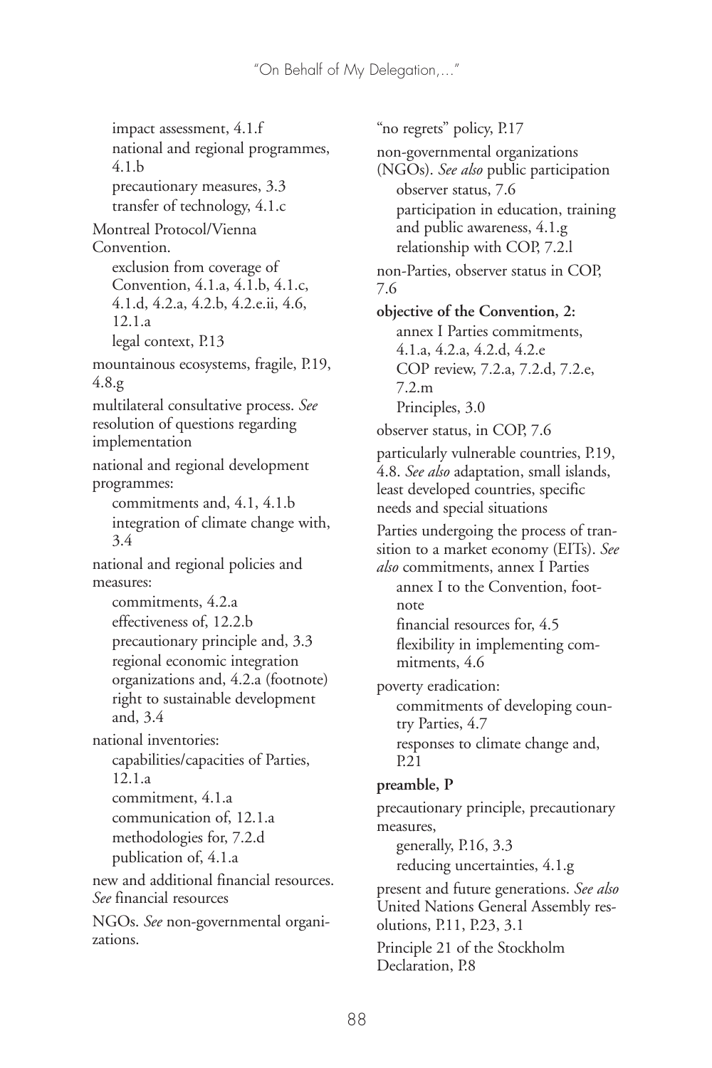impact assessment, 4.1.f
national and regional programmes, 4.1.b
precautionary measures, 3.3
transfer of technology, 4.1.c

Montreal Protocol/Vienna Convention.
exclusion from coverage of Convention, 4.1.a, 4.1.b, 4.1.c, 4.1.d, 4.2.a, 4.2.b, 4.2.e.ii, 4.6, 12.1.a
legal context, P.13

mountainous ecosystems, fragile, P.19, 4.8.g

multilateral consultative process. *See* resolution of questions regarding implementation

national and regional development programmes:
commitments and, 4.1, 4.1.b
integration of climate change with, 3.4

national and regional policies and measures:
commitments, 4.2.a
effectiveness of, 12.2.b
precautionary principle and, 3.3
regional economic integration organizations and, 4.2.a (footnote)
right to sustainable development and, 3.4

national inventories:
capabilities/capacities of Parties, 12.1.a
commitment, 4.1.a
communication of, 12.1.a
methodologies for, 7.2.d
publication of, 4.1.a

new and additional financial resources. *See* financial resources

NGOs. *See* non-governmental organizations.

"no regrets" policy, P.17

non-governmental organizations (NGOs). *See also* public participation
observer status, 7.6
participation in education, training and public awareness, 4.1.g
relationship with COP, 7.2.l

non-Parties, observer status in COP, 7.6

**objective of the Convention, 2:**
annex I Parties commitments, 4.1.a, 4.2.a, 4.2.d, 4.2.e
COP review, 7.2.a, 7.2.d, 7.2.e, 7.2.m
Principles, 3.0

observer status, in COP, 7.6

particularly vulnerable countries, P.19, 4.8. *See also* adaptation, small islands, least developed countries, specific needs and special situations

Parties undergoing the process of transition to a market economy (EITs). *See also* commitments, annex I Parties
annex I to the Convention, footnote
financial resources for, 4.5
flexibility in implementing commitments, 4.6

poverty eradication:
commitments of developing country Parties, 4.7
responses to climate change and, P.21

**preamble, P**

precautionary principle, precautionary measures,
generally, P.16, 3.3
reducing uncertainties, 4.1.g

present and future generations. *See also* United Nations General Assembly resolutions, P.11, P.23, 3.1

Principle 21 of the Stockholm Declaration, P.8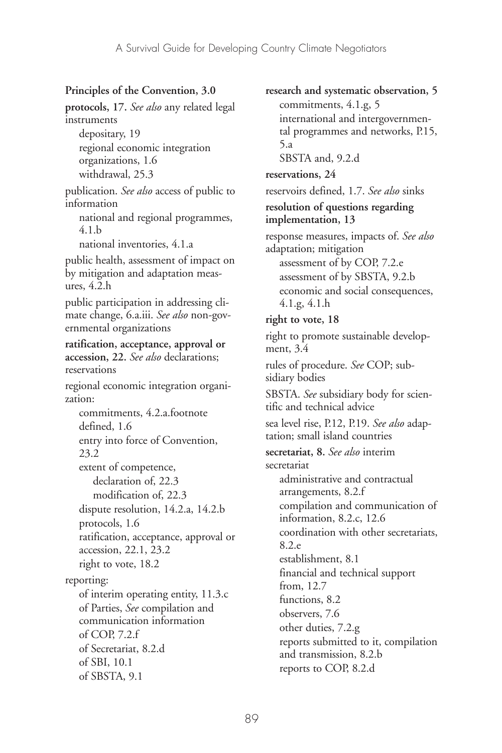**Principles of the Convention, 3.0**

**protocols, 17.** *See also* any related legal instruments

- depositary, 19
- regional economic integration organizations, 1.6
- withdrawal, 25.3

publication. *See also* access of public to information

- national and regional programmes, 4.1.b
- national inventories, 4.1.a

public health, assessment of impact on by mitigation and adaptation measures, 4.2.h

public participation in addressing climate change, 6.a.iii. *See also* non-governmental organizations

**ratification, acceptance, approval or accession, 22.** *See also* declarations; reservations

regional economic integration organization:

- commitments, 4.2.a.footnote
- defined, 1.6
- entry into force of Convention, 23.2
- extent of competence,
  - declaration of, 22.3
  - modification of, 22.3
- dispute resolution, 14.2.a, 14.2.b
- protocols, 1.6
- ratification, acceptance, approval or accession, 22.1, 23.2
- right to vote, 18.2

reporting:

- of interim operating entity, 11.3.c
- of Parties, *See* compilation and communication information
- of COP, 7.2.f
- of Secretariat, 8.2.d
- of SBI, 10.1
- of SBSTA, 9.1

**research and systematic observation, 5**

- commitments, 4.1.g, 5
- international and intergovernmental programmes and networks, P.15, 5.a
- SBSTA and, 9.2.d

**reservations, 24**

reservoirs defined, 1.7. *See also* sinks

**resolution of questions regarding implementation, 13**

response measures, impacts of. *See also* adaptation; mitigation

- assessment of by COP, 7.2.e
- assessment of by SBSTA, 9.2.b
- economic and social consequences, 4.1.g, 4.1.h

**right to vote, 18**

right to promote sustainable development, 3.4

rules of procedure. *See* COP; subsidiary bodies

SBSTA. *See* subsidiary body for scientific and technical advice

sea level rise, P.12, P.19. *See also* adaptation; small island countries

**secretariat, 8.** *See also* interim secretariat

- administrative and contractual arrangements, 8.2.f
- compilation and communication of information, 8.2.c, 12.6
- coordination with other secretariats, 8.2.e
- establishment, 8.1
- financial and technical support from, 12.7
- functions, 8.2
- observers, 7.6
- other duties, 7.2.g
- reports submitted to it, compilation and transmission, 8.2.b
- reports to COP, 8.2.d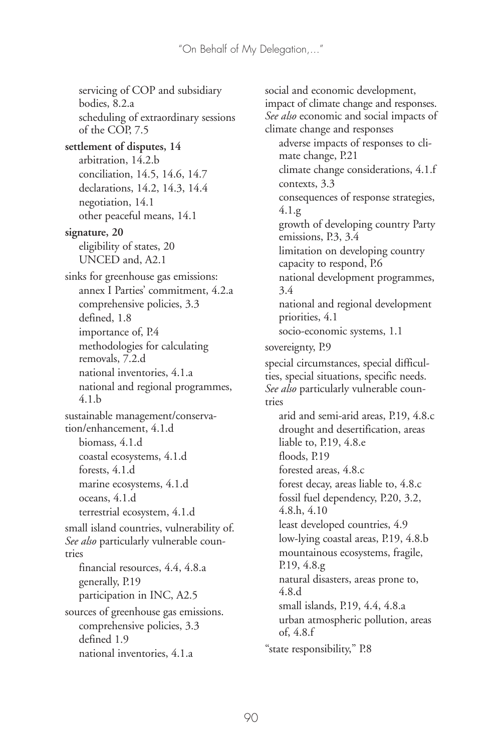servicing of COP and subsidiary bodies, 8.2.a
scheduling of extraordinary sessions of the COP, 7.5

**settlement of disputes, 14**
arbitration, 14.2.b
conciliation, 14.5, 14.6, 14.7
declarations, 14.2, 14.3, 14.4
negotiation, 14.1
other peaceful means, 14.1

**signature, 20**
eligibility of states, 20
UNCED and, A2.1

sinks for greenhouse gas emissions:
annex I Parties' commitment, 4.2.a
comprehensive policies, 3.3
defined, 1.8
importance of, P.4
methodologies for calculating removals, 7.2.d
national inventories, 4.1.a
national and regional programmes, 4.1.b

sustainable management/conservation/enhancement, 4.1.d
biomass, 4.1.d
coastal ecosystems, 4.1.d
forests, 4.1.d
marine ecosystems, 4.1.d
oceans, 4.1.d
terrestrial ecosystem, 4.1.d

small island countries, vulnerability of. *See also* particularly vulnerable countries
financial resources, 4.4, 4.8.a
generally, P.19
participation in INC, A2.5

sources of greenhouse gas emissions.
comprehensive policies, 3.3
defined 1.9
national inventories, 4.1.a

social and economic development, impact of climate change and responses. *See also* economic and social impacts of climate change and responses
adverse impacts of responses to climate change, P.21
climate change considerations, 4.1.f
contexts, 3.3
consequences of response strategies, 4.1.g
growth of developing country Party emissions, P.3, 3.4
limitation on developing country capacity to respond, P.6
national development programmes, 3.4
national and regional development priorities, 4.1
socio-economic systems, 1.1

sovereignty, P.9

special circumstances, special difficulties, special situations, specific needs. *See also* particularly vulnerable countries
arid and semi-arid areas, P.19, 4.8.c
drought and desertification, areas liable to, P.19, 4.8.e
floods, P.19
forested areas, 4.8.c
forest decay, areas liable to, 4.8.c
fossil fuel dependency, P.20, 3.2, 4.8.h, 4.10
least developed countries, 4.9
low-lying coastal areas, P.19, 4.8.b
mountainous ecosystems, fragile, P.19, 4.8.g
natural disasters, areas prone to, 4.8.d
small islands, P.19, 4.4, 4.8.a
urban atmospheric pollution, areas of, 4.8.f

"state responsibility," P.8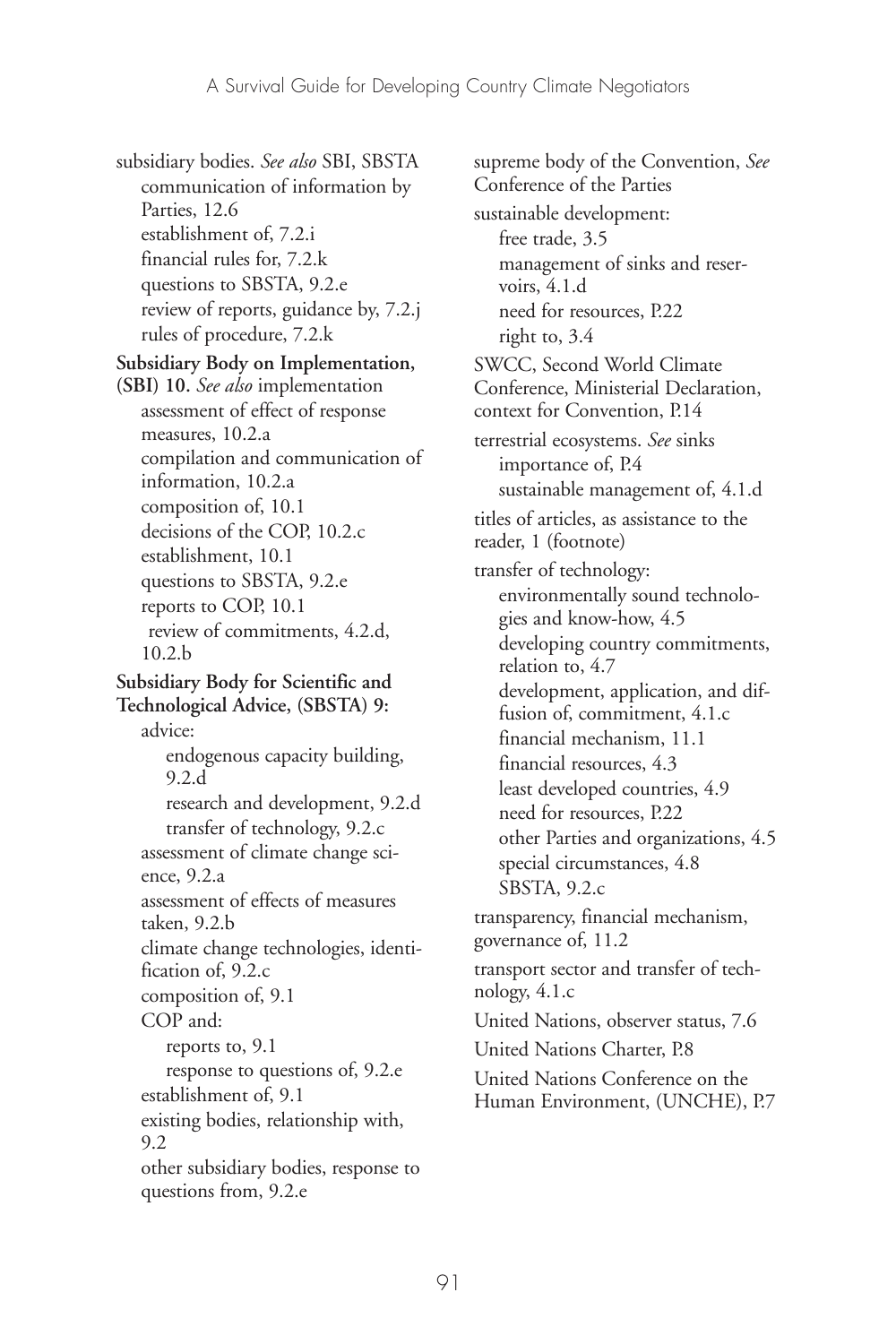subsidiary bodies. *See also* SBI, SBSTA
- communication of information by Parties, 12.6
- establishment of, 7.2.i
- financial rules for, 7.2.k
- questions to SBSTA, 9.2.e
- review of reports, guidance by, 7.2.j
- rules of procedure, 7.2.k

**Subsidiary Body on Implementation, (SBI) 10.** *See also* implementation
- assessment of effect of response measures, 10.2.a
- compilation and communication of information, 10.2.a
- composition of, 10.1
- decisions of the COP, 10.2.c
- establishment, 10.1
- questions to SBSTA, 9.2.e
- reports to COP, 10.1
- review of commitments, 4.2.d, 10.2.b

**Subsidiary Body for Scientific and Technological Advice, (SBSTA) 9:**
- advice:
  - endogenous capacity building, 9.2.d
  - research and development, 9.2.d
  - transfer of technology, 9.2.c
- assessment of climate change science, 9.2.a
- assessment of effects of measures taken, 9.2.b
- climate change technologies, identification of, 9.2.c
- composition of, 9.1
- COP and:
  - reports to, 9.1
  - response to questions of, 9.2.e
- establishment of, 9.1
- existing bodies, relationship with, 9.2
- other subsidiary bodies, response to questions from, 9.2.e

supreme body of the Convention, *See* Conference of the Parties

sustainable development:
- free trade, 3.5
- management of sinks and reservoirs, 4.1.d
- need for resources, P.22
- right to, 3.4

SWCC, Second World Climate Conference, Ministerial Declaration, context for Convention, P.14

terrestrial ecosystems. *See* sinks
- importance of, P.4
- sustainable management of, 4.1.d

titles of articles, as assistance to the reader, 1 (footnote)

transfer of technology:
- environmentally sound technologies and know-how, 4.5
- developing country commitments, relation to, 4.7
- development, application, and diffusion of, commitment, 4.1.c
- financial mechanism, 11.1
- financial resources, 4.3
- least developed countries, 4.9
- need for resources, P.22
- other Parties and organizations, 4.5
- special circumstances, 4.8
- SBSTA, 9.2.c

transparency, financial mechanism, governance of, 11.2

transport sector and transfer of technology, 4.1.c

United Nations, observer status, 7.6

United Nations Charter, P.8

United Nations Conference on the Human Environment, (UNCHE), P.7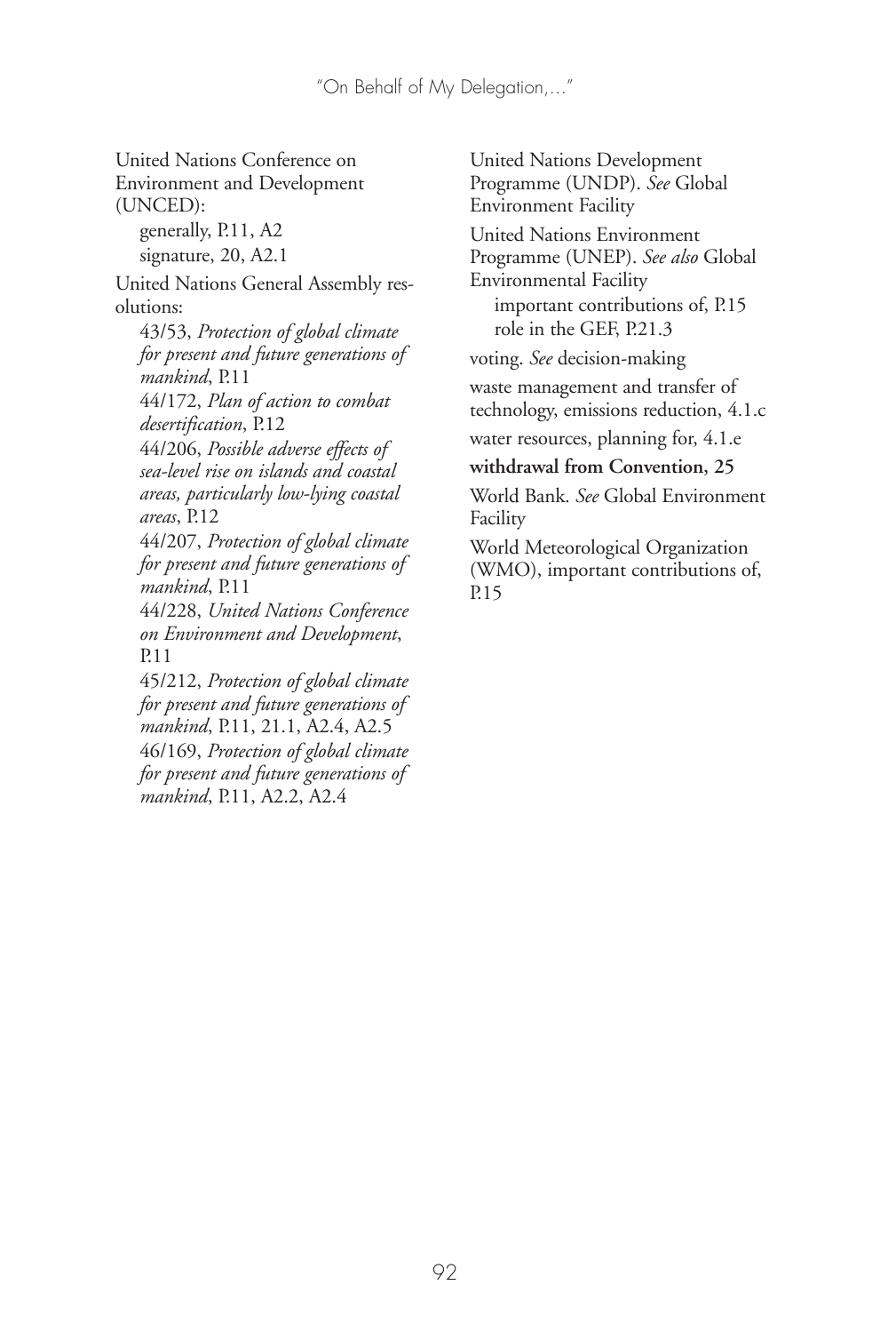United Nations Conference on Environment and Development (UNCED):

- generally, P.11, A2
- signature, 20, A2.1

United Nations General Assembly resolutions:

- 43/53, *Protection of global climate for present and future generations of mankind*, P.11
- 44/172, *Plan of action to combat desertification*, P.12
- 44/206, *Possible adverse effects of sea-level rise on islands and coastal areas, particularly low-lying coastal areas*, P.12
- 44/207, *Protection of global climate for present and future generations of mankind*, P.11
- 44/228, *United Nations Conference on Environment and Development*, P.11
- 45/212, *Protection of global climate for present and future generations of mankind*, P.11, 21.1, A2.4, A2.5
- 46/169, *Protection of global climate for present and future generations of mankind*, P.11, A2.2, A2.4

United Nations Development Programme (UNDP). *See* Global Environment Facility

United Nations Environment Programme (UNEP). *See also* Global Environmental Facility

- important contributions of, P.15
- role in the GEF, P.21.3

voting. *See* decision-making

waste management and transfer of technology, emissions reduction, 4.1.c

water resources, planning for, 4.1.e

**withdrawal from Convention, 25**

World Bank. *See* Global Environment Facility

World Meteorological Organization (WMO), important contributions of, P.15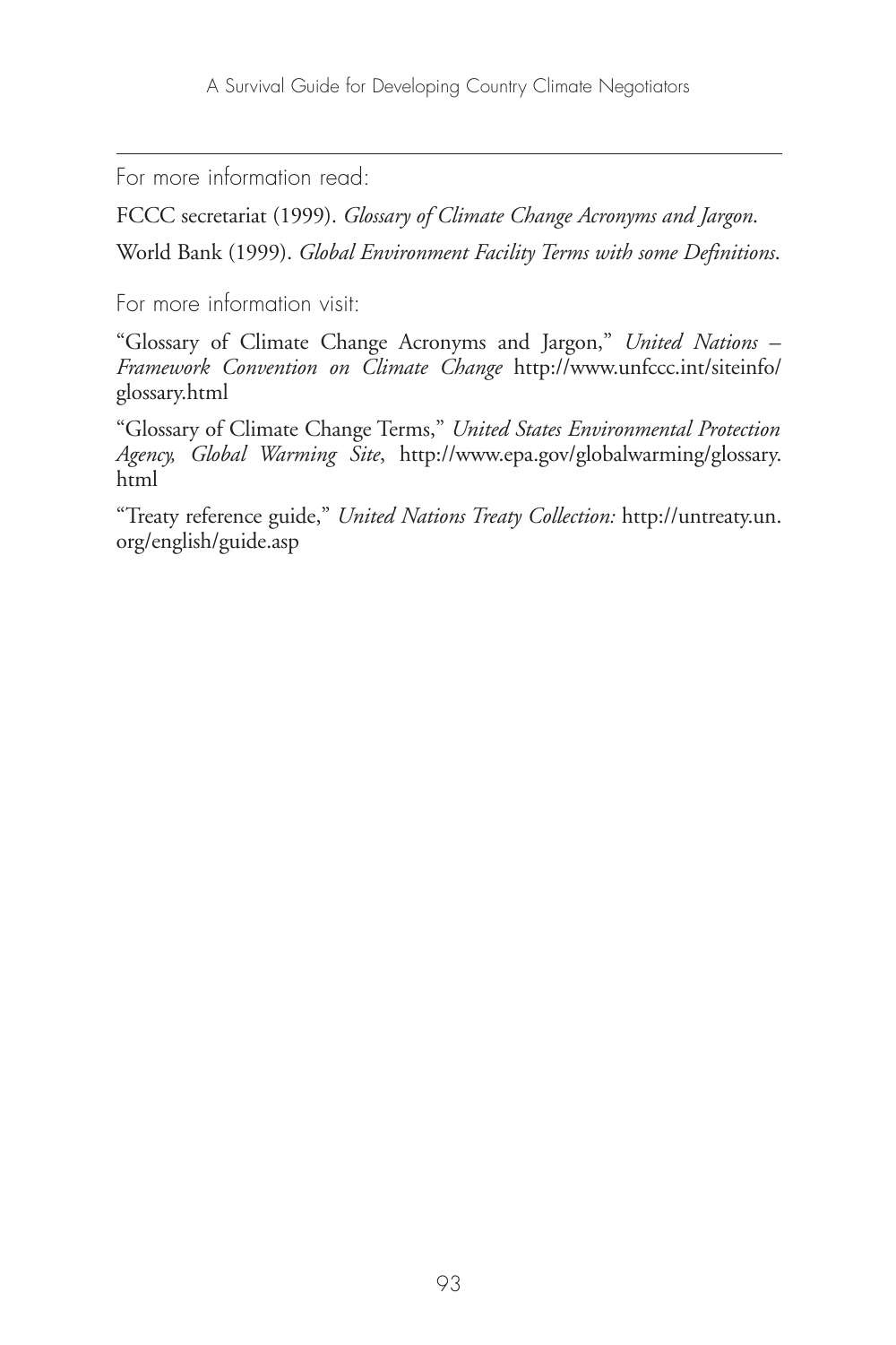For more information read:

FCCC secretariat (1999). *Glossary of Climate Change Acronyms and Jargon*.

World Bank (1999). *Global Environment Facility Terms with some Definitions*.

For more information visit:

"Glossary of Climate Change Acronyms and Jargon," *United Nations – Framework Convention on Climate Change* http://www.unfccc.int/siteinfo/glossary.html

"Glossary of Climate Change Terms," *United States Environmental Protection Agency, Global Warming Site*, http://www.epa.gov/globalwarming/glossary.html

"Treaty reference guide," *United Nations Treaty Collection:* http://untreaty.un.org/english/guide.asp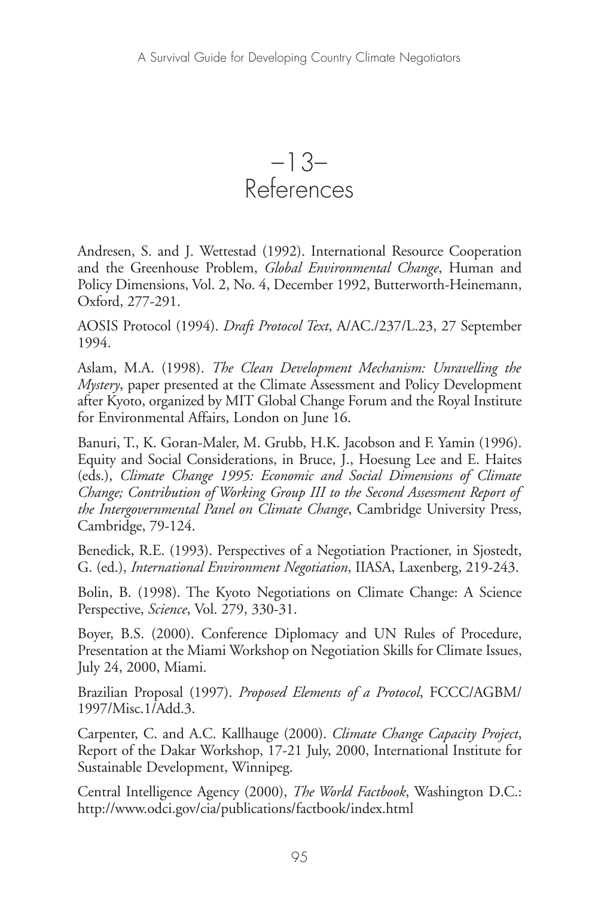# –13– References

Andresen, S. and J. Wettestad (1992). International Resource Cooperation and the Greenhouse Problem, *Global Environmental Change*, Human and Policy Dimensions, Vol. 2, No. 4, December 1992, Butterworth-Heinemann, Oxford, 277-291.

AOSIS Protocol (1994). *Draft Protocol Text*, A/AC./237/L.23, 27 September 1994.

Aslam, M.A. (1998). *The Clean Development Mechanism: Unravelling the Mystery*, paper presented at the Climate Assessment and Policy Development after Kyoto, organized by MIT Global Change Forum and the Royal Institute for Environmental Affairs, London on June 16.

Banuri, T., K. Goran-Maler, M. Grubb, H.K. Jacobson and F. Yamin (1996). Equity and Social Considerations, in Bruce, J., Hoesung Lee and E. Haites (eds.), *Climate Change 1995: Economic and Social Dimensions of Climate Change; Contribution of Working Group III to the Second Assessment Report of the Intergovernmental Panel on Climate Change*, Cambridge University Press, Cambridge, 79-124.

Benedick, R.E. (1993). Perspectives of a Negotiation Practioner, in Sjostedt, G. (ed.), *International Environment Negotiation*, IIASA, Laxenberg, 219-243.

Bolin, B. (1998). The Kyoto Negotiations on Climate Change: A Science Perspective, *Science*, Vol. 279, 330-31.

Boyer, B.S. (2000). Conference Diplomacy and UN Rules of Procedure, Presentation at the Miami Workshop on Negotiation Skills for Climate Issues, July 24, 2000, Miami.

Brazilian Proposal (1997). *Proposed Elements of a Protocol*, FCCC/AGBM/1997/Misc.1/Add.3.

Carpenter, C. and A.C. Kallhauge (2000). *Climate Change Capacity Project*, Report of the Dakar Workshop, 17-21 July, 2000, International Institute for Sustainable Development, Winnipeg.

Central Intelligence Agency (2000), *The World Factbook*, Washington D.C.: http://www.odci.gov/cia/publications/factbook/index.html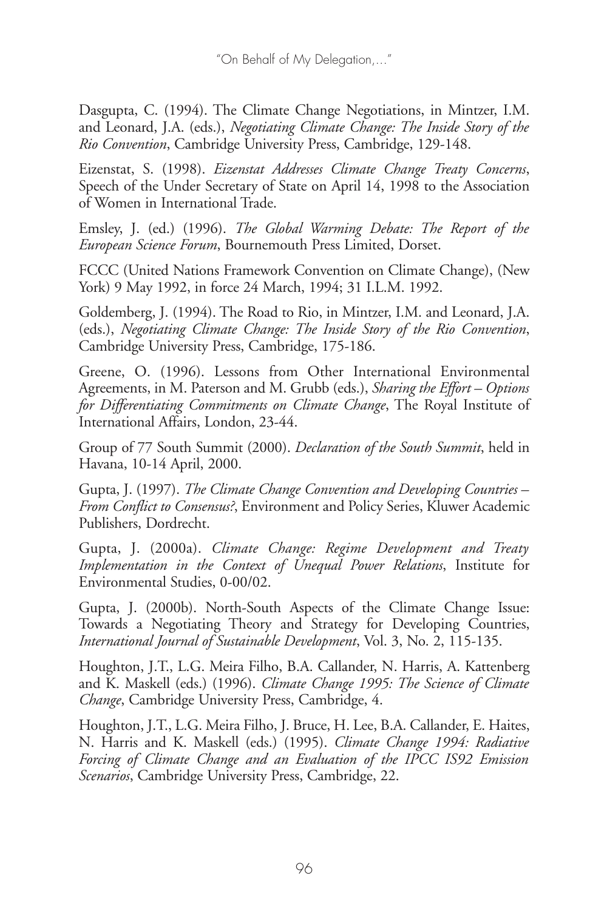Dasgupta, C. (1994). The Climate Change Negotiations, in Mintzer, I.M. and Leonard, J.A. (eds.), *Negotiating Climate Change: The Inside Story of the Rio Convention*, Cambridge University Press, Cambridge, 129-148.

Eizenstat, S. (1998). *Eizenstat Addresses Climate Change Treaty Concerns*, Speech of the Under Secretary of State on April 14, 1998 to the Association of Women in International Trade.

Emsley, J. (ed.) (1996). *The Global Warming Debate: The Report of the European Science Forum*, Bournemouth Press Limited, Dorset.

FCCC (United Nations Framework Convention on Climate Change), (New York) 9 May 1992, in force 24 March, 1994; 31 I.L.M. 1992.

Goldemberg, J. (1994). The Road to Rio, in Mintzer, I.M. and Leonard, J.A. (eds.), *Negotiating Climate Change: The Inside Story of the Rio Convention*, Cambridge University Press, Cambridge, 175-186.

Greene, O. (1996). Lessons from Other International Environmental Agreements, in M. Paterson and M. Grubb (eds.), *Sharing the Effort – Options for Differentiating Commitments on Climate Change*, The Royal Institute of International Affairs, London, 23-44.

Group of 77 South Summit (2000). *Declaration of the South Summit*, held in Havana, 10-14 April, 2000.

Gupta, J. (1997). *The Climate Change Convention and Developing Countries – From Conflict to Consensus?*, Environment and Policy Series, Kluwer Academic Publishers, Dordrecht.

Gupta, J. (2000a). *Climate Change: Regime Development and Treaty Implementation in the Context of Unequal Power Relations*, Institute for Environmental Studies, 0-00/02.

Gupta, J. (2000b). North-South Aspects of the Climate Change Issue: Towards a Negotiating Theory and Strategy for Developing Countries, *International Journal of Sustainable Development*, Vol. 3, No. 2, 115-135.

Houghton, J.T., L.G. Meira Filho, B.A. Callander, N. Harris, A. Kattenberg and K. Maskell (eds.) (1996). *Climate Change 1995: The Science of Climate Change*, Cambridge University Press, Cambridge, 4.

Houghton, J.T., L.G. Meira Filho, J. Bruce, H. Lee, B.A. Callander, E. Haites, N. Harris and K. Maskell (eds.) (1995). *Climate Change 1994: Radiative Forcing of Climate Change and an Evaluation of the IPCC IS92 Emission Scenarios*, Cambridge University Press, Cambridge, 22.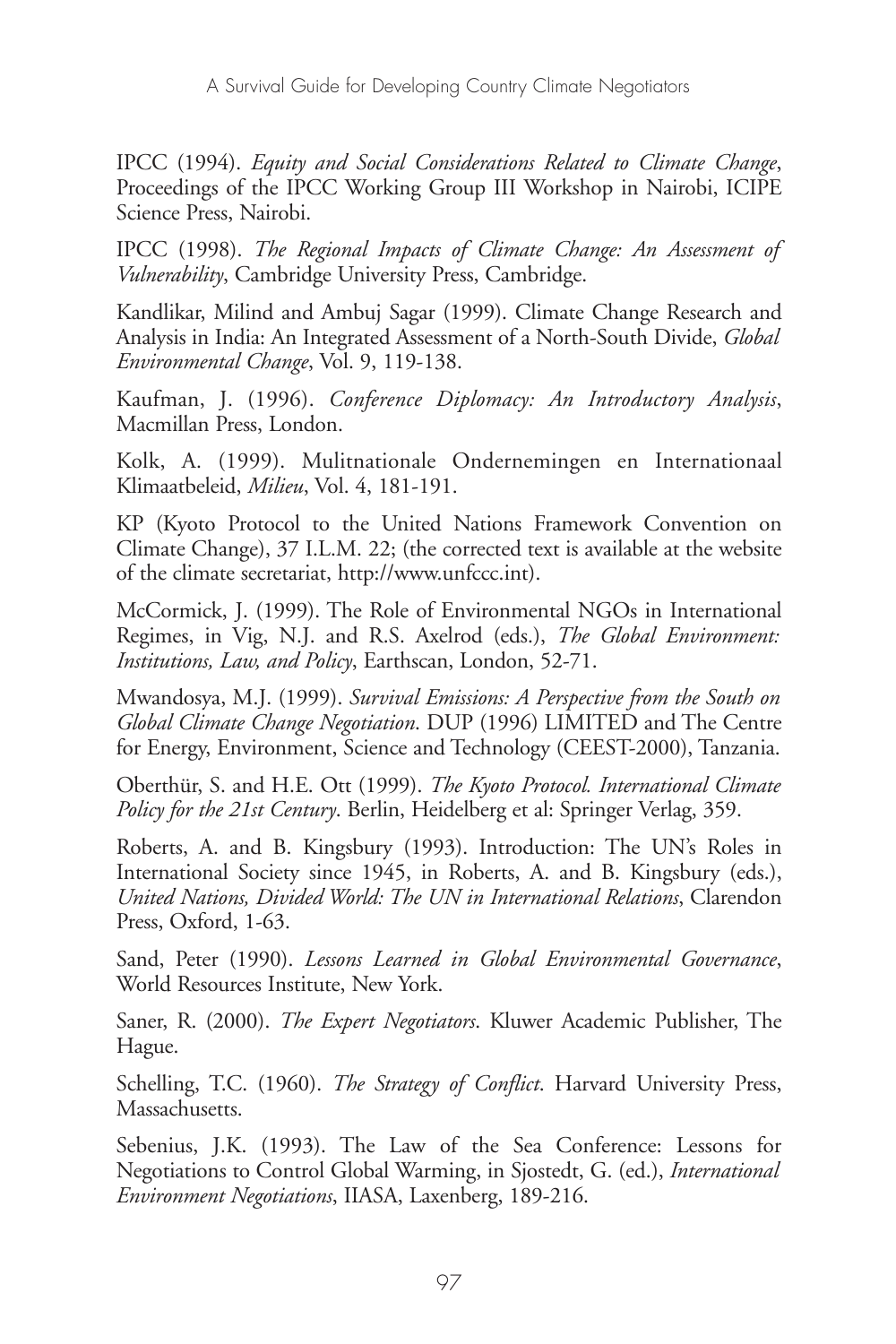IPCC (1994). *Equity and Social Considerations Related to Climate Change*, Proceedings of the IPCC Working Group III Workshop in Nairobi, ICIPE Science Press, Nairobi.

IPCC (1998). *The Regional Impacts of Climate Change: An Assessment of Vulnerability*, Cambridge University Press, Cambridge.

Kandlikar, Milind and Ambuj Sagar (1999). Climate Change Research and Analysis in India: An Integrated Assessment of a North-South Divide, *Global Environmental Change*, Vol. 9, 119-138.

Kaufman, J. (1996). *Conference Diplomacy: An Introductory Analysis*, Macmillan Press, London.

Kolk, A. (1999). Mulitnationale Ondernemingen en Internationaal Klimaatbeleid, *Milieu*, Vol. 4, 181-191.

KP (Kyoto Protocol to the United Nations Framework Convention on Climate Change), 37 I.L.M. 22; (the corrected text is available at the website of the climate secretariat, http://www.unfccc.int).

McCormick, J. (1999). The Role of Environmental NGOs in International Regimes, in Vig, N.J. and R.S. Axelrod (eds.), *The Global Environment: Institutions, Law, and Policy*, Earthscan, London, 52-71.

Mwandosya, M.J. (1999). *Survival Emissions: A Perspective from the South on Global Climate Change Negotiation*. DUP (1996) LIMITED and The Centre for Energy, Environment, Science and Technology (CEEST-2000), Tanzania.

Oberthür, S. and H.E. Ott (1999). *The Kyoto Protocol. International Climate Policy for the 21st Century*. Berlin, Heidelberg et al: Springer Verlag, 359.

Roberts, A. and B. Kingsbury (1993). Introduction: The UN's Roles in International Society since 1945, in Roberts, A. and B. Kingsbury (eds.), *United Nations, Divided World: The UN in International Relations*, Clarendon Press, Oxford, 1-63.

Sand, Peter (1990). *Lessons Learned in Global Environmental Governance*, World Resources Institute, New York.

Saner, R. (2000). *The Expert Negotiators*. Kluwer Academic Publisher, The Hague.

Schelling, T.C. (1960). *The Strategy of Conflict*. Harvard University Press, Massachusetts.

Sebenius, J.K. (1993). The Law of the Sea Conference: Lessons for Negotiations to Control Global Warming, in Sjostedt, G. (ed.), *International Environment Negotiations*, IIASA, Laxenberg, 189-216.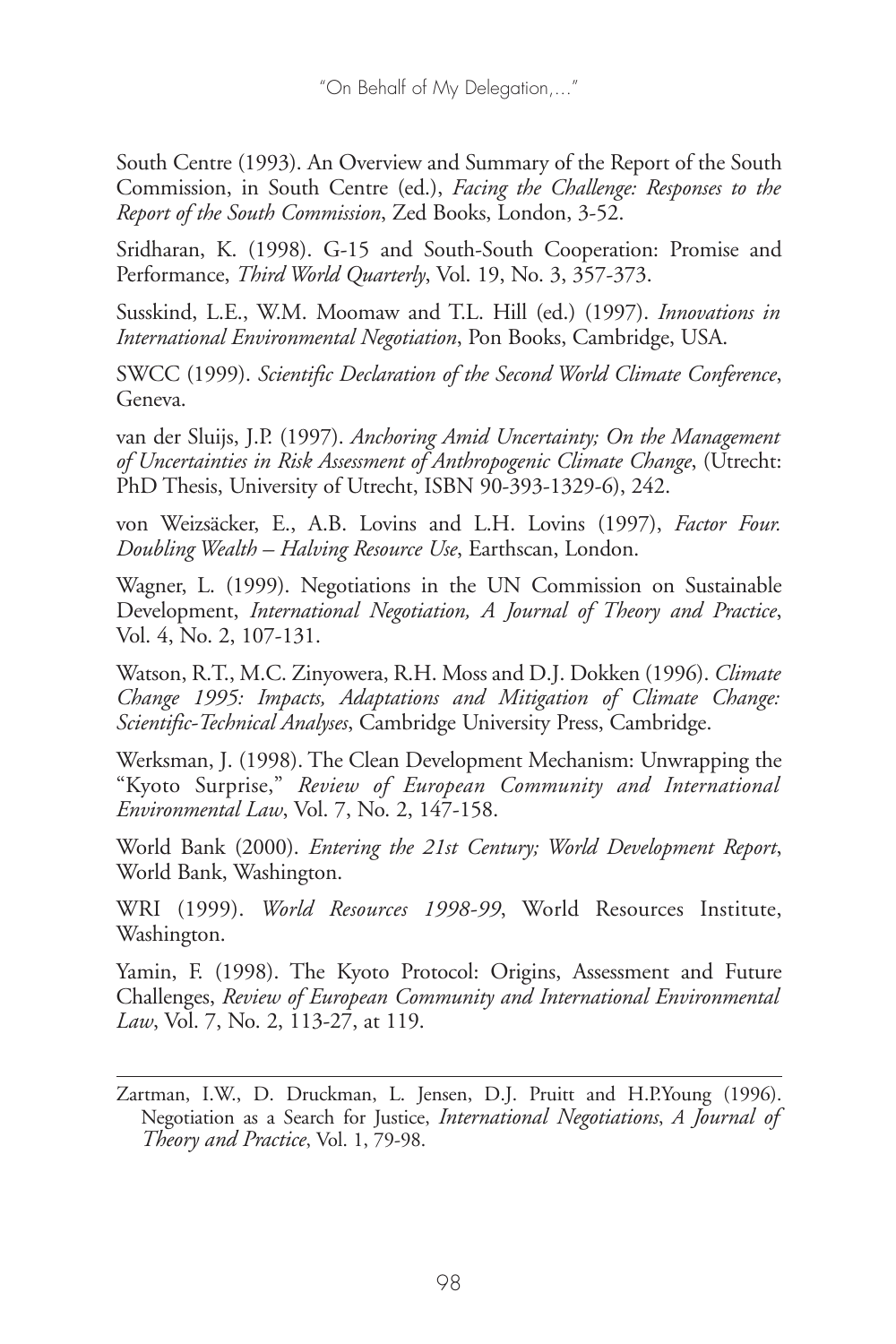South Centre (1993). An Overview and Summary of the Report of the South Commission, in South Centre (ed.), *Facing the Challenge: Responses to the Report of the South Commission*, Zed Books, London, 3-52.

Sridharan, K. (1998). G-15 and South-South Cooperation: Promise and Performance, *Third World Quarterly*, Vol. 19, No. 3, 357-373.

Susskind, L.E., W.M. Moomaw and T.L. Hill (ed.) (1997). *Innovations in International Environmental Negotiation*, Pon Books, Cambridge, USA.

SWCC (1999). *Scientific Declaration of the Second World Climate Conference*, Geneva.

van der Sluijs, J.P. (1997). *Anchoring Amid Uncertainty; On the Management of Uncertainties in Risk Assessment of Anthropogenic Climate Change*, (Utrecht: PhD Thesis, University of Utrecht, ISBN 90-393-1329-6), 242.

von Weizsäcker, E., A.B. Lovins and L.H. Lovins (1997), *Factor Four. Doubling Wealth – Halving Resource Use*, Earthscan, London.

Wagner, L. (1999). Negotiations in the UN Commission on Sustainable Development, *International Negotiation, A Journal of Theory and Practice*, Vol. 4, No. 2, 107-131.

Watson, R.T., M.C. Zinyowera, R.H. Moss and D.J. Dokken (1996). *Climate Change 1995: Impacts, Adaptations and Mitigation of Climate Change: Scientific-Technical Analyses*, Cambridge University Press, Cambridge.

Werksman, J. (1998). The Clean Development Mechanism: Unwrapping the "Kyoto Surprise," *Review of European Community and International Environmental Law*, Vol. 7, No. 2, 147-158.

World Bank (2000). *Entering the 21st Century; World Development Report*, World Bank, Washington.

WRI (1999). *World Resources 1998-99*, World Resources Institute, Washington.

Yamin, F. (1998). The Kyoto Protocol: Origins, Assessment and Future Challenges, *Review of European Community and International Environmental Law*, Vol. 7, No. 2, 113-27, at 119.

---

Zartman, I.W., D. Druckman, L. Jensen, D.J. Pruitt and H.P.Young (1996). Negotiation as a Search for Justice, *International Negotiations*, *A Journal of Theory and Practice*, Vol. 1, 79-98.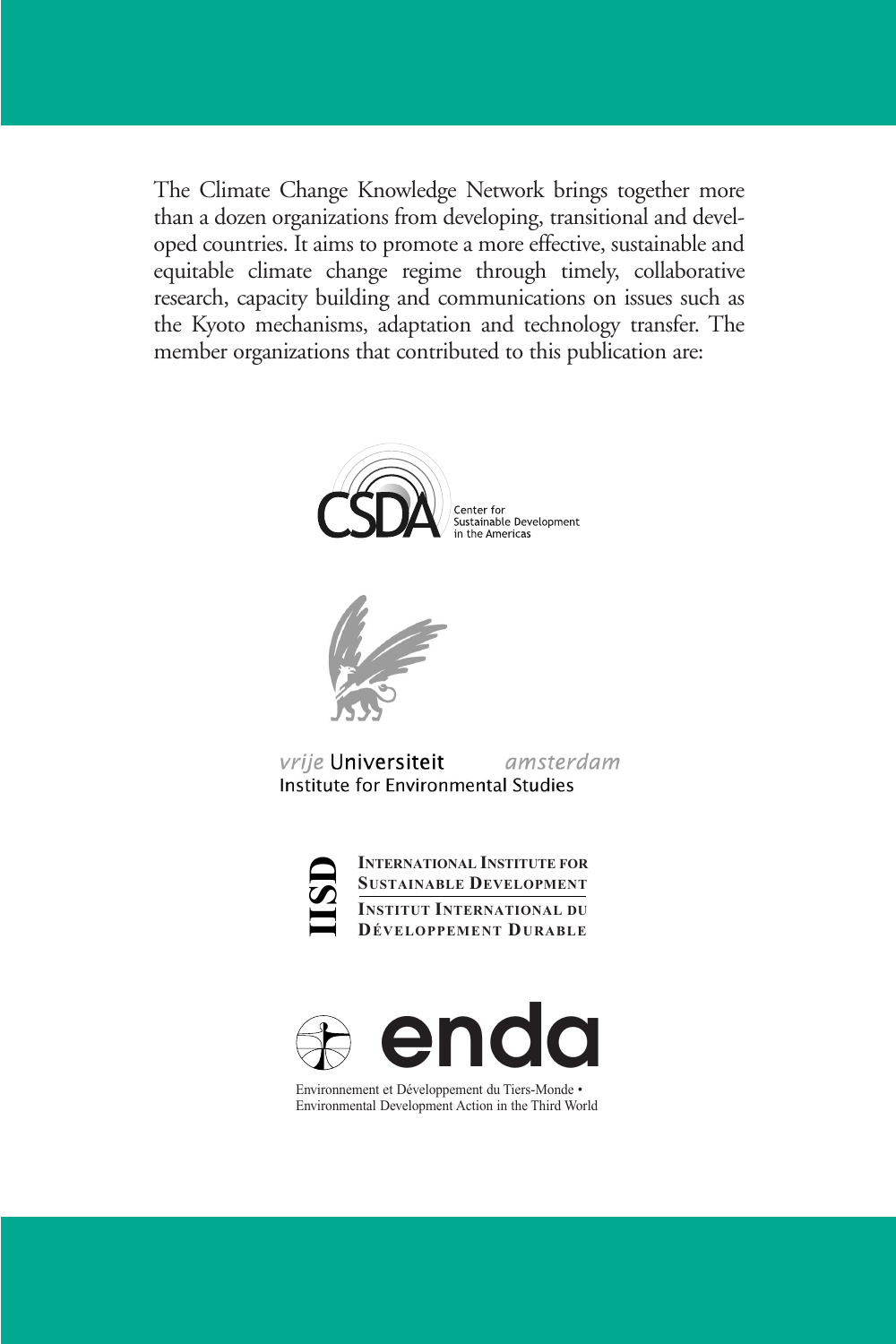The Climate Change Knowledge Network brings together more than a dozen organizations from developing, transitional and developed countries. It aims to promote a more effective, sustainable and equitable climate change regime through timely, collaborative research, capacity building and communications on issues such as the Kyoto mechanisms, adaptation and technology transfer. The member organizations that contributed to this publication are:

CSDA
Center for Sustainable Development in the Americas

vrije Universiteit amsterdam
Institute for Environmental Studies

IISD
INTERNATIONAL INSTITUTE FOR SUSTAINABLE DEVELOPMENT
INSTITUT INTERNATIONAL DU DÉVELOPPEMENT DURABLE

enda
Environnement et Développement du Tiers-Monde • Environmental Development Action in the Third World